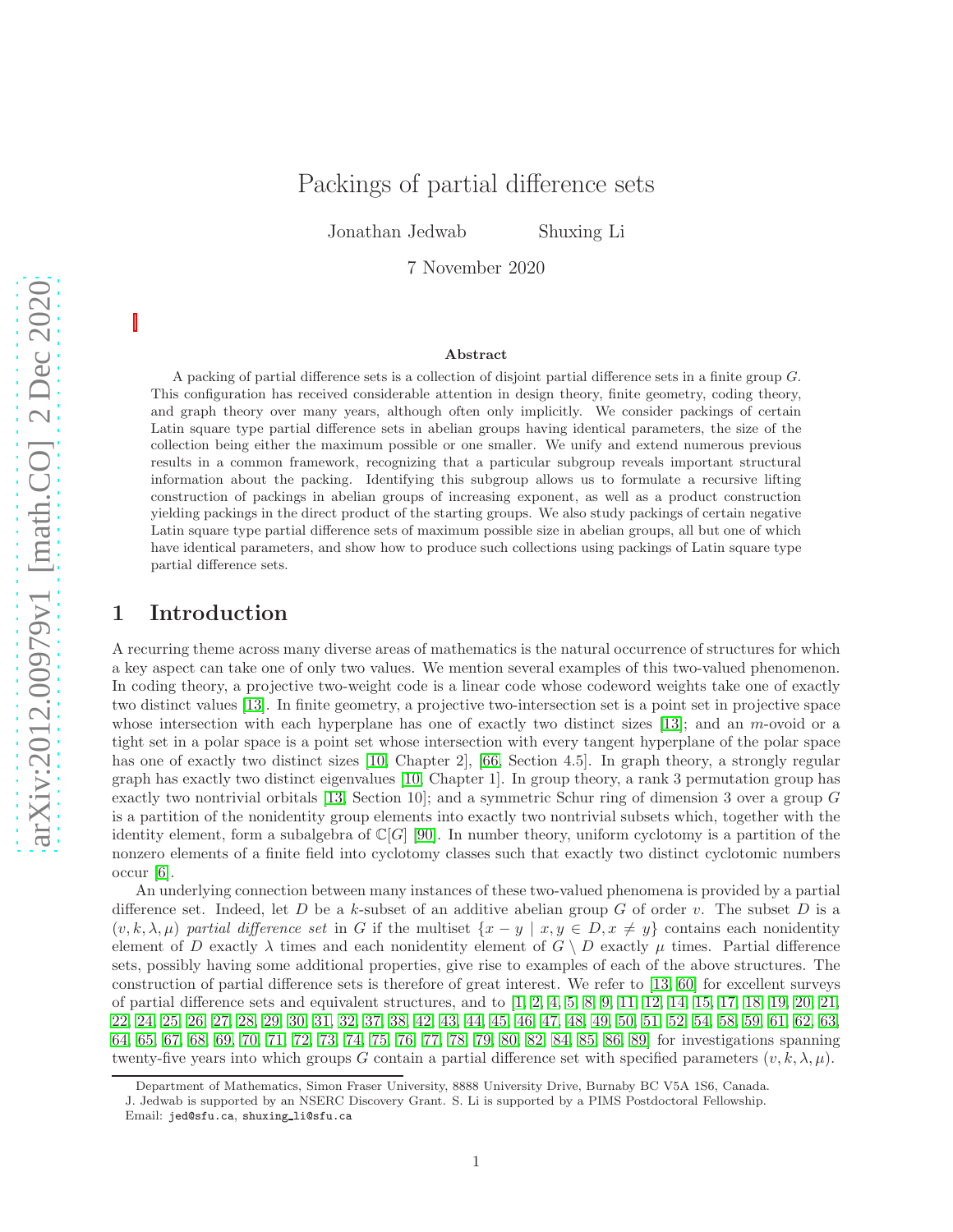# Packings of partial difference sets

Jonathan Jedwab Shuxing Li

7 November 2020

## Abstract

A packing of partial difference sets is a collection of disjoint partial difference sets in a finite group $G$. This configuration has received considerable attention in design theory, finite geometry, coding theory, and graph theory over many years, although often only implicitly. We consider packings of certain Latin square type partial difference sets in abelian groups having identical parameters, the size of the collection being either the maximum possible or one smaller. We unify and extend numerous previous results in a common framework, recognizing that a particular subgroup reveals important structural information about the packing. Identifying this subgroup allows us to formulate a recursive lifting construction of packings in abelian groups of increasing exponent, as well as a product construction yielding packings in the direct product of the starting groups. We also study packings of certain negative Latin square type partial difference sets of maximum possible size in abelian groups, all but one of which have identical parameters, and show how to produce such collections using packings of Latin square type partial difference sets.

## 1 Introduction

A recurring theme across many diverse areas of mathematics is the natural occurrence of structures for which a key aspect can take one of only two values. We mention several examples of this two-valued phenomenon. In coding theory, a projective two-weight code is a linear code whose codeword weights take one of exactly two distinct values [13]. In finite geometry, a projective two-intersection set is a point set in projective space whose intersection with each hyperplane has one of exactly two distinct sizes [13]; and an $m$-ovoid or a tight set in a polar space is a point set whose intersection with every tangent hyperplane of the polar space has one of exactly two distinct sizes [10, Chapter 2], [66, Section 4.5]. In graph theory, a strongly regular graph has exactly two distinct eigenvalues [10, Chapter 1]. In group theory, a rank 3 permutation group has exactly two nontrivial orbitals [13, Section 10]; and a symmetric Schur ring of dimension 3 over a group $G$ is a partition of the nonidentity group elements into exactly two nontrivial subsets which, together with the identity element, form a subalgebra of $\mathbb{C}[G]$ [90]. In number theory, uniform cyclotomy is a partition of the nonzero elements of a finite field into cyclotomy classes such that exactly two distinct cyclotomic numbers occur [6].

An underlying connection between many instances of these two-valued phenomena is provided by a partial difference set. Indeed, let $D$ be a $k$-subset of an additive abelian group $G$ of order $v$. The subset $D$ is a $(v, k, \lambda, \mu)$ *partial difference set* in $G$ if the multiset $\{x - y \mid x, y \in D, x \neq y\}$ contains each nonidentity element of $D$ exactly $\lambda$ times and each nonidentity element of $G \setminus D$ exactly $\mu$ times. Partial difference sets, possibly having some additional properties, give rise to examples of each of the above structures. The construction of partial difference sets is therefore of great interest. We refer to [13, 60] for excellent surveys of partial difference sets and equivalent structures, and to [1, 2, 4, 5, 8, 9, 11, 12, 14, 15, 17, 18, 19, 20, 21, 22, 24, 25, 26, 27, 28, 29, 30, 31, 32, 37, 38, 42, 43, 44, 45, 46, 47, 48, 49, 50, 51, 52, 54, 58, 59, 61, 62, 63, 64, 65, 67, 68, 69, 70, 71, 72, 73, 74, 75, 76, 77, 78, 79, 80, 82, 84, 85, 86, 89] for investigations spanning twenty-five years into which groups $G$ contain a partial difference set with specified parameters $(v, k, \lambda, \mu)$.

Department of Mathematics, Simon Fraser University, 8888 University Drive, Burnaby BC V5A 1S6, Canada.
J. Jedwab is supported by an NSERC Discovery Grant. S. Li is supported by a PIMS Postdoctoral Fellowship.
Email: jed@sfu.ca, shuxing_li@sfu.ca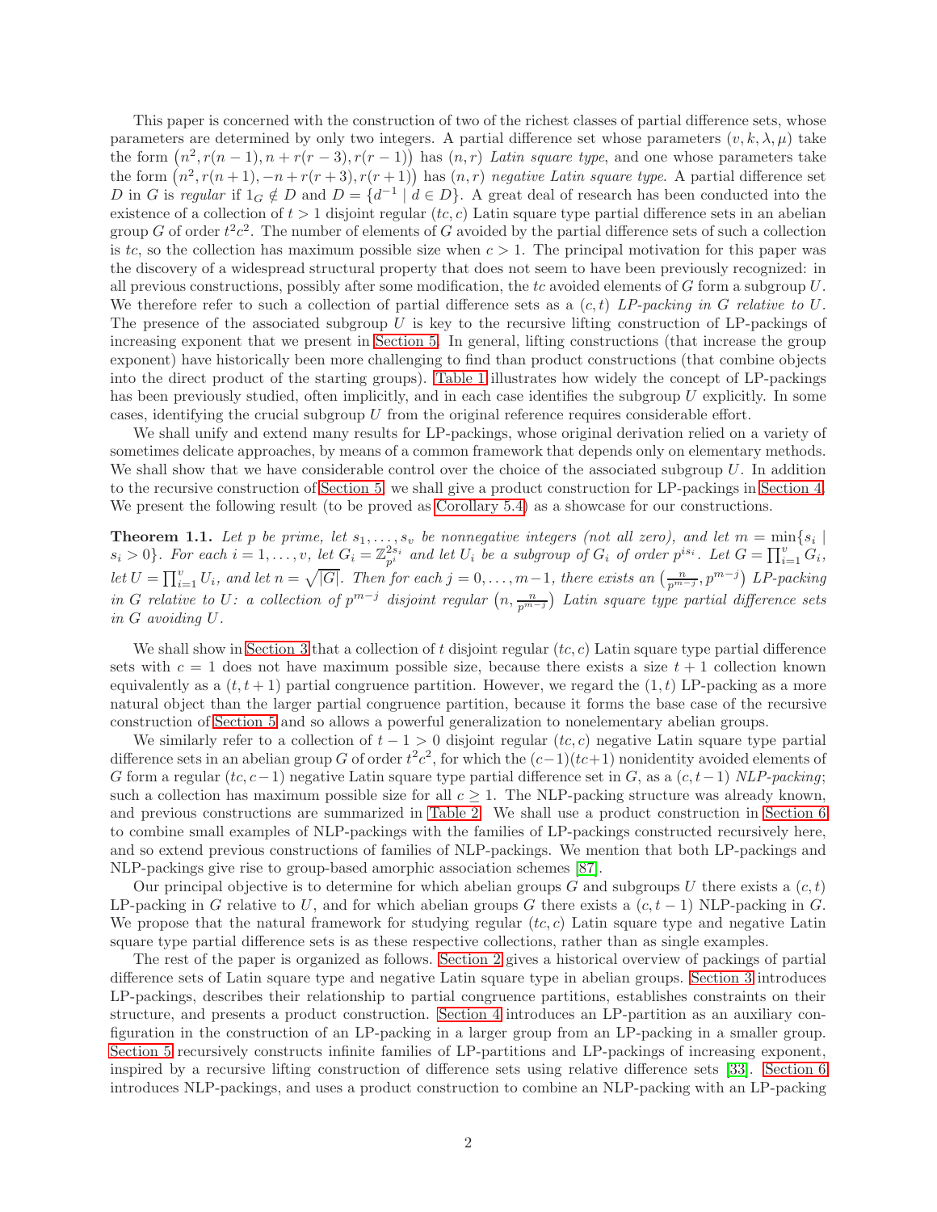This paper is concerned with the construction of two of the richest classes of partial difference sets, whose parameters are determined by only two integers. A partial difference set whose parameters $(v, k, \lambda, \mu)$ take the form $\big(n^2, r(n-1), n+r(r-3), r(r-1)\big)$ has $(n, r)$ *Latin square type*, and one whose parameters take the form $\big(n^2, r(n+1), -n+r(r+3), r(r+1)\big)$ has $(n, r)$ *negative Latin square type*. A partial difference set $D$ in $G$ is *regular* if $1_G \notin D$ and $D = \{d^{-1} \mid d \in D\}$. A great deal of research has been conducted into the existence of a collection of $t > 1$ disjoint regular $(tc, c)$ Latin square type partial difference sets in an abelian group $G$ of order $t^2c^2$. The number of elements of $G$ avoided by the partial difference sets of such a collection is $tc$, so the collection has maximum possible size when $c > 1$. The principal motivation for this paper was the discovery of a widespread structural property that does not seem to have been previously recognized: in all previous constructions, possibly after some modification, the $tc$ avoided elements of $G$ form a subgroup $U$. We therefore refer to such a collection of partial difference sets as a $(c, t)$ *LP-packing in $G$ relative to $U$*. The presence of the associated subgroup $U$ is key to the recursive lifting construction of LP-packings of increasing exponent that we present in Section 5. In general, lifting constructions (that increase the group exponent) have historically been more challenging to find than product constructions (that combine objects into the direct product of the starting groups). Table 1 illustrates how widely the concept of LP-packings has been previously studied, often implicitly, and in each case identifies the subgroup $U$ explicitly. In some cases, identifying the crucial subgroup $U$ from the original reference requires considerable effort.

We shall unify and extend many results for LP-packings, whose original derivation relied on a variety of sometimes delicate approaches, by means of a common framework that depends only on elementary methods. We shall show that we have considerable control over the choice of the associated subgroup $U$. In addition to the recursive construction of Section 5, we shall give a product construction for LP-packings in Section 4. We present the following result (to be proved as Corollary 5.4) as a showcase for our constructions.

**Theorem 1.1.** *Let $p$ be prime, let $s_1, \dots, s_v$ be nonnegative integers (not all zero), and let $m = \min\{s_i \mid s_i > 0\}$. For each $i = 1, \dots, v$, let $G_i = \mathbb{Z}_{p^i}^{2s_i}$ and let $U_i$ be a subgroup of $G_i$ of order $p^{is_i}$. Let $G = \prod_{i=1}^{v} G_i$, let $U = \prod_{i=1}^{v} U_i$, and let $n = \sqrt{|G|}$. Then for each $j = 0, \dots, m-1$, there exists an $\big(\frac{n}{p^{m-j}}, p^{m-j}\big)$ LP-packing in $G$ relative to $U$: a collection of $p^{m-j}$ disjoint regular $\big(n, \frac{n}{p^{m-j}}\big)$ Latin square type partial difference sets in $G$ avoiding $U$.*

We shall show in Section 3 that a collection of $t$ disjoint regular $(tc, c)$ Latin square type partial difference sets with $c = 1$ does not have maximum possible size, because there exists a size $t + 1$ collection known equivalently as a $(t, t + 1)$ partial congruence partition. However, we regard the $(1, t)$ LP-packing as a more natural object than the larger partial congruence partition, because it forms the base case of the recursive construction of Section 5 and so allows a powerful generalization to nonelementary abelian groups.

We similarly refer to a collection of $t - 1 > 0$ disjoint regular $(tc, c)$ negative Latin square type partial difference sets in an abelian group $G$ of order $t^2c^2$, for which the $(c-1)(tc+1)$ nonidentity avoided elements of $G$ form a regular $(tc, c-1)$ negative Latin square type partial difference set in $G$, as a $(c, t-1)$ *NLP-packing*; such a collection has maximum possible size for all $c \geq 1$. The NLP-packing structure was already known, and previous constructions are summarized in Table 2. We shall use a product construction in Section 6 to combine small examples of NLP-packings with the families of LP-packings constructed recursively here, and so extend previous constructions of families of NLP-packings. We mention that both LP-packings and NLP-packings give rise to group-based amorphic association schemes [87].

Our principal objective is to determine for which abelian groups $G$ and subgroups $U$ there exists a $(c, t)$ LP-packing in $G$ relative to $U$, and for which abelian groups $G$ there exists a $(c, t-1)$ NLP-packing in $G$. We propose that the natural framework for studying regular $(tc, c)$ Latin square type and negative Latin square type partial difference sets is as these respective collections, rather than as single examples.

The rest of the paper is organized as follows. Section 2 gives a historical overview of packings of partial difference sets of Latin square type and negative Latin square type in abelian groups. Section 3 introduces LP-packings, describes their relationship to partial congruence partitions, establishes constraints on their structure, and presents a product construction. Section 4 introduces an LP-partition as an auxiliary configuration in the construction of an LP-packing in a larger group from an LP-packing in a smaller group. Section 5 recursively constructs infinite families of LP-partitions and LP-packings of increasing exponent, inspired by a recursive lifting construction of difference sets using relative difference sets [33]. Section 6 introduces NLP-packings, and uses a product construction to combine an NLP-packing with an LP-packing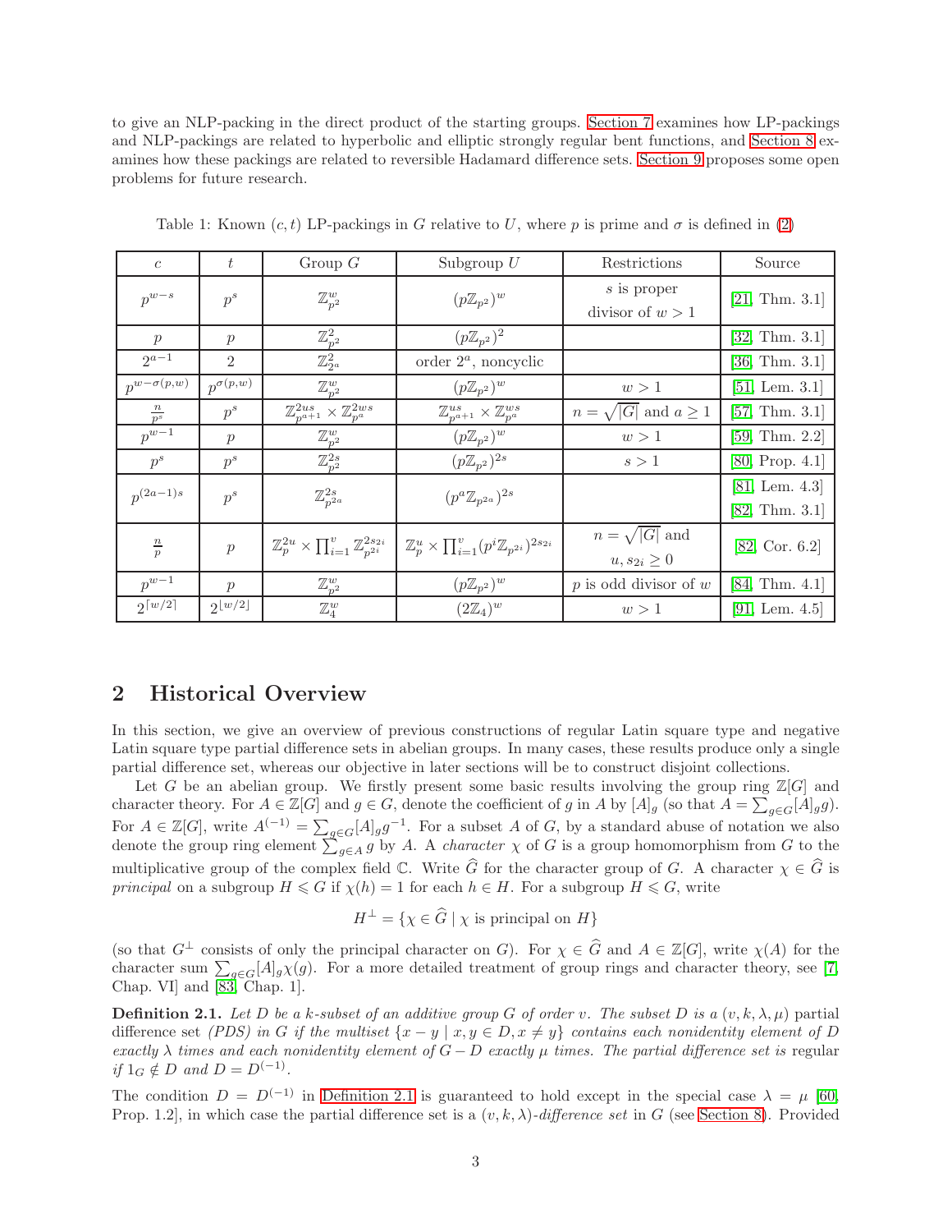to give an NLP-packing in the direct product of the starting groups. Section 7 examines how LP-packings and NLP-packings are related to hyperbolic and elliptic strongly regular bent functions, and Section 8 examines how these packings are related to reversible Hadamard difference sets. Section 9 proposes some open problems for future research.

Table 1: Known $(c, t)$ LP-packings in $G$ relative to $U$, where $p$ is prime and $\sigma$ is defined in (2)

| $c$ | $t$ | Group $G$ | Subgroup $U$ | Restrictions | Source |
|---|---|---|---|---|---|
| $p^{w-s}$ | $p^s$ | $\mathbb{Z}_{p^2}^w$ | $(p\mathbb{Z}_{p^2})^w$ | $s$ is proper divisor of $w > 1$ | [21, Thm. 3.1] |
| $p$ | $p$ | $\mathbb{Z}_{p^2}^2$ | $(p\mathbb{Z}_{p^2})^2$ | | [32, Thm. 3.1] |
| $2^{a-1}$ | $2$ | $\mathbb{Z}_{2^a}^2$ | order $2^a$, noncyclic | | [36, Thm. 3.1] |
| $p^{w-\sigma(p,w)}$ | $p^{\sigma(p,w)}$ | $\mathbb{Z}_{p^2}^w$ | $(p\mathbb{Z}_{p^2})^w$ | $w > 1$ | [51, Lem. 3.1] |
| $\frac{n}{p^s}$ | $p^s$ | $\mathbb{Z}_{p^{a+1}}^{2us} \times \mathbb{Z}_{p^a}^{2ws}$ | $\mathbb{Z}_{p^{a+1}}^{us} \times \mathbb{Z}_{p^a}^{ws}$ | $n = \sqrt{\lvert G\rvert}$ and $a \geq 1$ | [57, Thm. 3.1] |
| $p^{w-1}$ | $p$ | $\mathbb{Z}_{p^2}^w$ | $(p\mathbb{Z}_{p^2})^w$ | $w > 1$ | [59, Thm. 2.2] |
| $p^s$ | $p^s$ | $\mathbb{Z}_{p^2}^{2s}$ | $(p\mathbb{Z}_{p^2})^{2s}$ | $s > 1$ | [80, Prop. 4.1] |
| $p^{(2a-1)s}$ | $p^s$ | $\mathbb{Z}_{p^{2a}}^{2s}$ | $(p^a\mathbb{Z}_{p^{2a}})^{2s}$ | | [81, Lem. 4.3] [82, Thm. 3.1] |
| $\frac{n}{p}$ | $p$ | $\mathbb{Z}_p^{2u} \times \prod_{i=1}^{v} \mathbb{Z}_{p^{2i}}^{2s_{2i}}$ | $\mathbb{Z}_p^u \times \prod_{i=1}^{v}(p^i\mathbb{Z}_{p^{2i}})^{2s_{2i}}$ | $n = \sqrt{\lvert G\rvert}$ and $u, s_{2i} \geq 0$ | [82, Cor. 6.2] |
| $p^{w-1}$ | $p$ | $\mathbb{Z}_{p^2}^w$ | $(p\mathbb{Z}_{p^2})^w$ | $p$ is odd divisor of $w$ | [84, Thm. 4.1] |
| $2^{\lceil w/2\rceil}$ | $2^{\lfloor w/2\rfloor}$ | $\mathbb{Z}_4^w$ | $(2\mathbb{Z}_4)^w$ | $w > 1$ | [91, Lem. 4.5] |

## 2 Historical Overview

In this section, we give an overview of previous constructions of regular Latin square type and negative Latin square type partial difference sets in abelian groups. In many cases, these results produce only a single partial difference set, whereas our objective in later sections will be to construct disjoint collections.

Let $G$ be an abelian group. We firstly present some basic results involving the group ring $\mathbb{Z}[G]$ and character theory. For $A \in \mathbb{Z}[G]$ and $g \in G$, denote the coefficient of $g$ in $A$ by $[A]_g$ (so that $A = \sum_{g\in G}[A]_g g$). For $A \in \mathbb{Z}[G]$, write $A^{(-1)} = \sum_{g\in G}[A]_g g^{-1}$. For a subset $A$ of $G$, by a standard abuse of notation we also denote the group ring element $\sum_{g\in A} g$ by $A$. A *character* $\chi$ of $G$ is a group homomorphism from $G$ to the multiplicative group of the complex field $\mathbb{C}$. Write $\widehat{G}$ for the character group of $G$. A character $\chi \in \widehat{G}$ is *principal* on a subgroup $H \leqslant G$ if $\chi(h) = 1$ for each $h \in H$. For a subgroup $H \leqslant G$, write

$$H^{\perp} = \{\chi \in \widehat{G} \mid \chi \text{ is principal on } H\}$$

(so that $G^{\perp}$ consists of only the principal character on $G$). For $\chi \in \widehat{G}$ and $A \in \mathbb{Z}[G]$, write $\chi(A)$ for the character sum $\sum_{g\in G}[A]_g\chi(g)$. For a more detailed treatment of group rings and character theory, see [7, Chap. VI] and [83, Chap. 1].

**Definition 2.1.** *Let $D$ be a $k$-subset of an additive group $G$ of order $v$. The subset $D$ is a $(v, k, \lambda, \mu)$ partial difference set (PDS) in $G$ if the multiset $\{x - y \mid x, y \in D, x \neq y\}$ contains each nonidentity element of $D$ exactly $\lambda$ times and each nonidentity element of $G - D$ exactly $\mu$ times. The partial difference set is* regular *if $1_G \notin D$ and $D = D^{(-1)}$.*

The condition $D = D^{(-1)}$ in Definition 2.1 is guaranteed to hold except in the special case $\lambda = \mu$ [60, Prop. 1.2], in which case the partial difference set is a $(v, k, \lambda)$-*difference set* in $G$ (see Section 8). Provided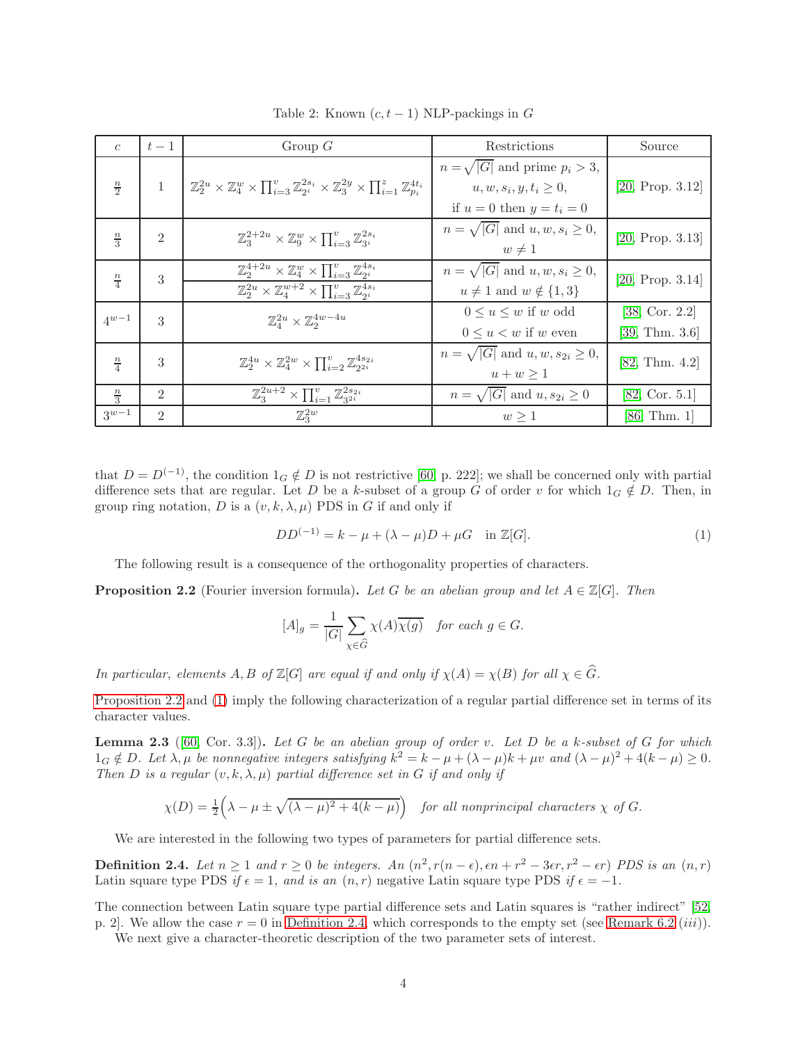Table 2: Known $(c, t-1)$ NLP-packings in $G$

| $c$ | $t-1$ | Group $G$ | Restrictions | Source |
|---|---|---|---|---|
| $\frac{n}{2}$ | 1 | $\mathbb{Z}_2^{2u} \times \mathbb{Z}_4^w \times \prod_{i=3}^{v} \mathbb{Z}_{2^i}^{2s_i} \times \mathbb{Z}_3^{2y} \times \prod_{i=1}^{z} \mathbb{Z}_{p_i}^{4t_i}$ | $n = \sqrt{\lvert G\rvert}$ and prime $p_i > 3$, $u, w, s_i, y, t_i \geq 0$, if $u = 0$ then $y = t_i = 0$ | [20, Prop. 3.12] |
| $\frac{n}{3}$ | 2 | $\mathbb{Z}_3^{2+2u} \times \mathbb{Z}_9^w \times \prod_{i=3}^{v} \mathbb{Z}_{3^i}^{2s_i}$ | $n = \sqrt{\lvert G\rvert}$ and $u, w, s_i \geq 0$, $w \neq 1$ | [20, Prop. 3.13] |
| $\frac{n}{4}$ | 3 | $\mathbb{Z}_2^{4+2u} \times \mathbb{Z}_4^w \times \prod_{i=3}^{v} \mathbb{Z}_{2^i}^{4s_i}$; $\mathbb{Z}_2^{2u} \times \mathbb{Z}_4^{w+2} \times \prod_{i=3}^{v} \mathbb{Z}_{2^i}^{4s_i}$ | $n = \sqrt{\lvert G\rvert}$ and $u, w, s_i \geq 0$, $u \neq 1$ and $w \notin \{1, 3\}$ | [20, Prop. 3.14] |
| $4^{w-1}$ | 3 | $\mathbb{Z}_4^{2u} \times \mathbb{Z}_2^{4w-4u}$ | $0 \leq u \leq w$ if $w$ odd; $0 \leq u < w$ if $w$ even | [38, Cor. 2.2] [39, Thm. 3.6] |
| $\frac{n}{4}$ | 3 | $\mathbb{Z}_2^{4u} \times \mathbb{Z}_4^{2w} \times \prod_{i=2}^{v} \mathbb{Z}_{2^{2i}}^{4s_{2i}}$ | $n = \sqrt{\lvert G\rvert}$ and $u, w, s_{2i} \geq 0$, $u + w \geq 1$ | [82, Thm. 4.2] |
| $\frac{n}{3}$ | 2 | $\mathbb{Z}_3^{2u+2} \times \prod_{i=1}^{v} \mathbb{Z}_{3^{2i}}^{2s_{2i}}$ | $n = \sqrt{\lvert G\rvert}$ and $u, s_{2i} \geq 0$ | [82, Cor. 5.1] |
| $3^{w-1}$ | 2 | $\mathbb{Z}_3^{2w}$ | $w \geq 1$ | [86, Thm. 1] |

that $D = D^{(-1)}$, the condition $1_G \notin D$ is not restrictive [60, p. 222]; we shall be concerned only with partial difference sets that are regular. Let $D$ be a $k$-subset of a group $G$ of order $v$ for which $1_G \notin D$. Then, in group ring notation, $D$ is a $(v, k, \lambda, \mu)$ PDS in $G$ if and only if

$$DD^{(-1)} = k - \mu + (\lambda - \mu)D + \mu G \quad \text{in } \mathbb{Z}[G]. \tag{1}$$

The following result is a consequence of the orthogonality properties of characters.

**Proposition 2.2** (Fourier inversion formula)**.** *Let $G$ be an abelian group and let $A \in \mathbb{Z}[G]$. Then*

$$[A]_g = \frac{1}{|G|} \sum_{\chi \in \widehat{G}} \chi(A)\overline{\chi(g)} \quad \text{for each } g \in G.$$

*In particular, elements $A, B$ of $\mathbb{Z}[G]$ are equal if and only if $\chi(A) = \chi(B)$ for all $\chi \in \widehat{G}$.*

Proposition 2.2 and (1) imply the following characterization of a regular partial difference set in terms of its character values.

**Lemma 2.3** ([60, Cor. 3.3])**.** *Let $G$ be an abelian group of order $v$. Let $D$ be a $k$-subset of $G$ for which $1_G \notin D$. Let $\lambda, \mu$ be nonnegative integers satisfying $k^2 = k - \mu + (\lambda - \mu)k + \mu v$ and $(\lambda - \mu)^2 + 4(k - \mu) \geq 0$. Then $D$ is a regular $(v, k, \lambda, \mu)$ partial difference set in $G$ if and only if*

$$\chi(D) = \tfrac{1}{2}\Big(\lambda - \mu \pm \sqrt{(\lambda - \mu)^2 + 4(k - \mu)}\Big) \quad \text{for all nonprincipal characters } \chi \text{ of } G.$$

We are interested in the following two types of parameters for partial difference sets.

**Definition 2.4.** Let $n \geq 1$ and $r \geq 0$ be integers. An $(n^2, r(n - \epsilon), \epsilon n + r^2 - 3\epsilon r, r^2 - \epsilon r)$ PDS is an $(n, r)$ Latin square type PDS if $\epsilon = 1$, and is an $(n, r)$ negative Latin square type PDS if $\epsilon = -1$.

The connection between Latin square type partial difference sets and Latin squares is "rather indirect" [52, p. 2]. We allow the case $r = 0$ in Definition 2.4, which corresponds to the empty set (see Remark 6.2 $(iii)$).

We next give a character-theoretic description of the two parameter sets of interest.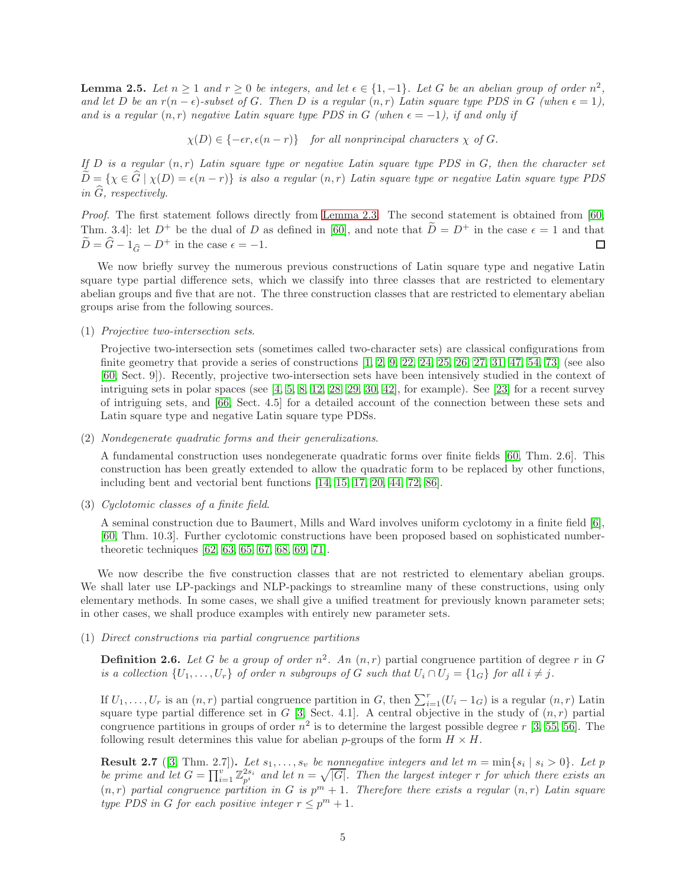**Lemma 2.5.** *Let $n \geq 1$ and $r \geq 0$ be integers, and let $\epsilon \in \{1, -1\}$. Let $G$ be an abelian group of order $n^2$, and let $D$ be an $r(n-\epsilon)$-subset of $G$. Then $D$ is a regular $(n, r)$ Latin square type PDS in $G$ (when $\epsilon = 1$), and is a regular $(n, r)$ negative Latin square type PDS in $G$ (when $\epsilon = -1$), if and only if*

$$\chi(D) \in \{-\epsilon r, \epsilon(n-r)\} \quad \text{for all nonprincipal characters } \chi \text{ of } G.$$

*If $D$ is a regular $(n, r)$ Latin square type or negative Latin square type PDS in $G$, then the character set $\widetilde{D} = \{\chi \in \widehat{G} \mid \chi(D) = \epsilon(n-r)\}$ is also a regular $(n, r)$ Latin square type or negative Latin square type PDS in $\widehat{G}$, respectively.*

*Proof.* The first statement follows directly from Lemma 2.3. The second statement is obtained from [60, Thm. 3.4]: let $D^+$ be the dual of $D$ as defined in [60], and note that $\widetilde{D} = D^+$ in the case $\epsilon = 1$ and that $\widetilde{D} = \widehat{G} - 1_{\widehat{G}} - D^+$ in the case $\epsilon = -1$. □

We now briefly survey the numerous previous constructions of Latin square type and negative Latin square type partial difference sets, which we classify into three classes that are restricted to elementary abelian groups and five that are not. The three construction classes that are restricted to elementary abelian groups arise from the following sources.

(1) *Projective two-intersection sets.*

Projective two-intersection sets (sometimes called two-character sets) are classical configurations from finite geometry that provide a series of constructions [1, 2, 9, 22, 24, 25, 26, 27, 31, 47, 54, 73] (see also [60, Sect. 9]). Recently, projective two-intersection sets have been intensively studied in the context of intriguing sets in polar spaces (see [4, 5, 8, 12, 28, 29, 30, 42], for example). See [23] for a recent survey of intriguing sets, and [66, Sect. 4.5] for a detailed account of the connection between these sets and Latin square type and negative Latin square type PDSs.

(2) *Nondegenerate quadratic forms and their generalizations.*

A fundamental construction uses nondegenerate quadratic forms over finite fields [60, Thm. 2.6]. This construction has been greatly extended to allow the quadratic form to be replaced by other functions, including bent and vectorial bent functions [14, 15, 17, 20, 44, 72, 86].

(3) *Cyclotomic classes of a finite field.*

A seminal construction due to Baumert, Mills and Ward involves uniform cyclotomy in a finite field [6], [60, Thm. 10.3]. Further cyclotomic constructions have been proposed based on sophisticated number-theoretic techniques [62, 63, 65, 67, 68, 69, 71].

We now describe the five construction classes that are not restricted to elementary abelian groups. We shall later use LP-packings and NLP-packings to streamline many of these constructions, using only elementary methods. In some cases, we shall give a unified treatment for previously known parameter sets; in other cases, we shall produce examples with entirely new parameter sets.

(1) *Direct constructions via partial congruence partitions*

**Definition 2.6.** *Let $G$ be a group of order $n^2$. An $(n, r)$* partial congruence partition of degree $r$ *in $G$ is a collection $\{U_1, \dots, U_r\}$ of order $n$ subgroups of $G$ such that $U_i \cap U_j = \{1_G\}$ for all $i \neq j$.*

If $U_1, \dots, U_r$ is an $(n, r)$ partial congruence partition in $G$, then $\sum_{i=1}^{r}(U_i - 1_G)$ is a regular $(n, r)$ Latin square type partial difference set in $G$ [3, Sect. 4.1]. A central objective in the study of $(n, r)$ partial congruence partitions in groups of order $n^2$ is to determine the largest possible degree $r$ [3, 55, 56]. The following result determines this value for abelian $p$-groups of the form $H \times H$.

**Result 2.7** ([3, Thm. 2.7])**.** *Let $s_1, \dots, s_v$ be nonnegative integers and let $m = \min\{s_i \mid s_i > 0\}$. Let $p$ be prime and let $G = \prod_{i=1}^{v} \mathbb{Z}_{p^i}^{2s_i}$ and let $n = \sqrt{|G|}$. Then the largest integer $r$ for which there exists an $(n, r)$ partial congruence partition in $G$ is $p^m + 1$. Therefore there exists a regular $(n, r)$ Latin square type PDS in $G$ for each positive integer $r \leq p^m + 1$.*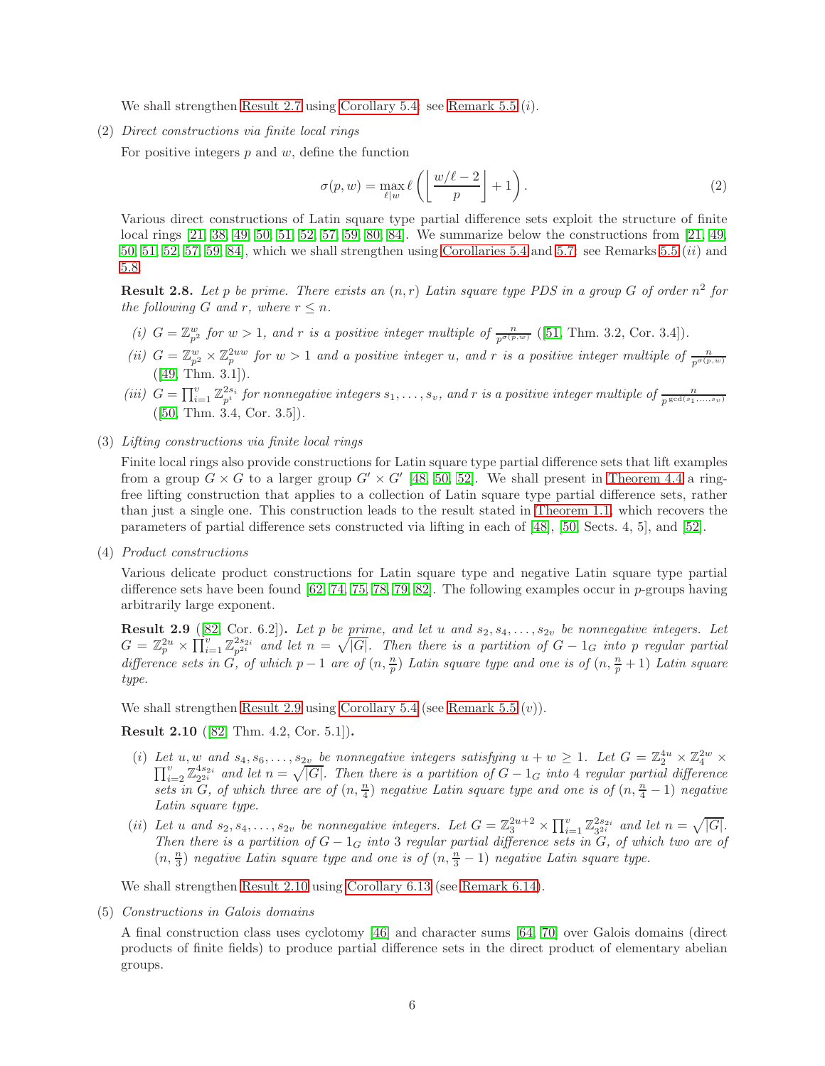We shall strengthen Result 2.7 using Corollary 5.4: see Remark 5.5 (*i*).

(2) *Direct constructions via finite local rings*

For positive integers $p$ and $w$, define the function

$$\sigma(p,w) = \max_{\ell \mid w} \ell \left( \left\lfloor \frac{w/\ell - 2}{p} \right\rfloor + 1 \right). \tag{2}$$

Various direct constructions of Latin square type partial difference sets exploit the structure of finite local rings [21, 38, 49, 50, 51, 52, 57, 59, 80, 84]. We summarize below the constructions from [21, 49, 50, 51, 52, 57, 59, 84], which we shall strengthen using Corollaries 5.4 and 5.7: see Remarks 5.5 (*ii*) and 5.8.

**Result 2.8.** *Let $p$ be prime. There exists an $(n,r)$ Latin square type PDS in a group $G$ of order $n^2$ for the following $G$ and $r$, where $r \le n$.*

*(i) $G = \mathbb{Z}_{p^2}^w$ for $w > 1$, and $r$ is a positive integer multiple of $\frac{n}{p^{\sigma(p,w)}}$* ([51, Thm. 3.2, Cor. 3.4]).

*(ii) $G = \mathbb{Z}_{p^2}^w \times \mathbb{Z}_p^{2uw}$ for $w > 1$ and a positive integer $u$, and $r$ is a positive integer multiple of $\frac{n}{p^{\sigma(p,w)}}$* ([49, Thm. 3.1]).

*(iii) $G = \prod_{i=1}^{v} \mathbb{Z}_{p^i}^{2s_i}$ for nonnegative integers $s_1, \dots, s_v$, and $r$ is a positive integer multiple of $\frac{n}{p^{\gcd(s_1,\dots,s_v)}}$* ([50, Thm. 3.4, Cor. 3.5]).

(3) *Lifting constructions via finite local rings*

Finite local rings also provide constructions for Latin square type partial difference sets that lift examples from a group $G \times G$ to a larger group $G' \times G'$ [48, 50, 52]. We shall present in Theorem 4.4 a ring-free lifting construction that applies to a collection of Latin square type partial difference sets, rather than just a single one. This construction leads to the result stated in Theorem 1.1, which recovers the parameters of partial difference sets constructed via lifting in each of [48], [50, Sects. 4, 5], and [52].

(4) *Product constructions*

Various delicate product constructions for Latin square type and negative Latin square type partial difference sets have been found [62, 74, 75, 78, 79, 82]. The following examples occur in $p$-groups having arbitrarily large exponent.

**Result 2.9** ([82, Cor. 6.2])**.** *Let $p$ be prime, and let $u$ and $s_2, s_4, \dots, s_{2v}$ be nonnegative integers. Let $G = \mathbb{Z}_p^{2u} \times \prod_{i=1}^{v} \mathbb{Z}_{p^{2i}}^{2s_{2i}}$ and let $n = \sqrt{|G|}$. Then there is a partition of $G - 1_G$ into $p$ regular partial difference sets in $G$, of which $p-1$ are of $(n, \frac{n}{p})$ Latin square type and one is of $(n, \frac{n}{p}+1)$ Latin square type.*

We shall strengthen Result 2.9 using Corollary 5.4 (see Remark 5.5 (*v*)).

**Result 2.10** ([82, Thm. 4.2, Cor. 5.1])**.**

*(i) Let $u, w$ and $s_4, s_6, \dots, s_{2v}$ be nonnegative integers satisfying $u + w \ge 1$. Let $G = \mathbb{Z}_2^{4u} \times \mathbb{Z}_4^{2w} \times \prod_{i=2}^{v} \mathbb{Z}_{2^{2i}}^{4s_{2i}}$ and let $n = \sqrt{|G|}$. Then there is a partition of $G - 1_G$ into 4 regular partial difference sets in $G$, of which three are of $(n, \frac{n}{4})$ negative Latin square type and one is of $(n, \frac{n}{4} - 1)$ negative Latin square type.*

*(ii) Let $u$ and $s_2, s_4, \dots, s_{2v}$ be nonnegative integers. Let $G = \mathbb{Z}_3^{2u+2} \times \prod_{i=1}^{v} \mathbb{Z}_{3^{2i}}^{2s_{2i}}$ and let $n = \sqrt{|G|}$. Then there is a partition of $G - 1_G$ into 3 regular partial difference sets in $G$, of which two are of $(n, \frac{n}{3})$ negative Latin square type and one is of $(n, \frac{n}{3} - 1)$ negative Latin square type.*

We shall strengthen Result 2.10 using Corollary 6.13 (see Remark 6.14).

(5) *Constructions in Galois domains*

A final construction class uses cyclotomy [46] and character sums [64, 70] over Galois domains (direct products of finite fields) to produce partial difference sets in the direct product of elementary abelian groups.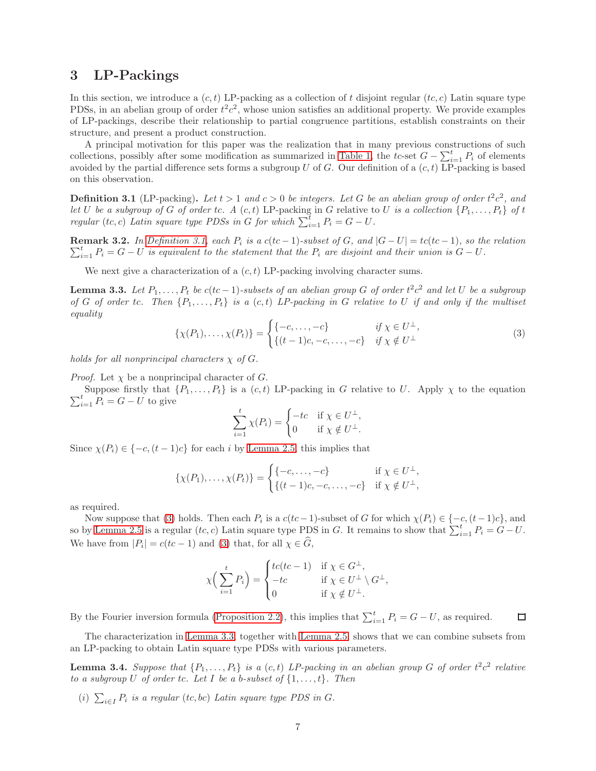# 3 LP-Packings

In this section, we introduce a $(c,t)$ LP-packing as a collection of $t$ disjoint regular $(tc,c)$ Latin square type PDSs, in an abelian group of order $t^2c^2$, whose union satisfies an additional property. We provide examples of LP-packings, describe their relationship to partial congruence partitions, establish constraints on their structure, and present a product construction.

A principal motivation for this paper was the realization that in many previous constructions of such collections, possibly after some modification as summarized in Table 1, the $tc$-set $G - \sum_{i=1}^t P_i$ of elements avoided by the partial difference sets forms a subgroup $U$ of $G$. Our definition of a $(c,t)$ LP-packing is based on this observation.

**Definition 3.1** (LP-packing)**.** *Let $t > 1$ and $c > 0$ be integers. Let $G$ be an abelian group of order $t^2c^2$, and let $U$ be a subgroup of $G$ of order $tc$. A $(c,t)$ LP-packing in $G$ relative to $U$ is a collection $\{P_1, \dots, P_t\}$ of $t$ regular $(tc,c)$ Latin square type PDSs in $G$ for which $\sum_{i=1}^t P_i = G - U$.*

**Remark 3.2.** *In Definition 3.1, each $P_i$ is a $c(tc-1)$-subset of $G$, and $|G - U| = tc(tc-1)$, so the relation $\sum_{i=1}^t P_i = G - U$ is equivalent to the statement that the $P_i$ are disjoint and their union is $G - U$.*

We next give a characterization of a $(c,t)$ LP-packing involving character sums.

**Lemma 3.3.** *Let $P_1, \dots, P_t$ be $c(tc-1)$-subsets of an abelian group $G$ of order $t^2c^2$ and let $U$ be a subgroup of $G$ of order $tc$. Then $\{P_1, \dots, P_t\}$ is a $(c,t)$ LP-packing in $G$ relative to $U$ if and only if the multiset equality*

$$\{\chi(P_1), \dots, \chi(P_t)\} = \begin{cases} \{-c, \dots, -c\} & \text{if } \chi \in U^\perp, \\ \{(t-1)c, -c, \dots, -c\} & \text{if } \chi \notin U^\perp \end{cases} \tag{3}$$

*holds for all nonprincipal characters $\chi$ of $G$.*

*Proof.* Let $\chi$ be a nonprincipal character of $G$.

Suppose firstly that $\{P_1, \dots, P_t\}$ is a $(c,t)$ LP-packing in $G$ relative to $U$. Apply $\chi$ to the equation $\sum_{i=1}^t P_i = G - U$ to give

$$\sum_{i=1}^t \chi(P_i) = \begin{cases} -tc & \text{if } \chi \in U^\perp, \\ 0 & \text{if } \chi \notin U^\perp. \end{cases}$$

Since $\chi(P_i) \in \{-c, (t-1)c\}$ for each $i$ by Lemma 2.5, this implies that

$$\{\chi(P_1), \dots, \chi(P_t)\} = \begin{cases} \{-c, \dots, -c\} & \text{if } \chi \in U^\perp, \\ \{(t-1)c, -c, \dots, -c\} & \text{if } \chi \notin U^\perp, \end{cases}$$

as required.

Now suppose that (3) holds. Then each $P_i$ is a $c(tc-1)$-subset of $G$ for which $\chi(P_i) \in \{-c, (t-1)c\}$, and so by Lemma 2.5 is a regular $(tc,c)$ Latin square type PDS in $G$. It remains to show that $\sum_{i=1}^t P_i = G - U$. We have from $|P_i| = c(tc-1)$ and (3) that, for all $\chi \in \widehat{G}$,

$$\chi\Big(\sum_{i=1}^t P_i\Big) = \begin{cases} tc(tc-1) & \text{if } \chi \in G^\perp, \\ -tc & \text{if } \chi \in U^\perp \setminus G^\perp, \\ 0 & \text{if } \chi \notin U^\perp. \end{cases}$$

By the Fourier inversion formula (Proposition 2.2), this implies that $\sum_{i=1}^t P_i = G - U$, as required. ☐

The characterization in Lemma 3.3 together with Lemma 2.5 shows that we can combine subsets from an LP-packing to obtain Latin square type PDSs with various parameters.

**Lemma 3.4.** *Suppose that $\{P_1, \dots, P_t\}$ is a $(c,t)$ LP-packing in an abelian group $G$ of order $t^2c^2$ relative to a subgroup $U$ of order $tc$. Let $I$ be a $b$-subset of $\{1, \dots, t\}$. Then*

*(i) $\sum_{i \in I} P_i$ is a regular $(tc, bc)$ Latin square type PDS in $G$.*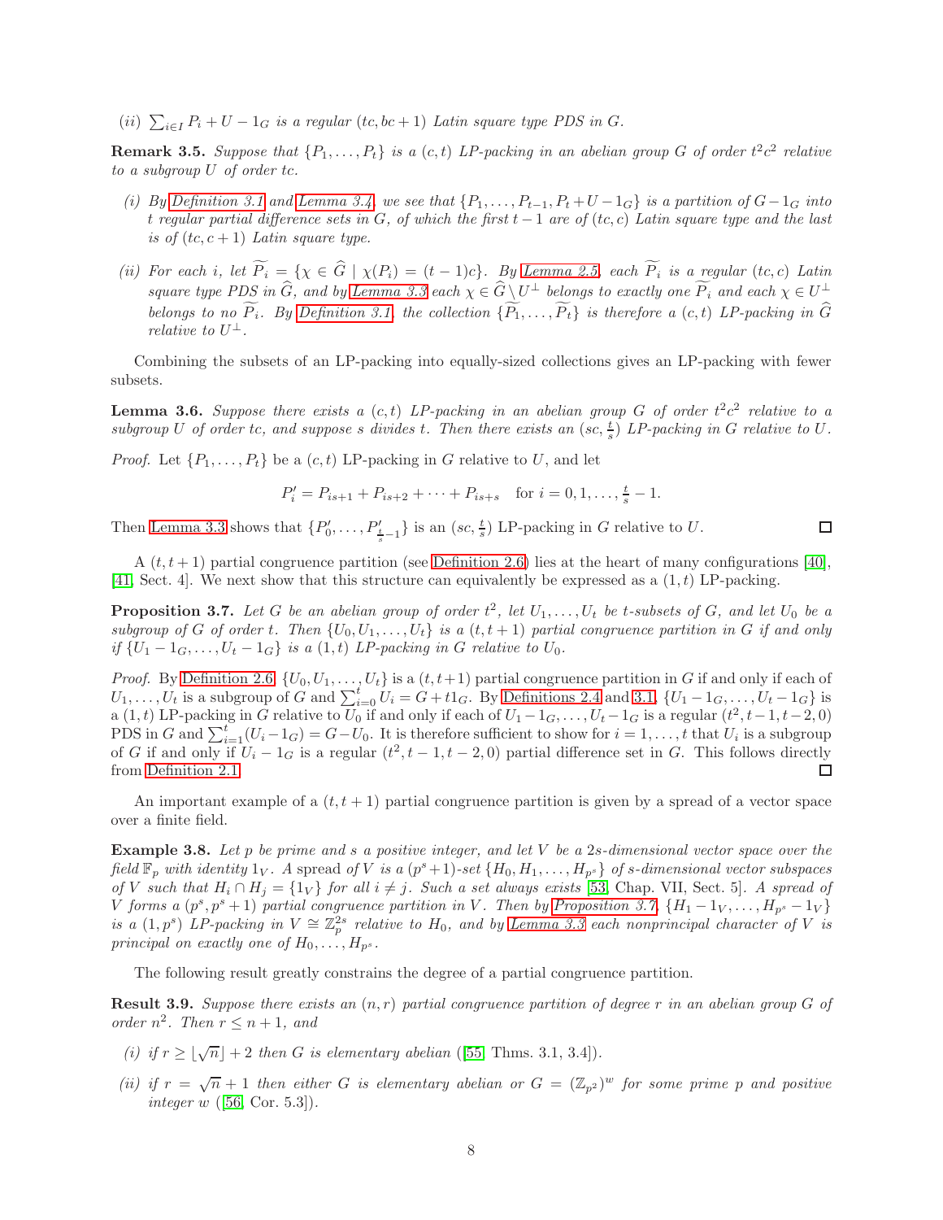*(ii)* $\sum_{i \in I} P_i + U - 1_G$ *is a regular* $(tc, bc+1)$ *Latin square type PDS in* $G$.

**Remark 3.5.** *Suppose that* $\{P_1, \dots, P_t\}$ *is a* $(c,t)$ *LP-packing in an abelian group* $G$ *of order* $t^2c^2$ *relative to a subgroup* $U$ *of order* $tc$.

*(i) By Definition 3.1 and Lemma 3.4, we see that* $\{P_1, \dots, P_{t-1}, P_t + U - 1_G\}$ *is a partition of* $G - 1_G$ *into* $t$ *regular partial difference sets in* $G$*, of which the first* $t-1$ *are of* $(tc, c)$ *Latin square type and the last is of* $(tc, c+1)$ *Latin square type.*

*(ii) For each* $i$*, let* $\widetilde{P_i} = \{\chi \in \widehat{G} \mid \chi(P_i) = (t-1)c\}$*. By Lemma 2.5, each* $\widetilde{P_i}$ *is a regular* $(tc, c)$ *Latin square type PDS in* $\widehat{G}$*, and by Lemma 3.3 each* $\chi \in \widehat{G} \setminus U^\perp$ *belongs to exactly one* $\widetilde{P_i}$ *and each* $\chi \in U^\perp$ *belongs to no* $\widetilde{P_i}$*. By Definition 3.1, the collection* $\{\widetilde{P_1}, \dots, \widetilde{P_t}\}$ *is therefore a* $(c,t)$ *LP-packing in* $\widehat{G}$ *relative to* $U^\perp$.

Combining the subsets of an LP-packing into equally-sized collections gives an LP-packing with fewer subsets.

**Lemma 3.6.** *Suppose there exists a* $(c,t)$ *LP-packing in an abelian group* $G$ *of order* $t^2c^2$ *relative to a subgroup* $U$ *of order* $tc$*, and suppose* $s$ *divides* $t$*. Then there exists an* $(sc, \frac{t}{s})$ *LP-packing in* $G$ *relative to* $U$.

*Proof.* Let $\{P_1, \dots, P_t\}$ be a $(c,t)$ LP-packing in $G$ relative to $U$, and let

$$P'_i = P_{is+1} + P_{is+2} + \cdots + P_{is+s} \quad \text{for } i = 0, 1, \dots, \tfrac{t}{s} - 1.$$

Then Lemma 3.3 shows that $\{P'_0, \dots, P'_{\frac{t}{s}-1}\}$ is an $(sc, \frac{t}{s})$ LP-packing in $G$ relative to $U$. □

A $(t, t+1)$ partial congruence partition (see Definition 2.6) lies at the heart of many configurations [40], [41, Sect. 4]. We next show that this structure can equivalently be expressed as a $(1,t)$ LP-packing.

**Proposition 3.7.** *Let* $G$ *be an abelian group of order* $t^2$*, let* $U_1, \dots, U_t$ *be* $t$*-subsets of* $G$*, and let* $U_0$ *be a subgroup of* $G$ *of order* $t$*. Then* $\{U_0, U_1, \dots, U_t\}$ *is a* $(t, t+1)$ *partial congruence partition in* $G$ *if and only if* $\{U_1 - 1_G, \dots, U_t - 1_G\}$ *is a* $(1,t)$ *LP-packing in* $G$ *relative to* $U_0$.

*Proof.* By Definition 2.6, $\{U_0, U_1, \dots, U_t\}$ is a $(t, t+1)$ partial congruence partition in $G$ if and only if each of $U_1, \dots, U_t$ is a subgroup of $G$ and $\sum_{i=0}^{t} U_i = G + t1_G$. By Definitions 2.4 and 3.1, $\{U_1 - 1_G, \dots, U_t - 1_G\}$ is a $(1,t)$ LP-packing in $G$ relative to $U_0$ if and only if each of $U_1 - 1_G, \dots, U_t - 1_G$ is a regular $(t^2, t-1, t-2, 0)$ PDS in $G$ and $\sum_{i=1}^{t}(U_i - 1_G) = G - U_0$. It is therefore sufficient to show for $i = 1, \dots, t$ that $U_i$ is a subgroup of $G$ if and only if $U_i - 1_G$ is a regular $(t^2, t-1, t-2, 0)$ partial difference set in $G$. This follows directly from Definition 2.1. □

An important example of a $(t, t+1)$ partial congruence partition is given by a spread of a vector space over a finite field.

**Example 3.8.** *Let* $p$ *be prime and* $s$ *a positive integer, and let* $V$ *be a* $2s$*-dimensional vector space over the field* $\mathbb{F}_p$ *with identity* $1_V$*. A spread of* $V$ *is a* $(p^s+1)$*-set* $\{H_0, H_1, \dots, H_{p^s}\}$ *of* $s$*-dimensional vector subspaces of* $V$ *such that* $H_i \cap H_j = \{1_V\}$ *for all* $i \neq j$*. Such a set always exists* [53, Chap. VII, Sect. 5]*. A spread of* $V$ *forms a* $(p^s, p^s+1)$ *partial congruence partition in* $V$*. Then by Proposition 3.7,* $\{H_1 - 1_V, \dots, H_{p^s} - 1_V\}$ *is a* $(1, p^s)$ *LP-packing in* $V \cong \mathbb{Z}_p^{2s}$ *relative to* $H_0$*, and by Lemma 3.3 each nonprincipal character of* $V$ *is principal on exactly one of* $H_0, \dots, H_{p^s}$.

The following result greatly constrains the degree of a partial congruence partition.

**Result 3.9.** *Suppose there exists an* $(n,r)$ *partial congruence partition of degree* $r$ *in an abelian group* $G$ *of order* $n^2$*. Then* $r \le n+1$*, and*

*(i) if* $r \ge \lfloor \sqrt{n} \rfloor + 2$ *then* $G$ *is elementary abelian* ([55, Thms. 3.1, 3.4]).

*(ii) if* $r = \sqrt{n} + 1$ *then either* $G$ *is elementary abelian or* $G = (\mathbb{Z}_{p^2})^w$ *for some prime* $p$ *and positive integer* $w$ ([56, Cor. 5.3]).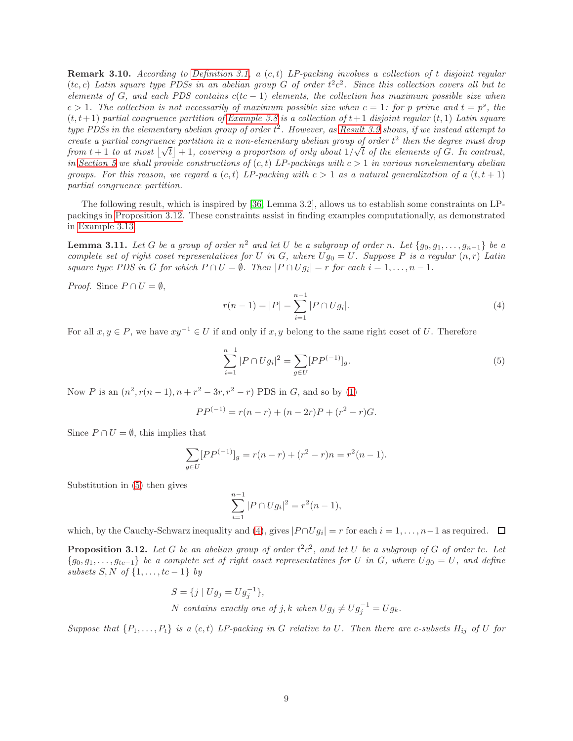**Remark 3.10.** *According to Definition 3.1, a $(c,t)$ LP-packing involves a collection of $t$ disjoint regular $(tc,c)$ Latin square type PDSs in an abelian group $G$ of order $t^2c^2$. Since this collection covers all but $tc$ elements of $G$, and each PDS contains $c(tc-1)$ elements, the collection has maximum possible size when $c>1$. The collection is not necessarily of maximum possible size when $c=1$: for $p$ prime and $t=p^s$, the $(t,t+1)$ partial congruence partition of Example 3.8 is a collection of $t+1$ disjoint regular $(t,1)$ Latin square type PDSs in the elementary abelian group of order $t^2$. However, as Result 3.9 shows, if we instead attempt to create a partial congruence partition in a non-elementary abelian group of order $t^2$ then the degree must drop from $t+1$ to at most $\lfloor\sqrt{t}\rfloor+1$, covering a proportion of only about $1/\sqrt{t}$ of the elements of $G$. In contrast, in Section 5 we shall provide constructions of $(c,t)$ LP-packings with $c>1$ in various nonelementary abelian groups. For this reason, we regard a $(c,t)$ LP-packing with $c>1$ as a natural generalization of a $(t,t+1)$ partial congruence partition.*

The following result, which is inspired by [36, Lemma 3.2], allows us to establish some constraints on LP-packings in Proposition 3.12. These constraints assist in finding examples computationally, as demonstrated in Example 3.13.

**Lemma 3.11.** *Let $G$ be a group of order $n^2$ and let $U$ be a subgroup of order $n$. Let $\{g_0,g_1,\dots,g_{n-1}\}$ be a complete set of right coset representatives for $U$ in $G$, where $Ug_0=U$. Suppose $P$ is a regular $(n,r)$ Latin square type PDS in $G$ for which $P\cap U=\emptyset$. Then $|P\cap Ug_i|=r$ for each $i=1,\dots,n-1$.*

*Proof.* Since $P\cap U=\emptyset$,

$$r(n-1)=|P|=\sum_{i=1}^{n-1}|P\cap Ug_i|. \tag{4}$$

For all $x,y\in P$, we have $xy^{-1}\in U$ if and only if $x,y$ belong to the same right coset of $U$. Therefore

$$\sum_{i=1}^{n-1}|P\cap Ug_i|^2=\sum_{g\in U}[PP^{(-1)}]_g. \tag{5}$$

Now $P$ is an $(n^2,r(n-1),n+r^2-3r,r^2-r)$ PDS in $G$, and so by (1)

$$PP^{(-1)}=r(n-r)+(n-2r)P+(r^2-r)G.$$

Since $P\cap U=\emptyset$, this implies that

$$\sum_{g\in U}[PP^{(-1)}]_g=r(n-r)+(r^2-r)n=r^2(n-1).$$

Substitution in (5) then gives

$$\sum_{i=1}^{n-1}|P\cap Ug_i|^2=r^2(n-1),$$

which, by the Cauchy-Schwarz inequality and (4), gives $|P\cap Ug_i|=r$ for each $i=1,\dots,n-1$ as required. □

**Proposition 3.12.** *Let $G$ be an abelian group of order $t^2c^2$, and let $U$ be a subgroup of $G$ of order $tc$. Let $\{g_0,g_1,\dots,g_{tc-1}\}$ be a complete set of right coset representatives for $U$ in $G$, where $Ug_0=U$, and define subsets $S,N$ of $\{1,\dots,tc-1\}$ by*

$$S=\{j\mid Ug_j=Ug_j^{-1}\},$$
$$N \text{ contains exactly one of } j,k \text{ when } Ug_j\neq Ug_j^{-1}=Ug_k.$$

*Suppose that $\{P_1,\dots,P_t\}$ is a $(c,t)$ LP-packing in $G$ relative to $U$. Then there are $c$-subsets $H_{ij}$ of $U$ for*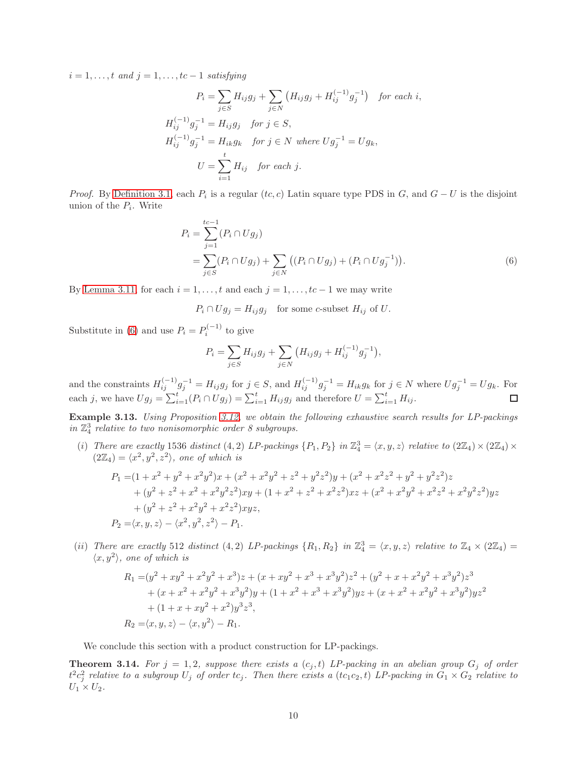*$i = 1, \dots, t$ and $j = 1, \dots, tc-1$ satisfying*

$$\begin{aligned}
P_i &= \sum_{j \in S} H_{ij} g_j + \sum_{j \in N} \left( H_{ij} g_j + H_{ij}^{(-1)} g_j^{-1} \right) \quad \text{for each } i, \\
H_{ij}^{(-1)} g_j^{-1} &= H_{ij} g_j \quad \text{for } j \in S, \\
H_{ij}^{(-1)} g_j^{-1} &= H_{ik} g_k \quad \text{for } j \in N \text{ where } U g_j^{-1} = U g_k, \\
U &= \sum_{i=1}^{t} H_{ij} \quad \text{for each } j.
\end{aligned}$$

*Proof.* By Definition 3.1, each $P_i$ is a regular $(tc, c)$ Latin square type PDS in $G$, and $G - U$ is the disjoint union of the $P_i$. Write

$$\begin{aligned}
P_i &= \sum_{j=1}^{tc-1} (P_i \cap U g_j) \\
&= \sum_{j \in S} (P_i \cap U g_j) + \sum_{j \in N} \left( (P_i \cap U g_j) + (P_i \cap U g_j^{-1}) \right).
\end{aligned} \tag{6}$$

By Lemma 3.11, for each $i = 1, \dots, t$ and each $j = 1, \dots, tc-1$ we may write

$$P_i \cap U g_j = H_{ij} g_j \quad \text{for some } c\text{-subset } H_{ij} \text{ of } U.$$

Substitute in (6) and use $P_i = P_i^{(-1)}$ to give

$$P_i = \sum_{j \in S} H_{ij} g_j + \sum_{j \in N} \left( H_{ij} g_j + H_{ij}^{(-1)} g_j^{-1} \right),$$

and the constraints $H_{ij}^{(-1)} g_j^{-1} = H_{ij} g_j$ for $j \in S$, and $H_{ij}^{(-1)} g_j^{-1} = H_{ik} g_k$ for $j \in N$ where $U g_j^{-1} = U g_k$. For each $j$, we have $U g_j = \sum_{i=1}^{t} (P_i \cap U g_j) = \sum_{i=1}^{t} H_{ij} g_j$ and therefore $U = \sum_{i=1}^{t} H_{ij}$. $\square$

**Example 3.13.** *Using Proposition 3.12, we obtain the following exhaustive search results for LP-packings in $\mathbb{Z}_4^3$ relative to two nonisomorphic order 8 subgroups.*

*(i) There are exactly* 1536 *distinct $(4, 2)$ LP-packings $\{P_1, P_2\}$ in $\mathbb{Z}_4^3 = \langle x, y, z \rangle$ relative to $(2\mathbb{Z}_4) \times (2\mathbb{Z}_4) \times (2\mathbb{Z}_4) = \langle x^2, y^2, z^2 \rangle$, one of which is*

$$\begin{aligned}
P_1 =& (1 + x^2 + y^2 + x^2y^2)x + (x^2 + x^2y^2 + z^2 + y^2z^2)y + (x^2 + x^2z^2 + y^2 + y^2z^2)z \\
&+ (y^2 + z^2 + x^2 + x^2y^2z^2)xy + (1 + x^2 + z^2 + x^2z^2)xz + (x^2 + x^2y^2 + x^2z^2 + x^2y^2z^2)yz \\
&+ (y^2 + z^2 + x^2y^2 + x^2z^2)xyz, \\
P_2 =& \langle x, y, z \rangle - \langle x^2, y^2, z^2 \rangle - P_1.
\end{aligned}$$

*(ii) There are exactly* 512 *distinct $(4, 2)$ LP-packings $\{R_1, R_2\}$ in $\mathbb{Z}_4^3 = \langle x, y, z \rangle$ relative to $\mathbb{Z}_4 \times (2\mathbb{Z}_4) = \langle x, y^2 \rangle$, one of which is*

$$\begin{aligned}
R_1 =& (y^2 + xy^2 + x^2y^2 + x^3)z + (x + xy^2 + x^3 + x^3y^2)z^2 + (y^2 + x + x^2y^2 + x^3y^2)z^3 \\
&+ (x + x^2 + x^2y^2 + x^3y^2)y + (1 + x^2 + x^3 + x^3y^2)yz + (x + x^2 + x^2y^2 + x^3y^2)yz^2 \\
&+ (1 + x + xy^2 + x^2)y^3z^3, \\
R_2 =& \langle x, y, z \rangle - \langle x, y^2 \rangle - R_1.
\end{aligned}$$

We conclude this section with a product construction for LP-packings.

**Theorem 3.14.** *For $j = 1, 2$, suppose there exists a $(c_j, t)$ LP-packing in an abelian group $G_j$ of order $t^2c_j^2$ relative to a subgroup $U_j$ of order $tc_j$. Then there exists a $(tc_1c_2, t)$ LP-packing in $G_1 \times G_2$ relative to $U_1 \times U_2$.*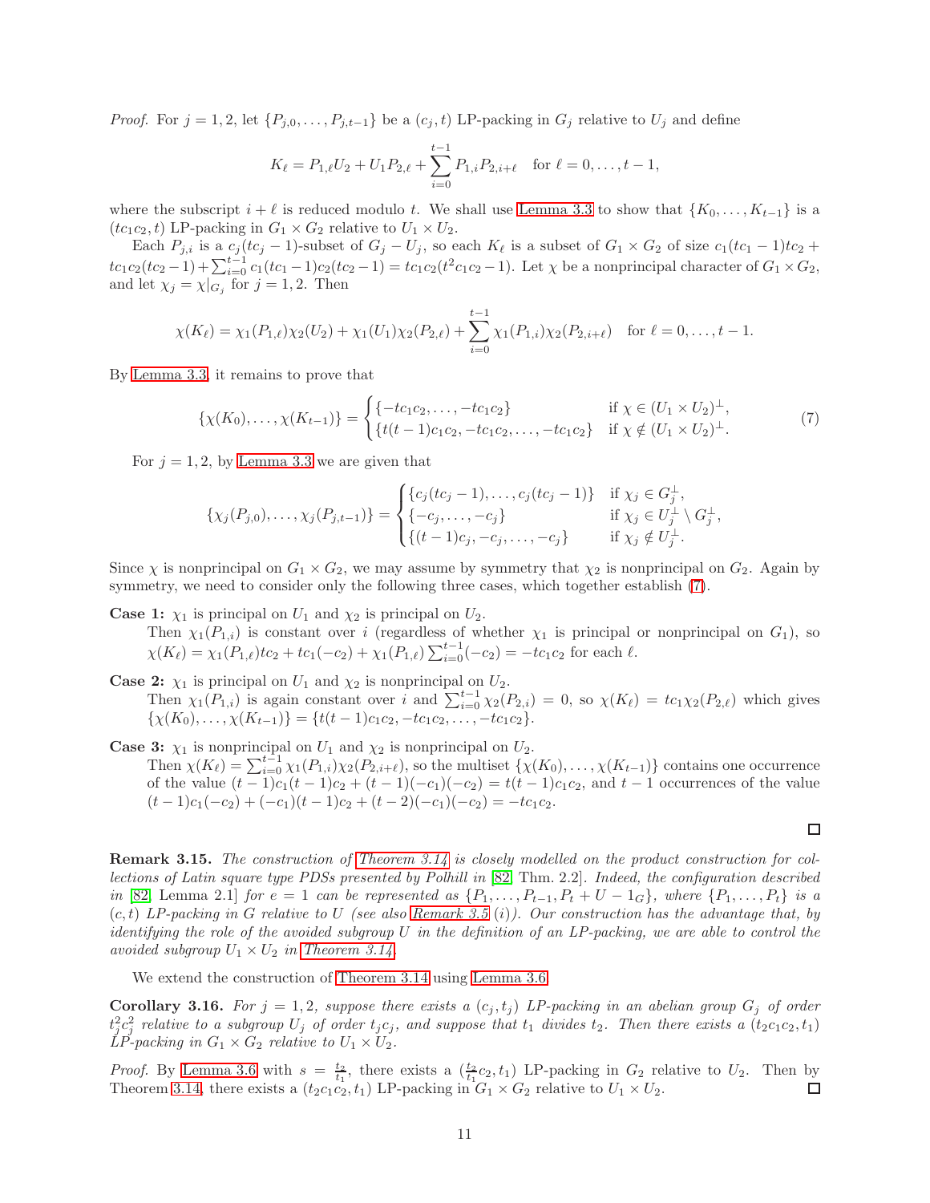*Proof.* For $j = 1, 2$, let $\{P_{j,0}, \ldots, P_{j,t-1}\}$ be a $(c_j, t)$ LP-packing in $G_j$ relative to $U_j$ and define

$$K_\ell = P_{1,\ell}U_2 + U_1 P_{2,\ell} + \sum_{i=0}^{t-1} P_{1,i}P_{2,i+\ell} \quad \text{for } \ell = 0, \ldots, t-1,$$

where the subscript $i + \ell$ is reduced modulo $t$. We shall use Lemma 3.3 to show that $\{K_0, \ldots, K_{t-1}\}$ is a $(tc_1c_2, t)$ LP-packing in $G_1 \times G_2$ relative to $U_1 \times U_2$.

Each $P_{j,i}$ is a $c_j(tc_j - 1)$-subset of $G_j - U_j$, so each $K_\ell$ is a subset of $G_1 \times G_2$ of size $c_1(tc_1 - 1)tc_2 + tc_1c_2(tc_2 - 1) + \sum_{i=0}^{t-1} c_1(tc_1 - 1)c_2(tc_2 - 1) = tc_1c_2(t^2c_1c_2 - 1)$. Let $\chi$ be a nonprincipal character of $G_1 \times G_2$, and let $\chi_j = \chi|_{G_j}$ for $j = 1, 2$. Then

$$\chi(K_\ell) = \chi_1(P_{1,\ell})\chi_2(U_2) + \chi_1(U_1)\chi_2(P_{2,\ell}) + \sum_{i=0}^{t-1} \chi_1(P_{1,i})\chi_2(P_{2,i+\ell}) \quad \text{for } \ell = 0, \ldots, t-1.$$

By Lemma 3.3, it remains to prove that

$$\{\chi(K_0), \ldots, \chi(K_{t-1})\} = \begin{cases} \{-tc_1c_2, \ldots, -tc_1c_2\} & \text{if } \chi \in (U_1 \times U_2)^\perp, \\ \{t(t-1)c_1c_2, -tc_1c_2, \ldots, -tc_1c_2\} & \text{if } \chi \notin (U_1 \times U_2)^\perp. \end{cases} \tag{7}$$

For $j = 1, 2$, by Lemma 3.3 we are given that

$$\{\chi_j(P_{j,0}), \ldots, \chi_j(P_{j,t-1})\} = \begin{cases} \{c_j(tc_j - 1), \ldots, c_j(tc_j - 1)\} & \text{if } \chi_j \in G_j^\perp, \\ \{-c_j, \ldots, -c_j\} & \text{if } \chi_j \in U_j^\perp \setminus G_j^\perp, \\ \{(t-1)c_j, -c_j, \ldots, -c_j\} & \text{if } \chi_j \notin U_j^\perp. \end{cases}$$

Since $\chi$ is nonprincipal on $G_1 \times G_2$, we may assume by symmetry that $\chi_2$ is nonprincipal on $G_2$. Again by symmetry, we need to consider only the following three cases, which together establish (7).

**Case 1:** $\chi_1$ is principal on $U_1$ and $\chi_2$ is principal on $U_2$.
Then $\chi_1(P_{1,i})$ is constant over $i$ (regardless of whether $\chi_1$ is principal or nonprincipal on $G_1$), so $\chi(K_\ell) = \chi_1(P_{1,\ell})tc_2 + tc_1(-c_2) + \chi_1(P_{1,\ell})\sum_{i=0}^{t-1}(-c_2) = -tc_1c_2$ for each $\ell$.

**Case 2:** $\chi_1$ is principal on $U_1$ and $\chi_2$ is nonprincipal on $U_2$.
Then $\chi_1(P_{1,i})$ is again constant over $i$ and $\sum_{i=0}^{t-1}\chi_2(P_{2,i}) = 0$, so $\chi(K_\ell) = tc_1\chi_2(P_{2,\ell})$ which gives $\{\chi(K_0), \ldots, \chi(K_{t-1})\} = \{t(t-1)c_1c_2, -tc_1c_2, \ldots, -tc_1c_2\}$.

**Case 3:** $\chi_1$ is nonprincipal on $U_1$ and $\chi_2$ is nonprincipal on $U_2$.
Then $\chi(K_\ell) = \sum_{i=0}^{t-1}\chi_1(P_{1,i})\chi_2(P_{2,i+\ell})$, so the multiset $\{\chi(K_0), \ldots, \chi(K_{t-1})\}$ contains one occurrence of the value $(t-1)c_1(t-1)c_2 + (t-1)(-c_1)(-c_2) = t(t-1)c_1c_2$, and $t-1$ occurrences of the value $(t-1)c_1(-c_2) + (-c_1)(t-1)c_2 + (t-2)(-c_1)(-c_2) = -tc_1c_2$.

□

**Remark 3.15.** *The construction of Theorem 3.14 is closely modelled on the product construction for collections of Latin square type PDSs presented by Polhill in [82, Thm. 2.2]. Indeed, the configuration described in [82, Lemma 2.1] for $e = 1$ can be represented as $\{P_1, \ldots, P_{t-1}, P_t + U - 1_G\}$, where $\{P_1, \ldots, P_t\}$ is a $(c, t)$ LP-packing in $G$ relative to $U$ (see also Remark 3.5 (i)). Our construction has the advantage that, by identifying the role of the avoided subgroup $U$ in the definition of an LP-packing, we are able to control the avoided subgroup $U_1 \times U_2$ in Theorem 3.14.*

We extend the construction of Theorem 3.14 using Lemma 3.6.

**Corollary 3.16.** *For $j = 1, 2$, suppose there exists a $(c_j, t_j)$ LP-packing in an abelian group $G_j$ of order $t_j^2c_j^2$ relative to a subgroup $U_j$ of order $t_jc_j$, and suppose that $t_1$ divides $t_2$. Then there exists a $(t_2c_1c_2, t_1)$ LP-packing in $G_1 \times G_2$ relative to $U_1 \times U_2$.*

*Proof.* By Lemma 3.6 with $s = \frac{t_2}{t_1}$, there exists a $(\frac{t_2}{t_1}c_2, t_1)$ LP-packing in $G_2$ relative to $U_2$. Then by Theorem 3.14, there exists a $(t_2c_1c_2, t_1)$ LP-packing in $G_1 \times G_2$ relative to $U_1 \times U_2$. □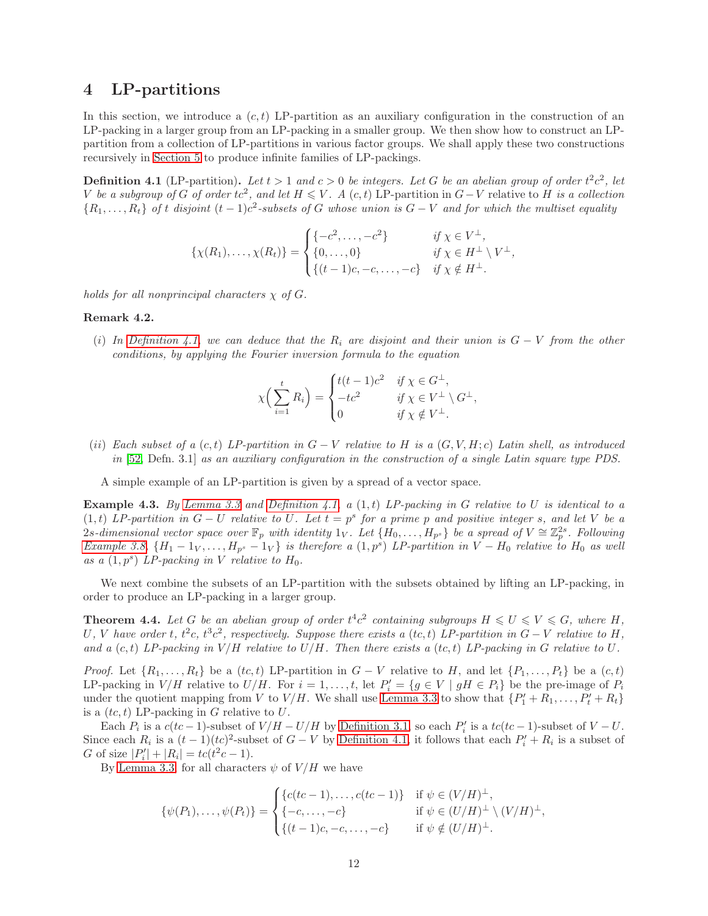## 4 LP-partitions

In this section, we introduce a $(c, t)$ LP-partition as an auxiliary configuration in the construction of an LP-packing in a larger group from an LP-packing in a smaller group. We then show how to construct an LP-partition from a collection of LP-partitions in various factor groups. We shall apply these two constructions recursively in Section 5 to produce infinite families of LP-packings.

**Definition 4.1** (LP-partition)**.** *Let $t > 1$ and $c > 0$ be integers. Let $G$ be an abelian group of order $t^2c^2$, let $V$ be a subgroup of $G$ of order $tc^2$, and let $H \leqslant V$. A $(c, t)$ LP-partition in $G - V$ relative to $H$ is a collection $\{R_1, \ldots, R_t\}$ of $t$ disjoint $(t-1)c^2$-subsets of $G$ whose union is $G - V$ and for which the multiset equality*

$$\{\chi(R_1), \ldots, \chi(R_t)\} = \begin{cases} \{-c^2, \ldots, -c^2\} & \text{if } \chi \in V^\perp, \\ \{0, \ldots, 0\} & \text{if } \chi \in H^\perp \setminus V^\perp, \\ \{(t-1)c, -c, \ldots, -c\} & \text{if } \chi \notin H^\perp. \end{cases}$$

*holds for all nonprincipal characters $\chi$ of $G$.*

**Remark 4.2.**

*(i) In Definition 4.1, we can deduce that the $R_i$ are disjoint and their union is $G - V$ from the other conditions, by applying the Fourier inversion formula to the equation*

$$\chi\Big(\sum_{i=1}^{t} R_i\Big) = \begin{cases} t(t-1)c^2 & \text{if } \chi \in G^\perp, \\ -tc^2 & \text{if } \chi \in V^\perp \setminus G^\perp, \\ 0 & \text{if } \chi \notin V^\perp. \end{cases}$$

*(ii) Each subset of a $(c, t)$ LP-partition in $G - V$ relative to $H$ is a $(G, V, H; c)$ Latin shell, as introduced in [52, Defn. 3.1] as an auxiliary configuration in the construction of a single Latin square type PDS.*

A simple example of an LP-partition is given by a spread of a vector space.

**Example 4.3.** *By Lemma 3.3 and Definition 4.1, a $(1, t)$ LP-packing in $G$ relative to $U$ is identical to a $(1, t)$ LP-partition in $G - U$ relative to $U$. Let $t = p^s$ for a prime $p$ and positive integer $s$, and let $V$ be a $2s$-dimensional vector space over $\mathbb{F}_p$ with identity $1_V$. Let $\{H_0, \ldots, H_{p^s}\}$ be a spread of $V \cong \mathbb{Z}_p^{2s}$. Following Example 3.8, $\{H_1 - 1_V, \ldots, H_{p^s} - 1_V\}$ is therefore a $(1, p^s)$ LP-partition in $V - H_0$ relative to $H_0$ as well as a $(1, p^s)$ LP-packing in $V$ relative to $H_0$.*

We next combine the subsets of an LP-partition with the subsets obtained by lifting an LP-packing, in order to produce an LP-packing in a larger group.

**Theorem 4.4.** *Let $G$ be an abelian group of order $t^4c^2$ containing subgroups $H \leqslant U \leqslant V \leqslant G$, where $H$, $U$, $V$ have order $t$, $t^2c$, $t^3c^2$, respectively. Suppose there exists a $(tc, t)$ LP-partition in $G - V$ relative to $H$, and a $(c, t)$ LP-packing in $V/H$ relative to $U/H$. Then there exists a $(tc, t)$ LP-packing in $G$ relative to $U$.*

*Proof.* Let $\{R_1, \ldots, R_t\}$ be a $(tc, t)$ LP-partition in $G - V$ relative to $H$, and let $\{P_1, \ldots, P_t\}$ be a $(c, t)$ LP-packing in $V/H$ relative to $U/H$. For $i = 1, \ldots, t$, let $P_i' = \{g \in V \mid gH \in P_i\}$ be the pre-image of $P_i$ under the quotient mapping from $V$ to $V/H$. We shall use Lemma 3.3 to show that $\{P_1' + R_1, \ldots, P_t' + R_t\}$ is a $(tc, t)$ LP-packing in $G$ relative to $U$.

Each $P_i$ is a $c(tc - 1)$-subset of $V/H - U/H$ by Definition 3.1, so each $P_i'$ is a $tc(tc - 1)$-subset of $V - U$. Since each $R_i$ is a $(t-1)(tc)^2$-subset of $G - V$ by Definition 4.1, it follows that each $P_i' + R_i$ is a subset of $G$ of size $|P_i'| + |R_i| = tc(t^2c - 1)$.

By Lemma 3.3, for all characters $\psi$ of $V/H$ we have

$$\{\psi(P_1), \ldots, \psi(P_t)\} = \begin{cases} \{c(tc-1), \ldots, c(tc-1)\} & \text{if } \psi \in (V/H)^\perp, \\ \{-c, \ldots, -c\} & \text{if } \psi \in (U/H)^\perp \setminus (V/H)^\perp, \\ \{(t-1)c, -c, \ldots, -c\} & \text{if } \psi \notin (U/H)^\perp. \end{cases}$$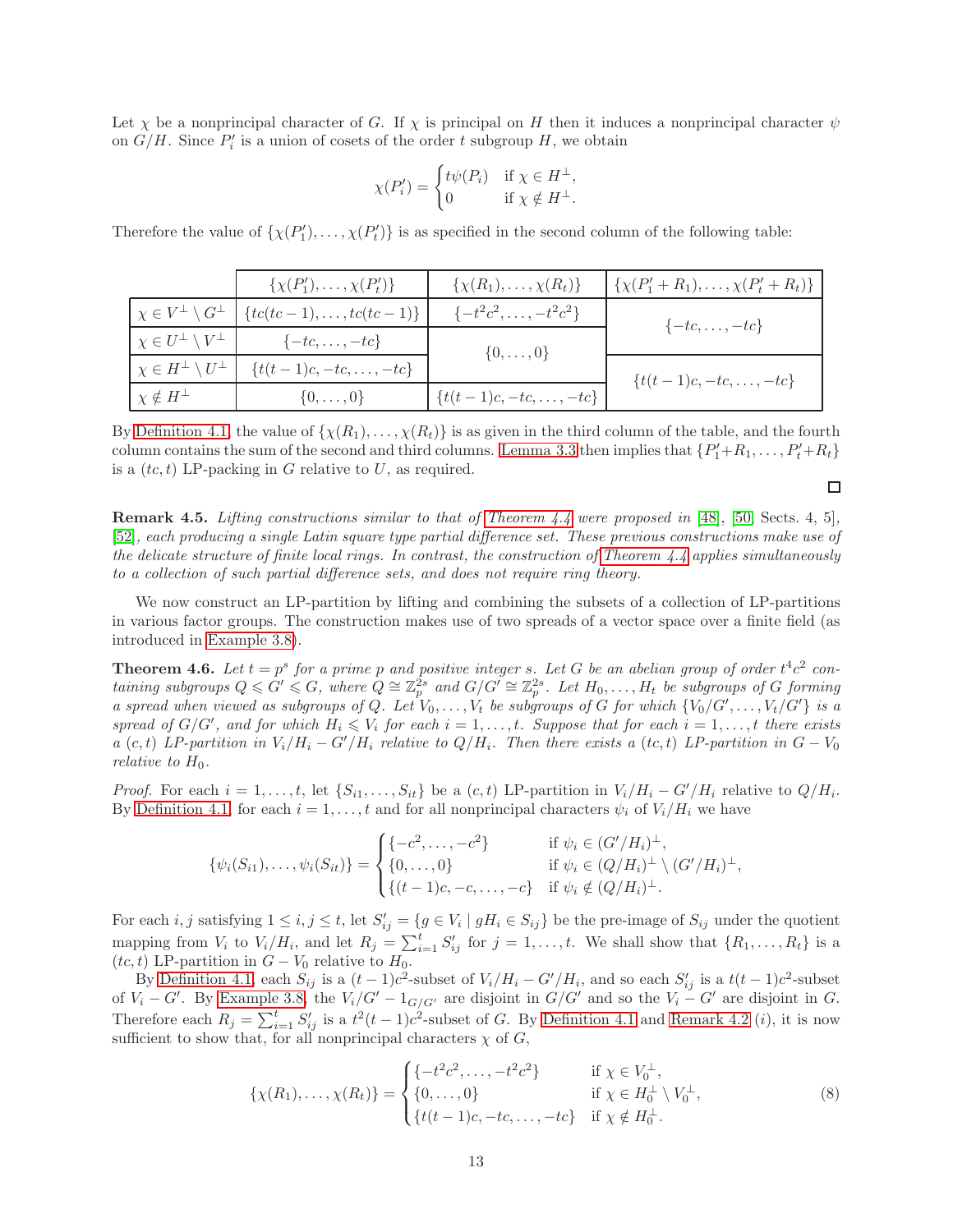Let $\chi$ be a nonprincipal character of $G$. If $\chi$ is principal on $H$ then it induces a nonprincipal character $\psi$ on $G/H$. Since $P'_i$ is a union of cosets of the order $t$ subgroup $H$, we obtain

$$\chi(P'_i) = \begin{cases} t\psi(P_i) & \text{if } \chi \in H^\perp, \\ 0 & \text{if } \chi \notin H^\perp. \end{cases}$$

Therefore the value of $\{\chi(P'_1), \dots, \chi(P'_t)\}$ is as specified in the second column of the following table:

| | $\{\chi(P'_1), \dots, \chi(P'_t)\}$ | $\{\chi(R_1), \dots, \chi(R_t)\}$ | $\{\chi(P'_1 + R_1), \dots, \chi(P'_t + R_t)\}$ |
|---|---|---|---|
| $\chi \in V^\perp \setminus G^\perp$ | $\{tc(tc-1), \dots, tc(tc-1)\}$ | $\{-t^2c^2, \dots, -t^2c^2\}$ | $\{-tc, \dots, -tc\}$ |
| $\chi \in U^\perp \setminus V^\perp$ | $\{-tc, \dots, -tc\}$ | $\{0, \dots, 0\}$ | |
| $\chi \in H^\perp \setminus U^\perp$ | $\{t(t-1)c, -tc, \dots, -tc\}$ | | $\{t(t-1)c, -tc, \dots, -tc\}$ |
| $\chi \notin H^\perp$ | $\{0, \dots, 0\}$ | $\{t(t-1)c, -tc, \dots, -tc\}$ | |

By Definition 4.1, the value of $\{\chi(R_1), \dots, \chi(R_t)\}$ is as given in the third column of the table, and the fourth column contains the sum of the second and third columns. Lemma 3.3 then implies that $\{P'_1+R_1, \dots, P'_t+R_t\}$ is a $(tc, t)$ LP-packing in $G$ relative to $U$, as required. □

**Remark 4.5.** *Lifting constructions similar to that of Theorem 4.4 were proposed in [48], [50, Sects. 4, 5], [52], each producing a single Latin square type partial difference set. These previous constructions make use of the delicate structure of finite local rings. In contrast, the construction of Theorem 4.4 applies simultaneously to a collection of such partial difference sets, and does not require ring theory.*

We now construct an LP-partition by lifting and combining the subsets of a collection of LP-partitions in various factor groups. The construction makes use of two spreads of a vector space over a finite field (as introduced in Example 3.8).

**Theorem 4.6.** *Let $t = p^s$ for a prime $p$ and positive integer $s$. Let $G$ be an abelian group of order $t^4c^2$ containing subgroups $Q \leqslant G' \leqslant G$, where $Q \cong \mathbb{Z}_p^{2s}$ and $G/G' \cong \mathbb{Z}_p^{2s}$. Let $H_0, \dots, H_t$ be subgroups of $G$ forming a spread when viewed as subgroups of $Q$. Let $V_0, \dots, V_t$ be subgroups of $G$ for which $\{V_0/G', \dots, V_t/G'\}$ is a spread of $G/G'$, and for which $H_i \leqslant V_i$ for each $i = 1, \dots, t$. Suppose that for each $i = 1, \dots, t$ there exists a $(c, t)$ LP-partition in $V_i/H_i - G'/H_i$ relative to $Q/H_i$. Then there exists a $(tc, t)$ LP-partition in $G - V_0$ relative to $H_0$.*

*Proof.* For each $i = 1, \dots, t$, let $\{S_{i1}, \dots, S_{it}\}$ be a $(c, t)$ LP-partition in $V_i/H_i - G'/H_i$ relative to $Q/H_i$. By Definition 4.1, for each $i = 1, \dots, t$ and for all nonprincipal characters $\psi_i$ of $V_i/H_i$ we have

$$\{\psi_i(S_{i1}), \dots, \psi_i(S_{it})\} = \begin{cases} \{-c^2, \dots, -c^2\} & \text{if } \psi_i \in (G'/H_i)^\perp, \\ \{0, \dots, 0\} & \text{if } \psi_i \in (Q/H_i)^\perp \setminus (G'/H_i)^\perp, \\ \{(t-1)c, -c, \dots, -c\} & \text{if } \psi_i \notin (Q/H_i)^\perp. \end{cases}$$

For each $i, j$ satisfying $1 \leq i, j \leq t$, let $S'_{ij} = \{g \in V_i \mid gH_i \in S_{ij}\}$ be the pre-image of $S_{ij}$ under the quotient mapping from $V_i$ to $V_i/H_i$, and let $R_j = \sum_{i=1}^t S'_{ij}$ for $j = 1, \dots, t$. We shall show that $\{R_1, \dots, R_t\}$ is a $(tc, t)$ LP-partition in $G - V_0$ relative to $H_0$.

By Definition 4.1, each $S_{ij}$ is a $(t-1)c^2$-subset of $V_i/H_i - G'/H_i$, and so each $S'_{ij}$ is a $t(t-1)c^2$-subset of $V_i - G'$. By Example 3.8, the $V_i/G' - 1_{G/G'}$ are disjoint in $G/G'$ and so the $V_i - G'$ are disjoint in $G$. Therefore each $R_j = \sum_{i=1}^t S'_{ij}$ is a $t^2(t-1)c^2$-subset of $G$. By Definition 4.1 and Remark 4.2 (*i*), it is now sufficient to show that, for all nonprincipal characters $\chi$ of $G$,

$$\{\chi(R_1), \dots, \chi(R_t)\} = \begin{cases} \{-t^2c^2, \dots, -t^2c^2\} & \text{if } \chi \in V_0^\perp, \\ \{0, \dots, 0\} & \text{if } \chi \in H_0^\perp \setminus V_0^\perp, \\ \{t(t-1)c, -tc, \dots, -tc\} & \text{if } \chi \notin H_0^\perp. \end{cases} \tag{8}$$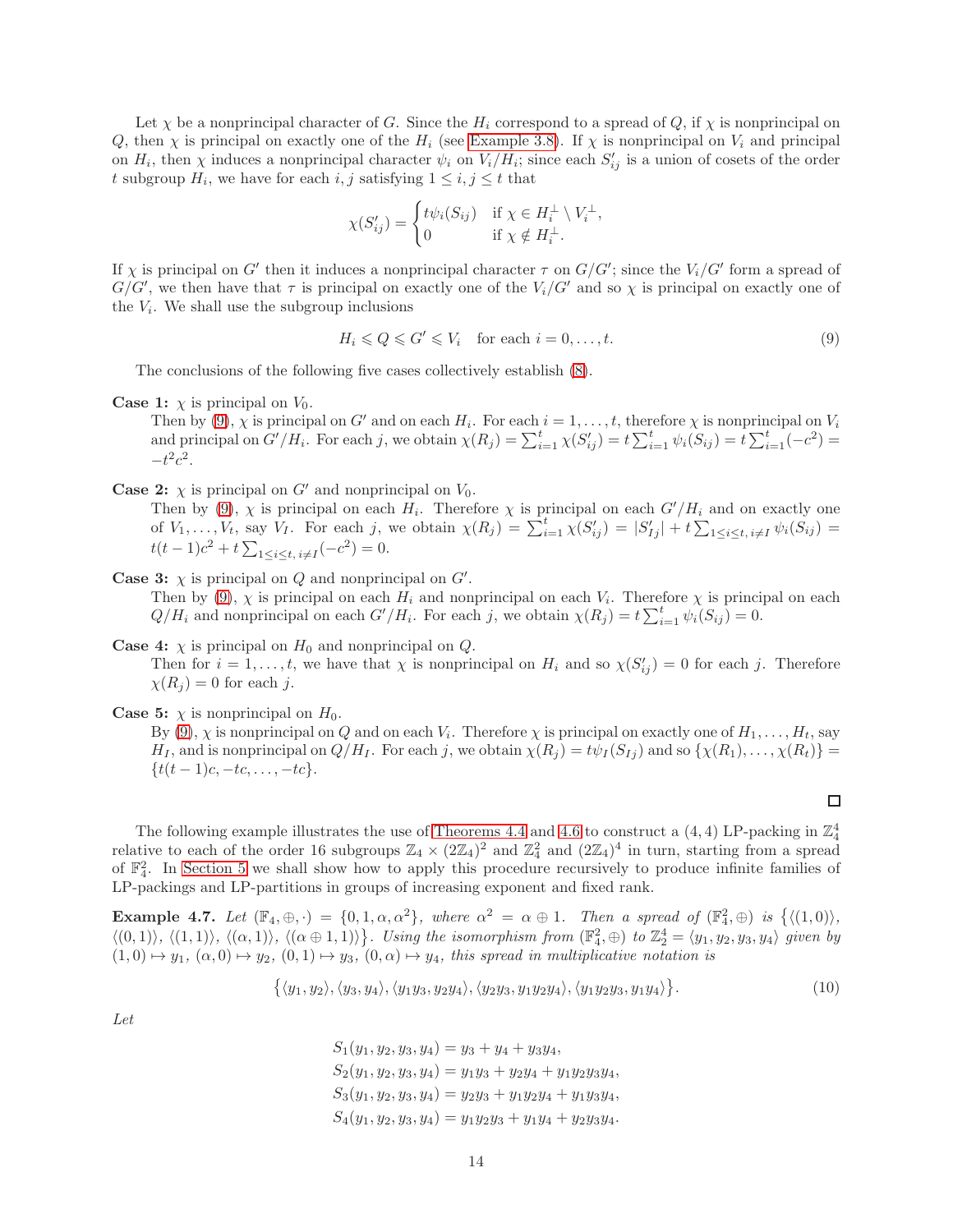Let $\chi$ be a nonprincipal character of $G$. Since the $H_i$ correspond to a spread of $Q$, if $\chi$ is nonprincipal on $Q$, then $\chi$ is principal on exactly one of the $H_i$ (see Example 3.8). If $\chi$ is nonprincipal on $V_i$ and principal on $H_i$, then $\chi$ induces a nonprincipal character $\psi_i$ on $V_i/H_i$; since each $S'_{ij}$ is a union of cosets of the order $t$ subgroup $H_i$, we have for each $i, j$ satisfying $1 \le i, j \le t$ that

$$\chi(S'_{ij}) = \begin{cases} t\psi_i(S_{ij}) & \text{if } \chi \in H_i^\perp \setminus V_i^\perp, \\ 0 & \text{if } \chi \notin H_i^\perp. \end{cases}$$

If $\chi$ is principal on $G'$ then it induces a nonprincipal character $\tau$ on $G/G'$; since the $V_i/G'$ form a spread of $G/G'$, we then have that $\tau$ is principal on exactly one of the $V_i/G'$ and so $\chi$ is principal on exactly one of the $V_i$. We shall use the subgroup inclusions

$$H_i \leqslant Q \leqslant G' \leqslant V_i \quad \text{for each } i = 0, \ldots, t. \tag{9}$$

The conclusions of the following five cases collectively establish (8).

**Case 1:** $\chi$ is principal on $V_0$.
Then by (9), $\chi$ is principal on $G'$ and on each $H_i$. For each $i = 1, \ldots, t$, therefore $\chi$ is nonprincipal on $V_i$ and principal on $G'/H_i$. For each $j$, we obtain $\chi(R_j) = \sum_{i=1}^t \chi(S'_{ij}) = t\sum_{i=1}^t \psi_i(S_{ij}) = t\sum_{i=1}^t(-c^2) = -t^2c^2$.

**Case 2:** $\chi$ is principal on $G'$ and nonprincipal on $V_0$.
Then by (9), $\chi$ is principal on each $H_i$. Therefore $\chi$ is principal on each $G'/H_i$ and on exactly one of $V_1, \ldots, V_t$, say $V_I$. For each $j$, we obtain $\chi(R_j) = \sum_{i=1}^t \chi(S'_{ij}) = |S'_{Ij}| + t\sum_{1 \le i \le t,\, i \ne I} \psi_i(S_{ij}) = t(t-1)c^2 + t\sum_{1 \le i \le t,\, i \ne I}(-c^2) = 0$.

**Case 3:** $\chi$ is principal on $Q$ and nonprincipal on $G'$.
Then by (9), $\chi$ is principal on each $H_i$ and nonprincipal on each $V_i$. Therefore $\chi$ is principal on each $Q/H_i$ and nonprincipal on each $G'/H_i$. For each $j$, we obtain $\chi(R_j) = t\sum_{i=1}^t \psi_i(S_{ij}) = 0$.

**Case 4:** $\chi$ is principal on $H_0$ and nonprincipal on $Q$.
Then for $i = 1, \ldots, t$, we have that $\chi$ is nonprincipal on $H_i$ and so $\chi(S'_{ij}) = 0$ for each $j$. Therefore $\chi(R_j) = 0$ for each $j$.

**Case 5:** $\chi$ is nonprincipal on $H_0$.
By (9), $\chi$ is nonprincipal on $Q$ and on each $V_i$. Therefore $\chi$ is principal on exactly one of $H_1, \ldots, H_t$, say $H_I$, and is nonprincipal on $Q/H_I$. For each $j$, we obtain $\chi(R_j) = t\psi_I(S_{Ij})$ and so $\{\chi(R_1), \ldots, \chi(R_t)\} = \{t(t-1)c, -tc, \ldots, -tc\}$.

□

The following example illustrates the use of Theorems 4.4 and 4.6 to construct a $(4,4)$ LP-packing in $\mathbb{Z}_4^4$ relative to each of the order 16 subgroups $\mathbb{Z}_4 \times (2\mathbb{Z}_4)^2$ and $\mathbb{Z}_4^2$ and $(2\mathbb{Z}_4)^4$ in turn, starting from a spread of $\mathbb{F}_4^2$. In Section 5 we shall show how to apply this procedure recursively to produce infinite families of LP-packings and LP-partitions in groups of increasing exponent and fixed rank.

**Example 4.7.** *Let $(\mathbb{F}_4, \oplus, \cdot) = \{0, 1, \alpha, \alpha^2\}$, where $\alpha^2 = \alpha \oplus 1$. Then a spread of $(\mathbb{F}_4^2, \oplus)$ is $\{\langle(1,0)\rangle, \langle(0,1)\rangle, \langle(1,1)\rangle, \langle(\alpha,1)\rangle, \langle(\alpha \oplus 1, 1)\rangle\}$. Using the isomorphism from $(\mathbb{F}_4^2, \oplus)$ to $\mathbb{Z}_2^4 = \langle y_1, y_2, y_3, y_4\rangle$ given by $(1,0) \mapsto y_1$, $(\alpha, 0) \mapsto y_2$, $(0,1) \mapsto y_3$, $(0, \alpha) \mapsto y_4$, this spread in multiplicative notation is*

$$\{\langle y_1, y_2\rangle, \langle y_3, y_4\rangle, \langle y_1y_3, y_2y_4\rangle, \langle y_2y_3, y_1y_2y_4\rangle, \langle y_1y_2y_3, y_1y_4\rangle\}. \tag{10}$$

*Let*

$$\begin{aligned}
S_1(y_1, y_2, y_3, y_4) &= y_3 + y_4 + y_3y_4, \\
S_2(y_1, y_2, y_3, y_4) &= y_1y_3 + y_2y_4 + y_1y_2y_3y_4, \\
S_3(y_1, y_2, y_3, y_4) &= y_2y_3 + y_1y_2y_4 + y_1y_3y_4, \\
S_4(y_1, y_2, y_3, y_4) &= y_1y_2y_3 + y_1y_4 + y_2y_3y_4.
\end{aligned}$$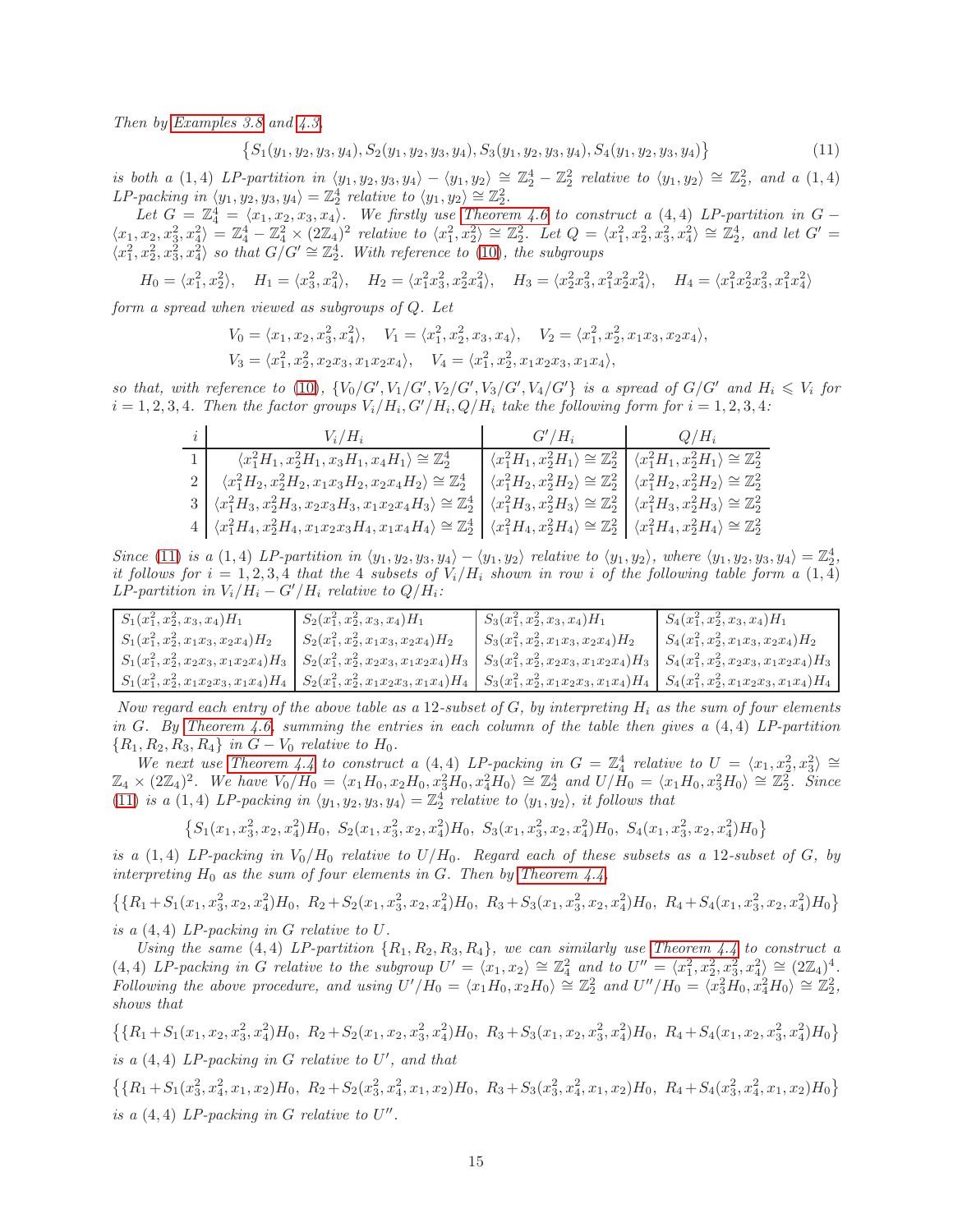*Then by Examples 3.8 and 4.3,*

$$\{S_1(y_1,y_2,y_3,y_4), S_2(y_1,y_2,y_3,y_4), S_3(y_1,y_2,y_3,y_4), S_4(y_1,y_2,y_3,y_4)\} \tag{11}$$

*is both a $(1,4)$ LP-partition in $\langle y_1,y_2,y_3,y_4\rangle - \langle y_1,y_2\rangle \cong \mathbb{Z}_2^4 - \mathbb{Z}_2^2$ relative to $\langle y_1,y_2\rangle \cong \mathbb{Z}_2^2$, and a $(1,4)$ LP-packing in $\langle y_1,y_2,y_3,y_4\rangle = \mathbb{Z}_2^4$ relative to $\langle y_1,y_2\rangle \cong \mathbb{Z}_2^2$.*

*Let $G = \mathbb{Z}_4^4 = \langle x_1,x_2,x_3,x_4\rangle$. We firstly use Theorem 4.6 to construct a $(4,4)$ LP-partition in $G - \langle x_1,x_2,x_3^2,x_4^2\rangle = \mathbb{Z}_4^4 - \mathbb{Z}_4^2 \times (2\mathbb{Z}_4)^2$ relative to $\langle x_1^2,x_2^2\rangle \cong \mathbb{Z}_2^2$. Let $Q = \langle x_1^2,x_2^2,x_3^2,x_4^2\rangle \cong \mathbb{Z}_2^4$, and let $G' = \langle x_1^2,x_2^2,x_3^2,x_4^2\rangle$ so that $G/G' \cong \mathbb{Z}_2^4$. With reference to (10), the subgroups*

$$H_0 = \langle x_1^2,x_2^2\rangle, \quad H_1 = \langle x_3^2,x_4^2\rangle, \quad H_2 = \langle x_1^2x_3^2,x_2^2x_4^2\rangle, \quad H_3 = \langle x_2^2x_3^2,x_1^2x_2^2x_4^2\rangle, \quad H_4 = \langle x_1^2x_2^2x_3^2,x_1^2x_4^2\rangle$$

*form a spread when viewed as subgroups of $Q$. Let*

$$V_0 = \langle x_1,x_2,x_3^2,x_4^2\rangle, \quad V_1 = \langle x_1^2,x_2^2,x_3,x_4\rangle, \quad V_2 = \langle x_1^2,x_2^2,x_1x_3,x_2x_4\rangle,$$
$$V_3 = \langle x_1^2,x_2^2,x_2x_3,x_1x_2x_4\rangle, \quad V_4 = \langle x_1^2,x_2^2,x_1x_2x_3,x_1x_4\rangle,$$

*so that, with reference to (10), $\{V_0/G',V_1/G',V_2/G',V_3/G',V_4/G'\}$ is a spread of $G/G'$ and $H_i \leqslant V_i$ for $i=1,2,3,4$. Then the factor groups $V_i/H_i, G'/H_i, Q/H_i$ take the following form for $i=1,2,3,4$:*

| $i$ | $V_i/H_i$ | $G'/H_i$ | $Q/H_i$ |
|---|---|---|---|
| 1 | $\langle x_1^2H_1,x_2^2H_1,x_3H_1,x_4H_1\rangle \cong \mathbb{Z}_2^4$ | $\langle x_1^2H_1,x_2^2H_1\rangle \cong \mathbb{Z}_2^2$ | $\langle x_1^2H_1,x_2^2H_1\rangle \cong \mathbb{Z}_2^2$ |
| 2 | $\langle x_1^2H_2,x_2^2H_2,x_1x_3H_2,x_2x_4H_2\rangle \cong \mathbb{Z}_2^4$ | $\langle x_1^2H_2,x_2^2H_2\rangle \cong \mathbb{Z}_2^2$ | $\langle x_1^2H_2,x_2^2H_2\rangle \cong \mathbb{Z}_2^2$ |
| 3 | $\langle x_1^2H_3,x_2^2H_3,x_2x_3H_3,x_1x_2x_4H_3\rangle \cong \mathbb{Z}_2^4$ | $\langle x_1^2H_3,x_2^2H_3\rangle \cong \mathbb{Z}_2^2$ | $\langle x_1^2H_3,x_2^2H_3\rangle \cong \mathbb{Z}_2^2$ |
| 4 | $\langle x_1^2H_4,x_2^2H_4,x_1x_2x_3H_4,x_1x_4H_4\rangle \cong \mathbb{Z}_2^4$ | $\langle x_1^2H_4,x_2^2H_4\rangle \cong \mathbb{Z}_2^2$ | $\langle x_1^2H_4,x_2^2H_4\rangle \cong \mathbb{Z}_2^2$ |

*Since (11) is a $(1,4)$ LP-partition in $\langle y_1,y_2,y_3,y_4\rangle - \langle y_1,y_2\rangle$ relative to $\langle y_1,y_2\rangle$, where $\langle y_1,y_2,y_3,y_4\rangle = \mathbb{Z}_2^4$, it follows for $i=1,2,3,4$ that the 4 subsets of $V_i/H_i$ shown in row $i$ of the following table form a $(1,4)$ LP-partition in $V_i/H_i - G'/H_i$ relative to $Q/H_i$:*

| | | | |
|---|---|---|---|
| $S_1(x_1^2,x_2^2,x_3,x_4)H_1$ | $S_2(x_1^2,x_2^2,x_3,x_4)H_1$ | $S_3(x_1^2,x_2^2,x_3,x_4)H_1$ | $S_4(x_1^2,x_2^2,x_3,x_4)H_1$ |
| $S_1(x_1^2,x_2^2,x_1x_3,x_2x_4)H_2$ | $S_2(x_1^2,x_2^2,x_1x_3,x_2x_4)H_2$ | $S_3(x_1^2,x_2^2,x_1x_3,x_2x_4)H_2$ | $S_4(x_1^2,x_2^2,x_1x_3,x_2x_4)H_2$ |
| $S_1(x_1^2,x_2^2,x_2x_3,x_1x_2x_4)H_3$ | $S_2(x_1^2,x_2^2,x_2x_3,x_1x_2x_4)H_3$ | $S_3(x_1^2,x_2^2,x_2x_3,x_1x_2x_4)H_3$ | $S_4(x_1^2,x_2^2,x_2x_3,x_1x_2x_4)H_3$ |
| $S_1(x_1^2,x_2^2,x_1x_2x_3,x_1x_4)H_4$ | $S_2(x_1^2,x_2^2,x_1x_2x_3,x_1x_4)H_4$ | $S_3(x_1^2,x_2^2,x_1x_2x_3,x_1x_4)H_4$ | $S_4(x_1^2,x_2^2,x_1x_2x_3,x_1x_4)H_4$ |

*Now regard each entry of the above table as a 12-subset of $G$, by interpreting $H_i$ as the sum of four elements in $G$. By Theorem 4.6, summing the entries in each column of the table then gives a $(4,4)$ LP-partition $\{R_1,R_2,R_3,R_4\}$ in $G - V_0$ relative to $H_0$.*

*We next use Theorem 4.4 to construct a $(4,4)$ LP-packing in $G = \mathbb{Z}_4^4$ relative to $U = \langle x_1,x_2^2,x_3^2\rangle \cong \mathbb{Z}_4 \times (2\mathbb{Z}_4)^2$. We have $V_0/H_0 = \langle x_1H_0,x_2H_0,x_3^2H_0,x_4^2H_0\rangle \cong \mathbb{Z}_2^4$ and $U/H_0 = \langle x_1H_0,x_3^2H_0\rangle \cong \mathbb{Z}_2^2$. Since (11) is a $(1,4)$ LP-packing in $\langle y_1,y_2,y_3,y_4\rangle = \mathbb{Z}_2^4$ relative to $\langle y_1,y_2\rangle$, it follows that*

$$\{S_1(x_1,x_3^2,x_2,x_4^2)H_0,\ S_2(x_1,x_3^2,x_2,x_4^2)H_0,\ S_3(x_1,x_3^2,x_2,x_4^2)H_0,\ S_4(x_1,x_3^2,x_2,x_4^2)H_0\}$$

*is a $(1,4)$ LP-packing in $V_0/H_0$ relative to $U/H_0$. Regard each of these subsets as a 12-subset of $G$, by interpreting $H_0$ as the sum of four elements in $G$. Then by Theorem 4.4,*

$$\{\{R_1+S_1(x_1,x_3^2,x_2,x_4^2)H_0,\ R_2+S_2(x_1,x_3^2,x_2,x_4^2)H_0,\ R_3+S_3(x_1,x_3^2,x_2,x_4^2)H_0,\ R_4+S_4(x_1,x_3^2,x_2,x_4^2)H_0\}$$

*is a $(4,4)$ LP-packing in $G$ relative to $U$.*

*Using the same $(4,4)$ LP-partition $\{R_1,R_2,R_3,R_4\}$, we can similarly use Theorem 4.4 to construct a $(4,4)$ LP-packing in $G$ relative to the subgroup $U' = \langle x_1,x_2\rangle \cong \mathbb{Z}_4^2$ and to $U'' = \langle x_1^2,x_2^2,x_3^2,x_4^2\rangle \cong (2\mathbb{Z}_4)^4$. Following the above procedure, and using $U'/H_0 = \langle x_1H_0,x_2H_0\rangle \cong \mathbb{Z}_2^2$ and $U''/H_0 = \langle x_3^2H_0,x_4^2H_0\rangle \cong \mathbb{Z}_2^2$, shows that*

$$\{\{R_1+S_1(x_1,x_2,x_3^2,x_4^2)H_0,\ R_2+S_2(x_1,x_2,x_3^2,x_4^2)H_0,\ R_3+S_3(x_1,x_2,x_3^2,x_4^2)H_0,\ R_4+S_4(x_1,x_2,x_3^2,x_4^2)H_0\}$$

*is a $(4,4)$ LP-packing in $G$ relative to $U'$, and that*

$$\{\{R_1+S_1(x_3^2,x_4^2,x_1,x_2)H_0,\ R_2+S_2(x_3^2,x_4^2,x_1,x_2)H_0,\ R_3+S_3(x_3^2,x_4^2,x_1,x_2)H_0,\ R_4+S_4(x_3^2,x_4^2,x_1,x_2)H_0\}$$

*is a $(4,4)$ LP-packing in $G$ relative to $U''$.*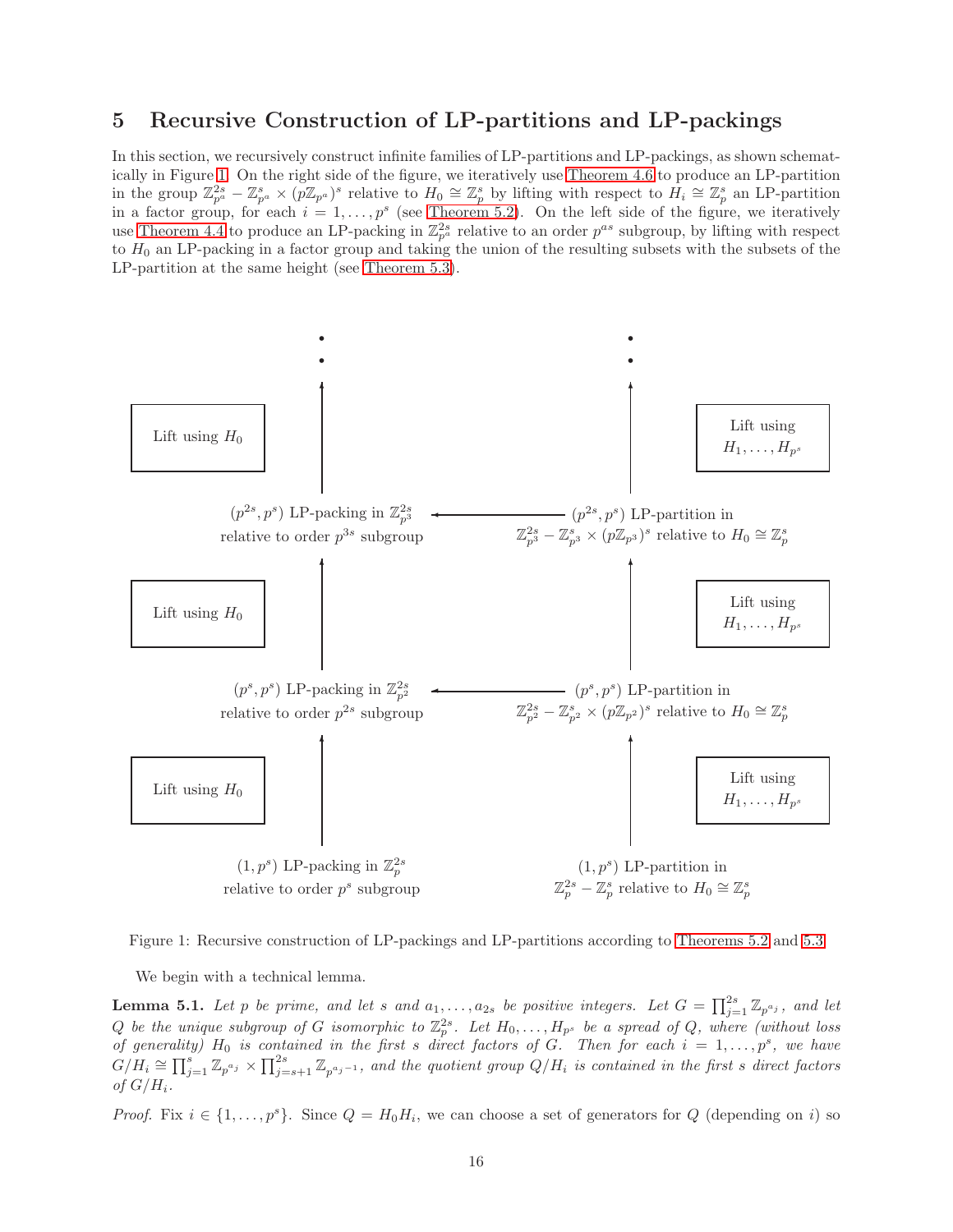## 5 Recursive Construction of LP-partitions and LP-packings

In this section, we recursively construct infinite families of LP-partitions and LP-packings, as shown schematically in Figure 1. On the right side of the figure, we iteratively use Theorem 4.6 to produce an LP-partition in the group $\mathbb{Z}_{p^a}^{2s} - \mathbb{Z}_{p^a}^s \times (p\mathbb{Z}_{p^a})^s$ relative to $H_0 \cong \mathbb{Z}_p^s$ by lifting with respect to $H_i \cong \mathbb{Z}_p^s$ an LP-partition in a factor group, for each $i = 1, \ldots, p^s$ (see Theorem 5.2). On the left side of the figure, we iteratively use Theorem 4.4 to produce an LP-packing in $\mathbb{Z}_{p^a}^{2s}$ relative to an order $p^{as}$ subgroup, by lifting with respect to $H_0$ an LP-packing in a factor group and taking the union of the resulting subsets with the subsets of the LP-partition at the same height (see Theorem 5.3).

Figure 1: Recursive construction of LP-packings and LP-partitions according to Theorems 5.2 and 5.3.

We begin with a technical lemma.

**Lemma 5.1.** *Let $p$ be prime, and let $s$ and $a_1, \ldots, a_{2s}$ be positive integers. Let $G = \prod_{j=1}^{2s} \mathbb{Z}_{p^{a_j}}$, and let $Q$ be the unique subgroup of $G$ isomorphic to $\mathbb{Z}_p^{2s}$. Let $H_0, \ldots, H_{p^s}$ be a spread of $Q$, where (without loss of generality) $H_0$ is contained in the first $s$ direct factors of $G$. Then for each $i = 1, \ldots, p^s$, we have $G/H_i \cong \prod_{j=1}^{s} \mathbb{Z}_{p^{a_j}} \times \prod_{j=s+1}^{2s} \mathbb{Z}_{p^{a_j-1}}$, and the quotient group $Q/H_i$ is contained in the first $s$ direct factors of $G/H_i$.*

*Proof.* Fix $i \in \{1, \ldots, p^s\}$. Since $Q = H_0 H_i$, we can choose a set of generators for $Q$ (depending on $i$) so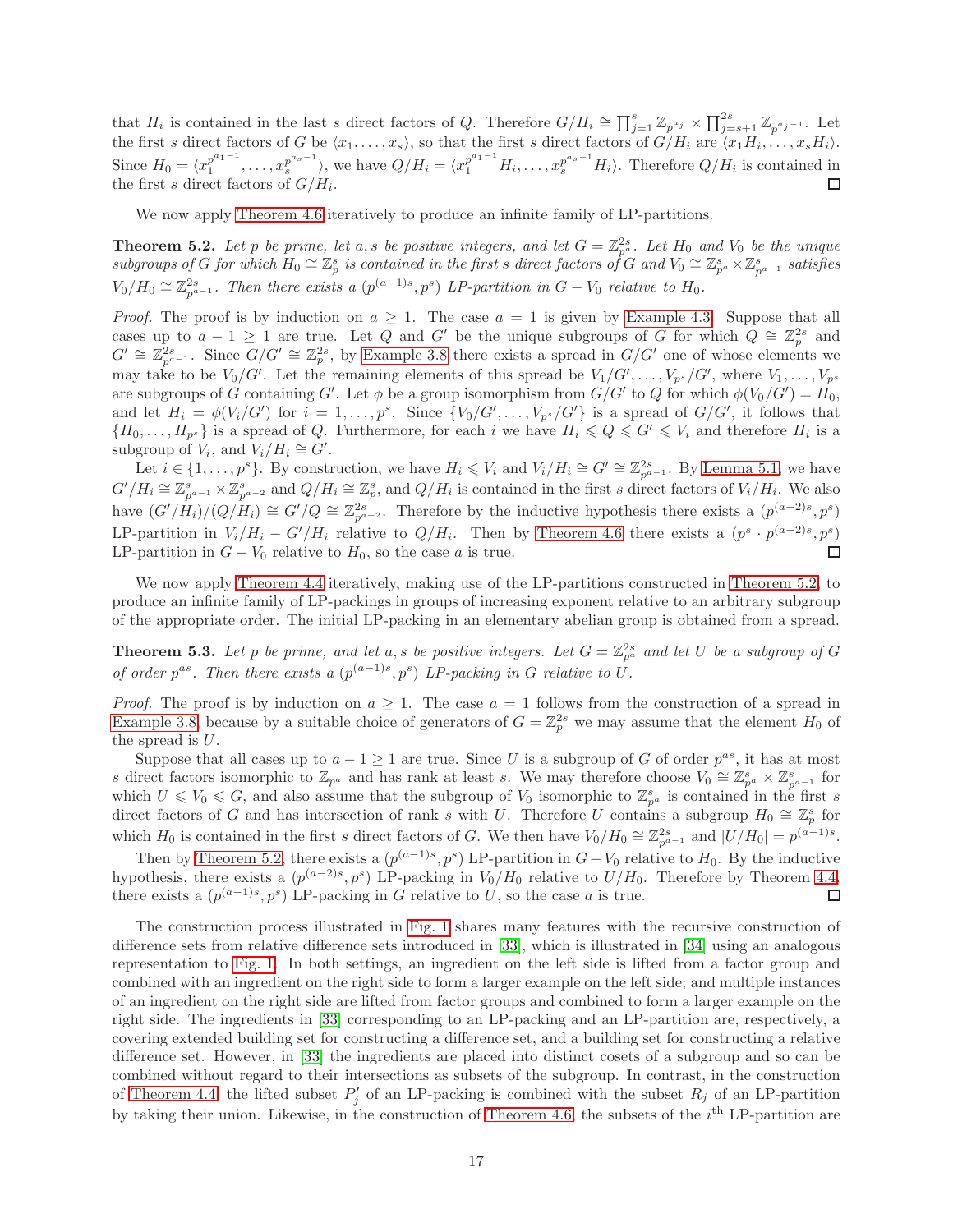that $H_i$ is contained in the last $s$ direct factors of $Q$. Therefore $G/H_i \cong \prod_{j=1}^{s} \mathbb{Z}_{p^{a_j}} \times \prod_{j=s+1}^{2s} \mathbb{Z}_{p^{a_j - 1}}$. Let the first $s$ direct factors of $G$ be $\langle x_1, \ldots, x_s \rangle$, so that the first $s$ direct factors of $G/H_i$ are $\langle x_1 H_i, \ldots, x_s H_i \rangle$. Since $H_0 = \langle x_1^{p^{a_1-1}}, \ldots, x_s^{p^{a_s-1}} \rangle$, we have $Q/H_i = \langle x_1^{p^{a_1-1}} H_i, \ldots, x_s^{p^{a_s-1}} H_i \rangle$. Therefore $Q/H_i$ is contained in the first $s$ direct factors of $G/H_i$. □

We now apply Theorem 4.6 iteratively to produce an infinite family of LP-partitions.

**Theorem 5.2.** *Let $p$ be prime, let $a, s$ be positive integers, and let $G = \mathbb{Z}_{p^a}^{2s}$. Let $H_0$ and $V_0$ be the unique subgroups of $G$ for which $H_0 \cong \mathbb{Z}_p^s$ is contained in the first $s$ direct factors of $G$ and $V_0 \cong \mathbb{Z}_{p^a}^s \times \mathbb{Z}_{p^{a-1}}^s$ satisfies $V_0/H_0 \cong \mathbb{Z}_{p^{a-1}}^{2s}$. Then there exists a $(p^{(a-1)s}, p^s)$ LP-partition in $G - V_0$ relative to $H_0$.*

*Proof.* The proof is by induction on $a \geq 1$. The case $a = 1$ is given by Example 4.3. Suppose that all cases up to $a - 1 \geq 1$ are true. Let $Q$ and $G'$ be the unique subgroups of $G$ for which $Q \cong \mathbb{Z}_p^{2s}$ and $G' \cong \mathbb{Z}_{p^{a-1}}^{2s}$. Since $G/G' \cong \mathbb{Z}_p^{2s}$, by Example 3.8 there exists a spread in $G/G'$ one of whose elements we may take to be $V_0/G'$. Let the remaining elements of this spread be $V_1/G', \ldots, V_{p^s}/G'$, where $V_1, \ldots, V_{p^s}$ are subgroups of $G$ containing $G'$. Let $\phi$ be a group isomorphism from $G/G'$ to $Q$ for which $\phi(V_0/G') = H_0$, and let $H_i = \phi(V_i/G')$ for $i = 1, \ldots, p^s$. Since $\{V_0/G', \ldots, V_{p^s}/G'\}$ is a spread of $G/G'$, it follows that $\{H_0, \ldots, H_{p^s}\}$ is a spread of $Q$. Furthermore, for each $i$ we have $H_i \leqslant Q \leqslant G' \leqslant V_i$ and therefore $H_i$ is a subgroup of $V_i$, and $V_i/H_i \cong G'$.

Let $i \in \{1, \ldots, p^s\}$. By construction, we have $H_i \leqslant V_i$ and $V_i/H_i \cong G' \cong \mathbb{Z}_{p^{a-1}}^{2s}$. By Lemma 5.1, we have $G'/H_i \cong \mathbb{Z}_{p^{a-1}}^s \times \mathbb{Z}_{p^{a-2}}^s$ and $Q/H_i \cong \mathbb{Z}_p^s$, and $Q/H_i$ is contained in the first $s$ direct factors of $V_i/H_i$. We also have $(G'/H_i)/(Q/H_i) \cong G'/Q \cong \mathbb{Z}_{p^{a-2}}^{2s}$. Therefore by the inductive hypothesis there exists a $(p^{(a-2)s}, p^s)$ LP-partition in $V_i/H_i - G'/H_i$ relative to $Q/H_i$. Then by Theorem 4.6 there exists a $(p^s \cdot p^{(a-2)s}, p^s)$ LP-partition in $G - V_0$ relative to $H_0$, so the case $a$ is true. □

We now apply Theorem 4.4 iteratively, making use of the LP-partitions constructed in Theorem 5.2, to produce an infinite family of LP-packings in groups of increasing exponent relative to an arbitrary subgroup of the appropriate order. The initial LP-packing in an elementary abelian group is obtained from a spread.

**Theorem 5.3.** *Let $p$ be prime, and let $a, s$ be positive integers. Let $G = \mathbb{Z}_{p^a}^{2s}$ and let $U$ be a subgroup of $G$ of order $p^{as}$. Then there exists a $(p^{(a-1)s}, p^s)$ LP-packing in $G$ relative to $U$.*

*Proof.* The proof is by induction on $a \geq 1$. The case $a = 1$ follows from the construction of a spread in Example 3.8, because by a suitable choice of generators of $G = \mathbb{Z}_p^{2s}$ we may assume that the element $H_0$ of the spread is $U$.

Suppose that all cases up to $a - 1 \geq 1$ are true. Since $U$ is a subgroup of $G$ of order $p^{as}$, it has at most $s$ direct factors isomorphic to $\mathbb{Z}_{p^a}$ and has rank at least $s$. We may therefore choose $V_0 \cong \mathbb{Z}_{p^a}^s \times \mathbb{Z}_{p^{a-1}}^s$ for which $U \leqslant V_0 \leqslant G$, and also assume that the subgroup of $V_0$ isomorphic to $\mathbb{Z}_{p^a}^s$ is contained in the first $s$ direct factors of $G$ and has intersection of rank $s$ with $U$. Therefore $U$ contains a subgroup $H_0 \cong \mathbb{Z}_p^s$ for which $H_0$ is contained in the first $s$ direct factors of $G$. We then have $V_0/H_0 \cong \mathbb{Z}_{p^{a-1}}^{2s}$ and $|U/H_0| = p^{(a-1)s}$.

Then by Theorem 5.2, there exists a $(p^{(a-1)s}, p^s)$ LP-partition in $G - V_0$ relative to $H_0$. By the inductive hypothesis, there exists a $(p^{(a-2)s}, p^s)$ LP-packing in $V_0/H_0$ relative to $U/H_0$. Therefore by Theorem 4.4, there exists a $(p^{(a-1)s}, p^s)$ LP-packing in $G$ relative to $U$, so the case $a$ is true. □

The construction process illustrated in Fig. 1 shares many features with the recursive construction of difference sets from relative difference sets introduced in [33], which is illustrated in [34] using an analogous representation to Fig. 1. In both settings, an ingredient on the left side is lifted from a factor group and combined with an ingredient on the right side to form a larger example on the left side; and multiple instances of an ingredient on the right side are lifted from factor groups and combined to form a larger example on the right side. The ingredients in [33] corresponding to an LP-packing and an LP-partition are, respectively, a covering extended building set for constructing a difference set, and a building set for constructing a relative difference set. However, in [33] the ingredients are placed into distinct cosets of a subgroup and so can be combined without regard to their intersections as subsets of the subgroup. In contrast, in the construction of Theorem 4.4, the lifted subset $P_j'$ of an LP-packing is combined with the subset $R_j$ of an LP-partition by taking their union. Likewise, in the construction of Theorem 4.6, the subsets of the $i^{\text{th}}$ LP-partition are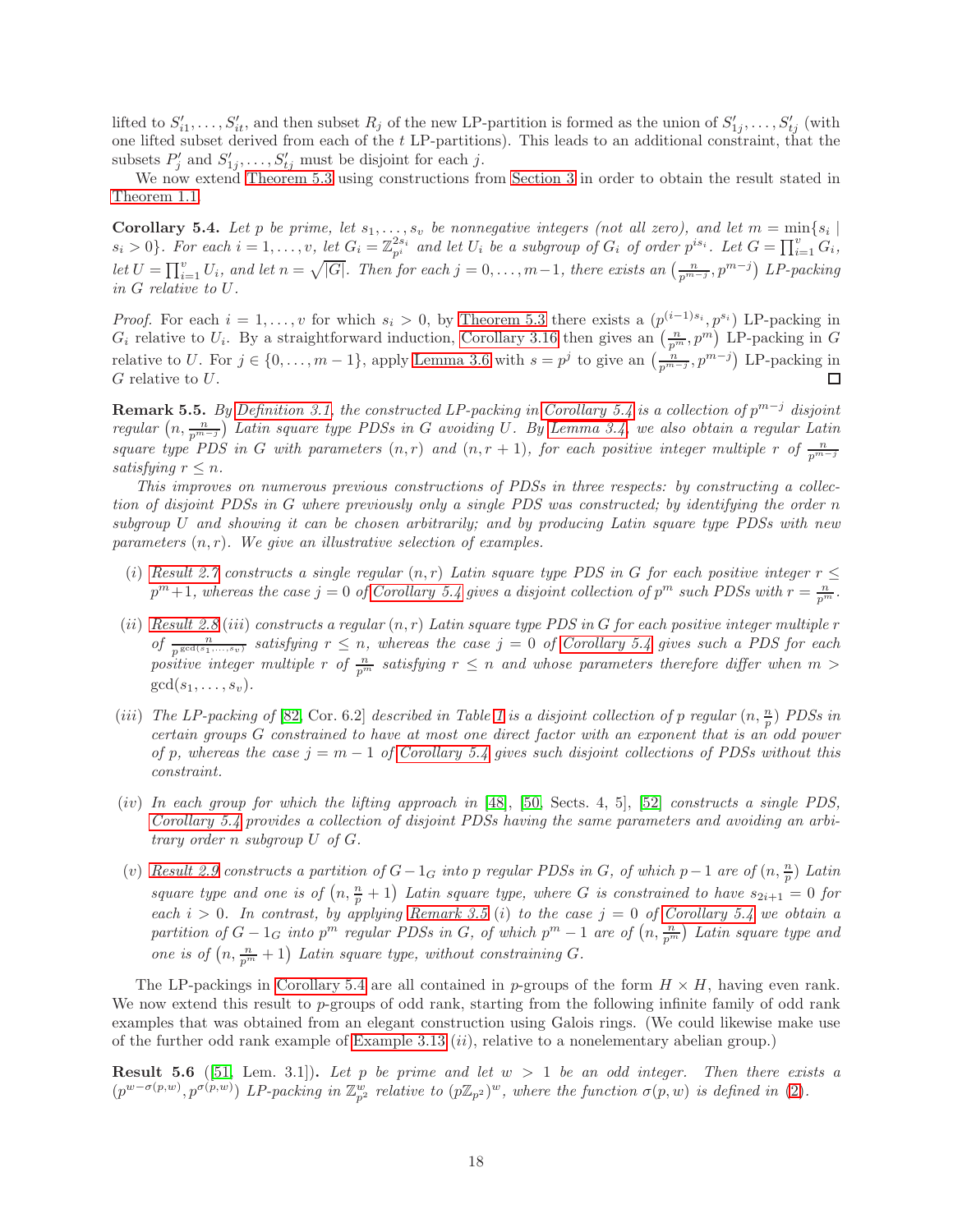lifted to $S'_{i1}, \dots, S'_{it}$, and then subset $R_j$ of the new LP-partition is formed as the union of $S'_{1j}, \dots, S'_{tj}$ (with one lifted subset derived from each of the $t$ LP-partitions). This leads to an additional constraint, that the subsets $P'_j$ and $S'_{1j}, \dots, S'_{tj}$ must be disjoint for each $j$.

We now extend Theorem 5.3 using constructions from Section 3 in order to obtain the result stated in Theorem 1.1.

**Corollary 5.4.** *Let $p$ be prime, let $s_1, \dots, s_v$ be nonnegative integers (not all zero), and let $m = \min\{s_i \mid s_i > 0\}$. For each $i = 1, \dots, v$, let $G_i = \mathbb{Z}_{p^i}^{2s_i}$ and let $U_i$ be a subgroup of $G_i$ of order $p^{is_i}$. Let $G = \prod_{i=1}^{v} G_i$, let $U = \prod_{i=1}^{v} U_i$, and let $n = \sqrt{|G|}$. Then for each $j = 0, \dots, m-1$, there exists an $\left(\frac{n}{p^{m-j}}, p^{m-j}\right)$ LP-packing in $G$ relative to $U$.*

*Proof.* For each $i = 1, \dots, v$ for which $s_i > 0$, by Theorem 5.3 there exists a $(p^{(i-1)s_i}, p^{s_i})$ LP-packing in $G_i$ relative to $U_i$. By a straightforward induction, Corollary 3.16 then gives an $\left(\frac{n}{p^m}, p^m\right)$ LP-packing in $G$ relative to $U$. For $j \in \{0, \dots, m-1\}$, apply Lemma 3.6 with $s = p^j$ to give an $\left(\frac{n}{p^{m-j}}, p^{m-j}\right)$ LP-packing in $G$ relative to $U$. $\square$

**Remark 5.5.** *By Definition 3.1, the constructed LP-packing in Corollary 5.4 is a collection of $p^{m-j}$ disjoint regular $\left(n, \frac{n}{p^{m-j}}\right)$ Latin square type PDSs in $G$ avoiding $U$. By Lemma 3.4, we also obtain a regular Latin square type PDS in $G$ with parameters $(n, r)$ and $(n, r+1)$, for each positive integer multiple $r$ of $\frac{n}{p^{m-j}}$ satisfying $r \le n$.*

*This improves on numerous previous constructions of PDSs in three respects: by constructing a collection of disjoint PDSs in $G$ where previously only a single PDS was constructed; by identifying the order $n$ subgroup $U$ and showing it can be chosen arbitrarily; and by producing Latin square type PDSs with new parameters $(n, r)$. We give an illustrative selection of examples.*

- *(i) Result 2.7 constructs a single regular $(n, r)$ Latin square type PDS in $G$ for each positive integer $r \le p^m + 1$, whereas the case $j = 0$ of Corollary 5.4 gives a disjoint collection of $p^m$ such PDSs with $r = \frac{n}{p^m}$.*
- *(ii) Result 2.8 (iii) constructs a regular $(n, r)$ Latin square type PDS in $G$ for each positive integer multiple $r$ of $\frac{n}{p^{\gcd(s_1, \dots, s_v)}}$ satisfying $r \le n$, whereas the case $j = 0$ of Corollary 5.4 gives such a PDS for each positive integer multiple $r$ of $\frac{n}{p^m}$ satisfying $r \le n$ and whose parameters therefore differ when $m > \gcd(s_1, \dots, s_v)$.*
- *(iii) The LP-packing of [82, Cor. 6.2] described in Table 1 is a disjoint collection of $p$ regular $(n, \frac{n}{p})$ PDSs in certain groups $G$ constrained to have at most one direct factor with an exponent that is an odd power of $p$, whereas the case $j = m-1$ of Corollary 5.4 gives such disjoint collections of PDSs without this constraint.*
- *(iv) In each group for which the lifting approach in [48], [50, Sects. 4, 5], [52] constructs a single PDS, Corollary 5.4 provides a collection of disjoint PDSs having the same parameters and avoiding an arbitrary order $n$ subgroup $U$ of $G$.*
- *(v) Result 2.9 constructs a partition of $G - 1_G$ into $p$ regular PDSs in $G$, of which $p-1$ are of $(n, \frac{n}{p})$ Latin square type and one is of $\left(n, \frac{n}{p} + 1\right)$ Latin square type, where $G$ is constrained to have $s_{2i+1} = 0$ for each $i > 0$. In contrast, by applying Remark 3.5 (i) to the case $j = 0$ of Corollary 5.4 we obtain a partition of $G - 1_G$ into $p^m$ regular PDSs in $G$, of which $p^m - 1$ are of $\left(n, \frac{n}{p^m}\right)$ Latin square type and one is of $\left(n, \frac{n}{p^m} + 1\right)$ Latin square type, without constraining $G$.*

The LP-packings in Corollary 5.4 are all contained in $p$-groups of the form $H \times H$, having even rank. We now extend this result to $p$-groups of odd rank, starting from the following infinite family of odd rank examples that was obtained from an elegant construction using Galois rings. (We could likewise make use of the further odd rank example of Example 3.13 (ii), relative to a nonelementary abelian group.)

**Result 5.6** ([51, Lem. 3.1])**.** *Let $p$ be prime and let $w > 1$ be an odd integer. Then there exists a $(p^{w-\sigma(p,w)}, p^{\sigma(p,w)})$ LP-packing in $\mathbb{Z}_{p^2}^w$ relative to $(p\mathbb{Z}_{p^2})^w$, where the function $\sigma(p, w)$ is defined in (2).*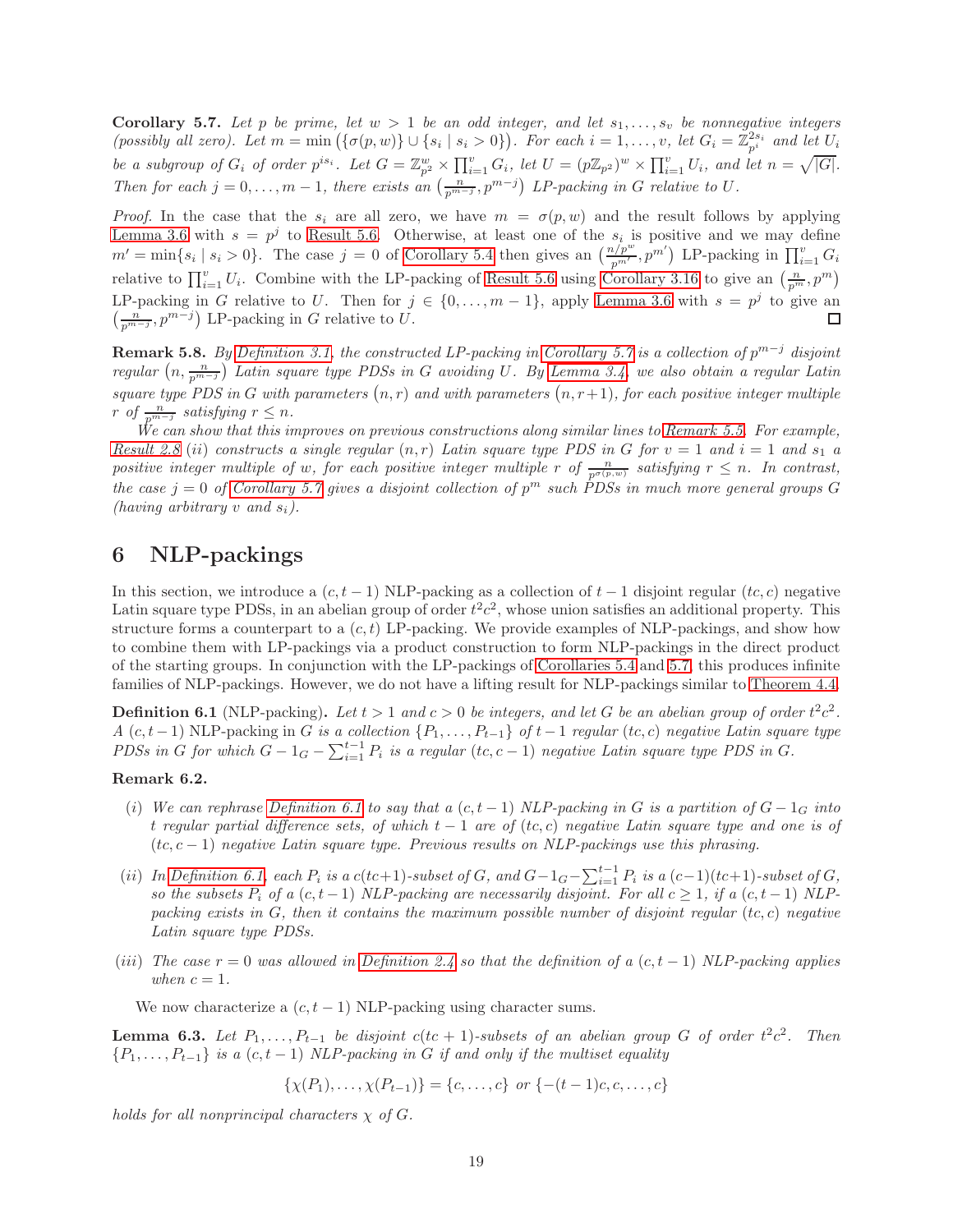**Corollary 5.7.** *Let $p$ be prime, let $w > 1$ be an odd integer, and let $s_1, \dots, s_v$ be nonnegative integers (possibly all zero). Let $m = \min\left(\{\sigma(p,w)\} \cup \{s_i \mid s_i > 0\}\right)$. For each $i = 1, \dots, v$, let $G_i = \mathbb{Z}_{p^i}^{2s_i}$ and let $U_i$ be a subgroup of $G_i$ of order $p^{is_i}$. Let $G = \mathbb{Z}_{p^2}^w \times \prod_{i=1}^v G_i$, let $U = (p\mathbb{Z}_{p^2})^w \times \prod_{i=1}^v U_i$, and let $n = \sqrt{|G|}$. Then for each $j = 0, \dots, m-1$, there exists an $\left(\frac{n}{p^{m-j}}, p^{m-j}\right)$ LP-packing in $G$ relative to $U$.*

*Proof.* In the case that the $s_i$ are all zero, we have $m = \sigma(p,w)$ and the result follows by applying Lemma 3.6 with $s = p^j$ to Result 5.6. Otherwise, at least one of the $s_i$ is positive and we may define $m' = \min\{s_i \mid s_i > 0\}$. The case $j = 0$ of Corollary 5.4 then gives an $\left(\frac{n/p^w}{p^{m'}}, p^{m'}\right)$ LP-packing in $\prod_{i=1}^v G_i$ relative to $\prod_{i=1}^v U_i$. Combine with the LP-packing of Result 5.6 using Corollary 3.16 to give an $\left(\frac{n}{p^m}, p^m\right)$ LP-packing in $G$ relative to $U$. Then for $j \in \{0, \dots, m-1\}$, apply Lemma 3.6 with $s = p^j$ to give an $\left(\frac{n}{p^{m-j}}, p^{m-j}\right)$ LP-packing in $G$ relative to $U$. □

**Remark 5.8.** *By Definition 3.1, the constructed LP-packing in Corollary 5.7 is a collection of $p^{m-j}$ disjoint regular $\left(n, \frac{n}{p^{m-j}}\right)$ Latin square type PDSs in $G$ avoiding $U$. By Lemma 3.4, we also obtain a regular Latin square type PDS in $G$ with parameters $(n, r)$ and with parameters $(n, r+1)$, for each positive integer multiple $r$ of $\frac{n}{p^{m-j}}$ satisfying $r \le n$.*

*We can show that this improves on previous constructions along similar lines to Remark 5.5. For example, Result 2.8 (ii) constructs a single regular $(n, r)$ Latin square type PDS in $G$ for $v = 1$ and $i = 1$ and $s_1$ a positive integer multiple of $w$, for each positive integer multiple $r$ of $\frac{n}{p^{\sigma(p,w)}}$ satisfying $r \le n$. In contrast, the case $j = 0$ of Corollary 5.7 gives a disjoint collection of $p^m$ such PDSs in much more general groups $G$ (having arbitrary $v$ and $s_i$).*

# 6 NLP-packings

In this section, we introduce a $(c, t-1)$ NLP-packing as a collection of $t-1$ disjoint regular $(tc, c)$ negative Latin square type PDSs, in an abelian group of order $t^2c^2$, whose union satisfies an additional property. This structure forms a counterpart to a $(c, t)$ LP-packing. We provide examples of NLP-packings, and show how to combine them with LP-packings via a product construction to form NLP-packings in the direct product of the starting groups. In conjunction with the LP-packings of Corollaries 5.4 and 5.7, this produces infinite families of NLP-packings. However, we do not have a lifting result for NLP-packings similar to Theorem 4.4.

**Definition 6.1** (NLP-packing)**.** *Let $t > 1$ and $c > 0$ be integers, and let $G$ be an abelian group of order $t^2c^2$. A $(c, t-1)$ NLP-packing in $G$ is a collection $\{P_1, \dots, P_{t-1}\}$ of $t-1$ regular $(tc, c)$ negative Latin square type PDSs in $G$ for which $G - 1_G - \sum_{i=1}^{t-1} P_i$ is a regular $(tc, c-1)$ negative Latin square type PDS in $G$.*

**Remark 6.2.**

- (i) *We can rephrase Definition 6.1 to say that a $(c, t-1)$ NLP-packing in $G$ is a partition of $G - 1_G$ into $t$ regular partial difference sets, of which $t-1$ are of $(tc, c)$ negative Latin square type and one is of $(tc, c-1)$ negative Latin square type. Previous results on NLP-packings use this phrasing.*
- (ii) *In Definition 6.1, each $P_i$ is a $c(tc+1)$-subset of $G$, and $G - 1_G - \sum_{i=1}^{t-1} P_i$ is a $(c-1)(tc+1)$-subset of $G$, so the subsets $P_i$ of a $(c, t-1)$ NLP-packing are necessarily disjoint. For all $c \ge 1$, if a $(c, t-1)$ NLP-packing exists in $G$, then it contains the maximum possible number of disjoint regular $(tc, c)$ negative Latin square type PDSs.*
- (iii) *The case $r = 0$ was allowed in Definition 2.4 so that the definition of a $(c, t-1)$ NLP-packing applies when $c = 1$.*

We now characterize a $(c, t-1)$ NLP-packing using character sums.

**Lemma 6.3.** *Let $P_1, \dots, P_{t-1}$ be disjoint $c(tc+1)$-subsets of an abelian group $G$ of order $t^2c^2$. Then $\{P_1, \dots, P_{t-1}\}$ is a $(c, t-1)$ NLP-packing in $G$ if and only if the multiset equality*

$$\{\chi(P_1), \dots, \chi(P_{t-1})\} = \{c, \dots, c\} \text{ or } \{-(t-1)c, c, \dots, c\}$$

*holds for all nonprincipal characters $\chi$ of $G$.*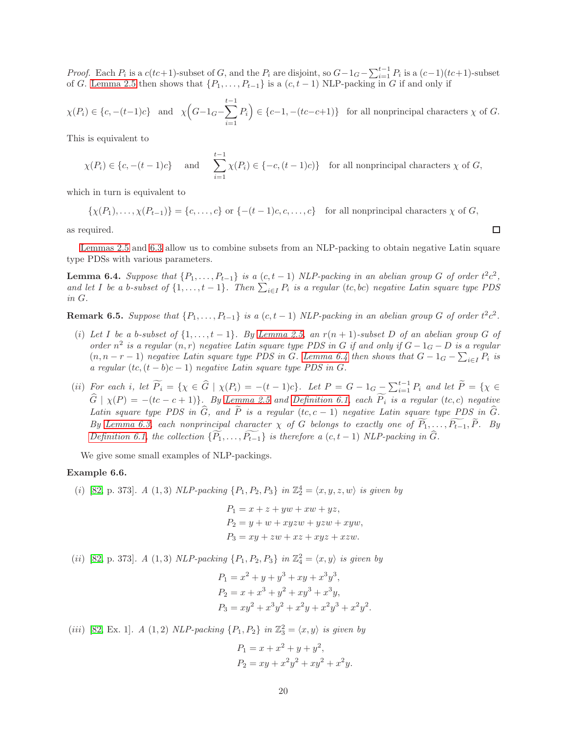*Proof.* Each $P_i$ is a $c(tc+1)$-subset of $G$, and the $P_i$ are disjoint, so $G - 1_G - \sum_{i=1}^{t-1} P_i$ is a $(c-1)(tc+1)$-subset of $G$. Lemma 2.5 then shows that $\{P_1, \dots, P_{t-1}\}$ is a $(c, t-1)$ NLP-packing in $G$ if and only if

$$\chi(P_i) \in \{c, -(t-1)c\} \quad \text{and} \quad \chi\Big(G - 1_G - \sum_{i=1}^{t-1} P_i\Big) \in \{c-1, -(tc-c+1)\} \quad \text{for all nonprincipal characters } \chi \text{ of } G.$$

This is equivalent to

$$\chi(P_i) \in \{c, -(t-1)c\} \quad \text{and} \quad \sum_{i=1}^{t-1} \chi(P_i) \in \{-c, (t-1)c\} \quad \text{for all nonprincipal characters } \chi \text{ of } G,$$

which in turn is equivalent to

$$\{\chi(P_1), \dots, \chi(P_{t-1})\} = \{c, \dots, c\} \text{ or } \{-(t-1)c, c, \dots, c\} \quad \text{for all nonprincipal characters } \chi \text{ of } G,$$

as required. □

Lemmas 2.5 and 6.3 allow us to combine subsets from an NLP-packing to obtain negative Latin square type PDSs with various parameters.

**Lemma 6.4.** *Suppose that $\{P_1, \dots, P_{t-1}\}$ is a $(c, t-1)$ NLP-packing in an abelian group $G$ of order $t^2c^2$, and let $I$ be a $b$-subset of $\{1, \dots, t-1\}$. Then $\sum_{i \in I} P_i$ is a regular $(tc, bc)$ negative Latin square type PDS in $G$.*

**Remark 6.5.** *Suppose that $\{P_1, \dots, P_{t-1}\}$ is a $(c, t-1)$ NLP-packing in an abelian group $G$ of order $t^2c^2$.*

(*i*) *Let $I$ be a $b$-subset of $\{1, \dots, t-1\}$. By Lemma 2.5, an $r(n+1)$-subset $D$ of an abelian group $G$ of order $n^2$ is a regular $(n, r)$ negative Latin square type PDS in $G$ if and only if $G - 1_G - D$ is a regular $(n, n-r-1)$ negative Latin square type PDS in $G$. Lemma 6.4 then shows that $G - 1_G - \sum_{i \in I} P_i$ is a regular $(tc, (t-b)c-1)$ negative Latin square type PDS in $G$.*

(*ii*) *For each $i$, let $\widetilde{P_i} = \{\chi \in \widehat{G} \mid \chi(P_i) = -(t-1)c\}$. Let $P = G - 1_G - \sum_{i=1}^{t-1} P_i$ and let $\widetilde{P} = \{\chi \in \widehat{G} \mid \chi(P) = -(tc-c+1)\}$. By Lemma 2.5 and Definition 6.1, each $\widetilde{P_i}$ is a regular $(tc, c)$ negative Latin square type PDS in $\widehat{G}$, and $\widetilde{P}$ is a regular $(tc, c-1)$ negative Latin square type PDS in $\widehat{G}$. By Lemma 6.3, each nonprincipal character $\chi$ of $G$ belongs to exactly one of $\widetilde{P_1}, \dots, \widetilde{P_{t-1}}, \widetilde{P}$. By Definition 6.1, the collection $\{\widetilde{P_1}, \dots, \widetilde{P_{t-1}}\}$ is therefore a $(c, t-1)$ NLP-packing in $\widehat{G}$.*

We give some small examples of NLP-packings.

**Example 6.6.**

(*i*) [82, p. 373]. *A $(1, 3)$ NLP-packing $\{P_1, P_2, P_3\}$ in $\mathbb{Z}_2^4 = \langle x, y, z, w \rangle$ is given by*

$$\begin{aligned}
P_1 &= x + z + yw + xw + yz, \\
P_2 &= y + w + xyzw + yzw + xyw, \\
P_3 &= xy + zw + xz + xyz + xzw.
\end{aligned}$$

(*ii*) [82, p. 373]. *A $(1, 3)$ NLP-packing $\{P_1, P_2, P_3\}$ in $\mathbb{Z}_4^2 = \langle x, y \rangle$ is given by*

$$\begin{aligned}
P_1 &= x^2 + y + y^3 + xy + x^3y^3, \\
P_2 &= x + x^3 + y^2 + xy^3 + x^3y, \\
P_3 &= xy^2 + x^3y^2 + x^2y + x^2y^3 + x^2y^2.
\end{aligned}$$

(*iii*) [82, Ex. 1]. *A $(1, 2)$ NLP-packing $\{P_1, P_2\}$ in $\mathbb{Z}_3^2 = \langle x, y \rangle$ is given by*

$$\begin{aligned}
P_1 &= x + x^2 + y + y^2, \\
P_2 &= xy + x^2y^2 + xy^2 + x^2y.
\end{aligned}$$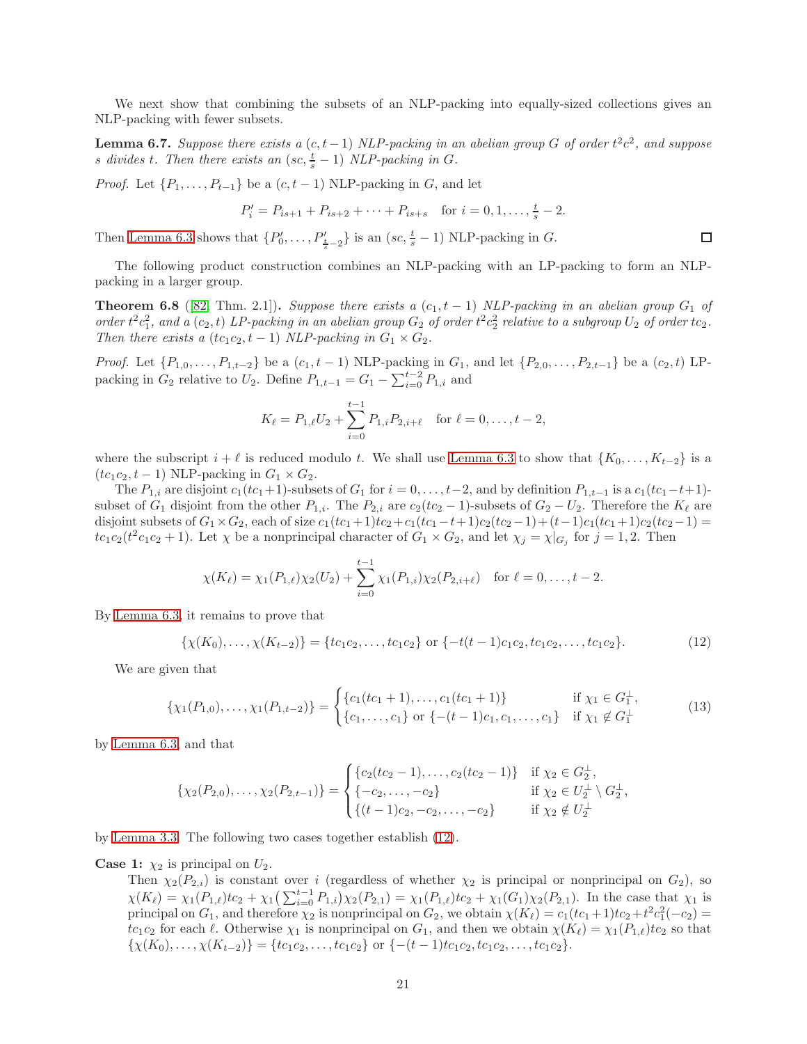We next show that combining the subsets of an NLP-packing into equally-sized collections gives an NLP-packing with fewer subsets.

**Lemma 6.7.** *Suppose there exists a $(c, t-1)$ NLP-packing in an abelian group $G$ of order $t^2c^2$, and suppose $s$ divides $t$. Then there exists an $(sc, \frac{t}{s}-1)$ NLP-packing in $G$.*

*Proof.* Let $\{P_1, \dots, P_{t-1}\}$ be a $(c, t-1)$ NLP-packing in $G$, and let

$$P'_i = P_{is+1} + P_{is+2} + \cdots + P_{is+s} \quad \text{for } i = 0, 1, \dots, \tfrac{t}{s} - 2.$$

Then Lemma 6.3 shows that $\{P'_0, \dots, P'_{\frac{t}{s}-2}\}$ is an $(sc, \frac{t}{s}-1)$ NLP-packing in $G$. □

The following product construction combines an NLP-packing with an LP-packing to form an NLP-packing in a larger group.

**Theorem 6.8** ([82, Thm. 2.1]). *Suppose there exists a $(c_1, t-1)$ NLP-packing in an abelian group $G_1$ of order $t^2c_1^2$, and a $(c_2, t)$ LP-packing in an abelian group $G_2$ of order $t^2c_2^2$ relative to a subgroup $U_2$ of order $tc_2$. Then there exists a $(tc_1c_2, t-1)$ NLP-packing in $G_1 \times G_2$.*

*Proof.* Let $\{P_{1,0}, \dots, P_{1,t-2}\}$ be a $(c_1, t-1)$ NLP-packing in $G_1$, and let $\{P_{2,0}, \dots, P_{2,t-1}\}$ be a $(c_2, t)$ LP-packing in $G_2$ relative to $U_2$. Define $P_{1,t-1} = G_1 - \sum_{i=0}^{t-2} P_{1,i}$ and

$$K_\ell = P_{1,\ell}U_2 + \sum_{i=0}^{t-1} P_{1,i}P_{2,i+\ell} \quad \text{for } \ell = 0, \dots, t-2,$$

where the subscript $i + \ell$ is reduced modulo $t$. We shall use Lemma 6.3 to show that $\{K_0, \dots, K_{t-2}\}$ is a $(tc_1c_2, t-1)$ NLP-packing in $G_1 \times G_2$.

The $P_{1,i}$ are disjoint $c_1(tc_1+1)$-subsets of $G_1$ for $i = 0, \dots, t-2$, and by definition $P_{1,t-1}$ is a $c_1(tc_1-t+1)$-subset of $G_1$ disjoint from the other $P_{1,i}$. The $P_{2,i}$ are $c_2(tc_2-1)$-subsets of $G_2 - U_2$. Therefore the $K_\ell$ are disjoint subsets of $G_1 \times G_2$, each of size $c_1(tc_1+1)tc_2 + c_1(tc_1-t+1)c_2(tc_2-1) + (t-1)c_1(tc_1+1)c_2(tc_2-1) = tc_1c_2(t^2c_1c_2+1)$. Let $\chi$ be a nonprincipal character of $G_1 \times G_2$, and let $\chi_j = \chi|_{G_j}$ for $j = 1, 2$. Then

$$\chi(K_\ell) = \chi_1(P_{1,\ell})\chi_2(U_2) + \sum_{i=0}^{t-1} \chi_1(P_{1,i})\chi_2(P_{2,i+\ell}) \quad \text{for } \ell = 0, \dots, t-2.$$

By Lemma 6.3, it remains to prove that

$$\{\chi(K_0), \dots, \chi(K_{t-2})\} = \{tc_1c_2, \dots, tc_1c_2\} \text{ or } \{-t(t-1)c_1c_2, tc_1c_2, \dots, tc_1c_2\}. \tag{12}$$

We are given that

$$\{\chi_1(P_{1,0}), \dots, \chi_1(P_{1,t-2})\} = \begin{cases} \{c_1(tc_1+1), \dots, c_1(tc_1+1)\} & \text{if } \chi_1 \in G_1^\perp, \\ \{c_1, \dots, c_1\} \text{ or } \{-(t-1)c_1, c_1, \dots, c_1\} & \text{if } \chi_1 \notin G_1^\perp \end{cases} \tag{13}$$

by Lemma 6.3, and that

$$\{\chi_2(P_{2,0}), \dots, \chi_2(P_{2,t-1})\} = \begin{cases} \{c_2(tc_2-1), \dots, c_2(tc_2-1)\} & \text{if } \chi_2 \in G_2^\perp, \\ \{-c_2, \dots, -c_2\} & \text{if } \chi_2 \in U_2^\perp \setminus G_2^\perp, \\ \{(t-1)c_2, -c_2, \dots, -c_2\} & \text{if } \chi_2 \notin U_2^\perp \end{cases}$$

by Lemma 3.3. The following two cases together establish (12).

**Case 1:** $\chi_2$ is principal on $U_2$.

Then $\chi_2(P_{2,i})$ is constant over $i$ (regardless of whether $\chi_2$ is principal or nonprincipal on $G_2$), so $\chi(K_\ell) = \chi_1(P_{1,\ell})tc_2 + \chi_1\big(\sum_{i=0}^{t-1} P_{1,i}\big)\chi_2(P_{2,1}) = \chi_1(P_{1,\ell})tc_2 + \chi_1(G_1)\chi_2(P_{2,1})$. In the case that $\chi_1$ is principal on $G_1$, and therefore $\chi_2$ is nonprincipal on $G_2$, we obtain $\chi(K_\ell) = c_1(tc_1+1)tc_2 + t^2c_1^2(-c_2) = tc_1c_2$ for each $\ell$. Otherwise $\chi_1$ is nonprincipal on $G_1$, and then we obtain $\chi(K_\ell) = \chi_1(P_{1,\ell})tc_2$ so that $\{\chi(K_0), \dots, \chi(K_{t-2})\} = \{tc_1c_2, \dots, tc_1c_2\}$ or $\{-(t-1)tc_1c_2, tc_1c_2, \dots, tc_1c_2\}$.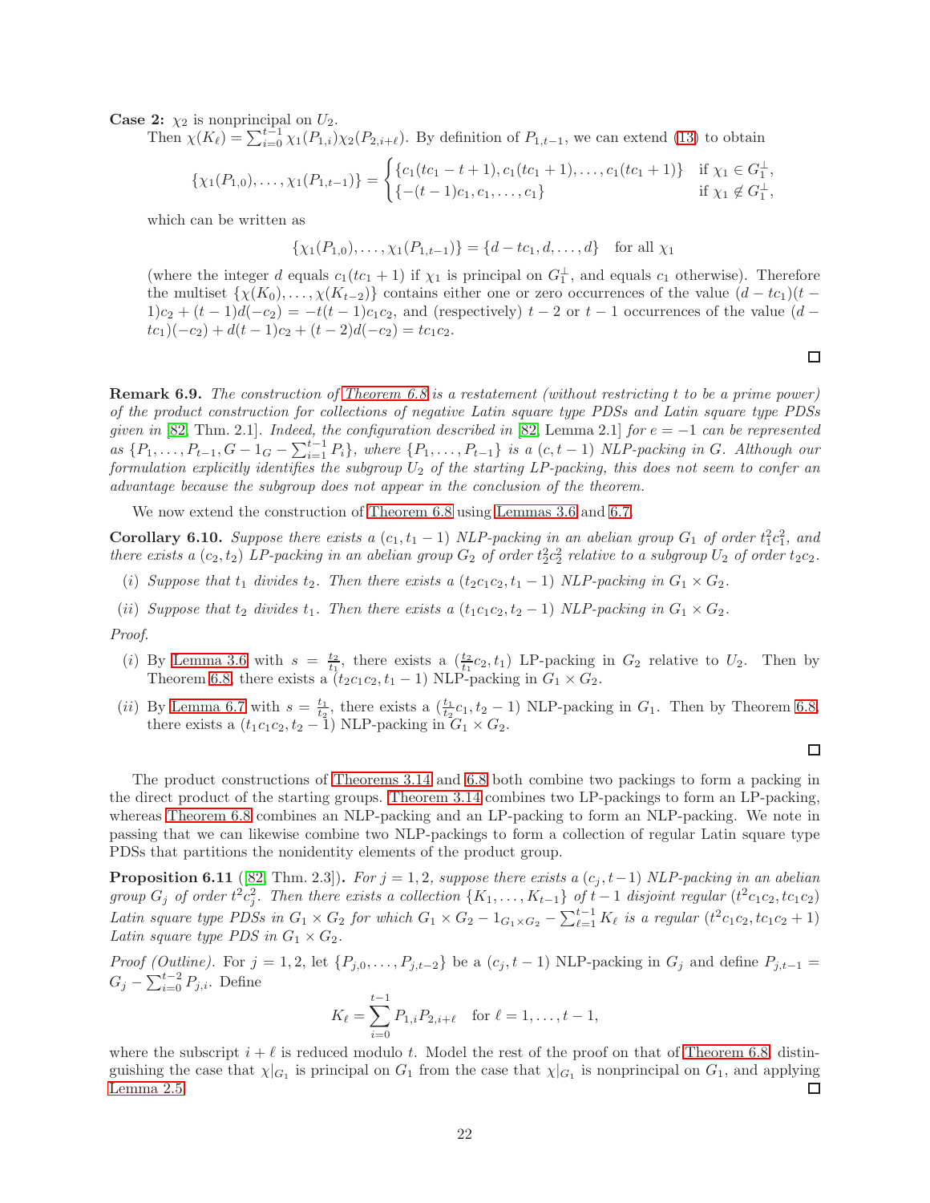**Case 2:** $\chi_2$ is nonprincipal on $U_2$.

Then $\chi(K_\ell) = \sum_{i=0}^{t-1} \chi_1(P_{1,i})\chi_2(P_{2,i+\ell})$. By definition of $P_{1,t-1}$, we can extend (13) to obtain

$$\{\chi_1(P_{1,0}), \dots, \chi_1(P_{1,t-1})\} = \begin{cases} \{c_1(tc_1 - t + 1), c_1(tc_1 + 1), \dots, c_1(tc_1 + 1)\} & \text{if } \chi_1 \in G_1^\perp, \\ \{-(t-1)c_1, c_1, \dots, c_1\} & \text{if } \chi_1 \notin G_1^\perp, \end{cases}$$

which can be written as

$$\{\chi_1(P_{1,0}), \dots, \chi_1(P_{1,t-1})\} = \{d - tc_1, d, \dots, d\} \quad \text{for all } \chi_1$$

(where the integer $d$ equals $c_1(tc_1+1)$ if $\chi_1$ is principal on $G_1^\perp$, and equals $c_1$ otherwise). Therefore the multiset $\{\chi(K_0), \dots, \chi(K_{t-2})\}$ contains either one or zero occurrences of the value $(d - tc_1)(t-1)c_2 + (t-1)d(-c_2) = -t(t-1)c_1c_2$, and (respectively) $t-2$ or $t-1$ occurrences of the value $(d - tc_1)(-c_2) + d(t-1)c_2 + (t-2)d(-c_2) = tc_1c_2$.

□

**Remark 6.9.** *The construction of Theorem 6.8 is a restatement (without restricting $t$ to be a prime power) of the product construction for collections of negative Latin square type PDSs and Latin square type PDSs given in [82, Thm. 2.1]. Indeed, the configuration described in [82, Lemma 2.1] for $e = -1$ can be represented as $\{P_1, \dots, P_{t-1}, G - 1_G - \sum_{i=1}^{t-1} P_i\}$, where $\{P_1, \dots, P_{t-1}\}$ is a $(c, t-1)$ NLP-packing in $G$. Although our formulation explicitly identifies the subgroup $U_2$ of the starting LP-packing, this does not seem to confer an advantage because the subgroup does not appear in the conclusion of the theorem.*

We now extend the construction of Theorem 6.8 using Lemmas 3.6 and 6.7.

**Corollary 6.10.** *Suppose there exists a $(c_1, t_1 - 1)$ NLP-packing in an abelian group $G_1$ of order $t_1^2 c_1^2$, and there exists a $(c_2, t_2)$ LP-packing in an abelian group $G_2$ of order $t_2^2 c_2^2$ relative to a subgroup $U_2$ of order $t_2 c_2$.*

*(i) Suppose that $t_1$ divides $t_2$. Then there exists a $(t_2 c_1 c_2, t_1 - 1)$ NLP-packing in $G_1 \times G_2$.*

*(ii) Suppose that $t_2$ divides $t_1$. Then there exists a $(t_1 c_1 c_2, t_2 - 1)$ NLP-packing in $G_1 \times G_2$.*

*Proof.*

(i) By Lemma 3.6 with $s = \frac{t_2}{t_1}$, there exists a $(\frac{t_2}{t_1}c_2, t_1)$ LP-packing in $G_2$ relative to $U_2$. Then by Theorem 6.8, there exists a $(t_2 c_1 c_2, t_1 - 1)$ NLP-packing in $G_1 \times G_2$.

(ii) By Lemma 6.7 with $s = \frac{t_1}{t_2}$, there exists a $(\frac{t_1}{t_2}c_1, t_2 - 1)$ NLP-packing in $G_1$. Then by Theorem 6.8, there exists a $(t_1 c_1 c_2, t_2 - 1)$ NLP-packing in $G_1 \times G_2$.

□

The product constructions of Theorems 3.14 and 6.8 both combine two packings to form a packing in the direct product of the starting groups. Theorem 3.14 combines two LP-packings to form an LP-packing, whereas Theorem 6.8 combines an NLP-packing and an LP-packing to form an NLP-packing. We note in passing that we can likewise combine two NLP-packings to form a collection of regular Latin square type PDSs that partitions the nonidentity elements of the product group.

**Proposition 6.11** ([82, Thm. 2.3])**.** *For $j = 1, 2$, suppose there exists a $(c_j, t-1)$ NLP-packing in an abelian group $G_j$ of order $t^2 c_j^2$. Then there exists a collection $\{K_1, \dots, K_{t-1}\}$ of $t-1$ disjoint regular $(t^2 c_1 c_2, tc_1 c_2)$ Latin square type PDSs in $G_1 \times G_2$ for which $G_1 \times G_2 - 1_{G_1 \times G_2} - \sum_{\ell=1}^{t-1} K_\ell$ is a regular $(t^2 c_1 c_2, tc_1 c_2 + 1)$ Latin square type PDS in $G_1 \times G_2$.*

*Proof (Outline).* For $j = 1, 2$, let $\{P_{j,0}, \dots, P_{j,t-2}\}$ be a $(c_j, t-1)$ NLP-packing in $G_j$ and define $P_{j,t-1} = G_j - \sum_{i=0}^{t-2} P_{j,i}$. Define

$$K_\ell = \sum_{i=0}^{t-1} P_{1,i} P_{2,i+\ell} \quad \text{for } \ell = 1, \dots, t-1,$$

where the subscript $i + \ell$ is reduced modulo $t$. Model the rest of the proof on that of Theorem 6.8, distinguishing the case that $\chi|_{G_1}$ is principal on $G_1$ from the case that $\chi|_{G_1}$ is nonprincipal on $G_1$, and applying Lemma 2.5.

□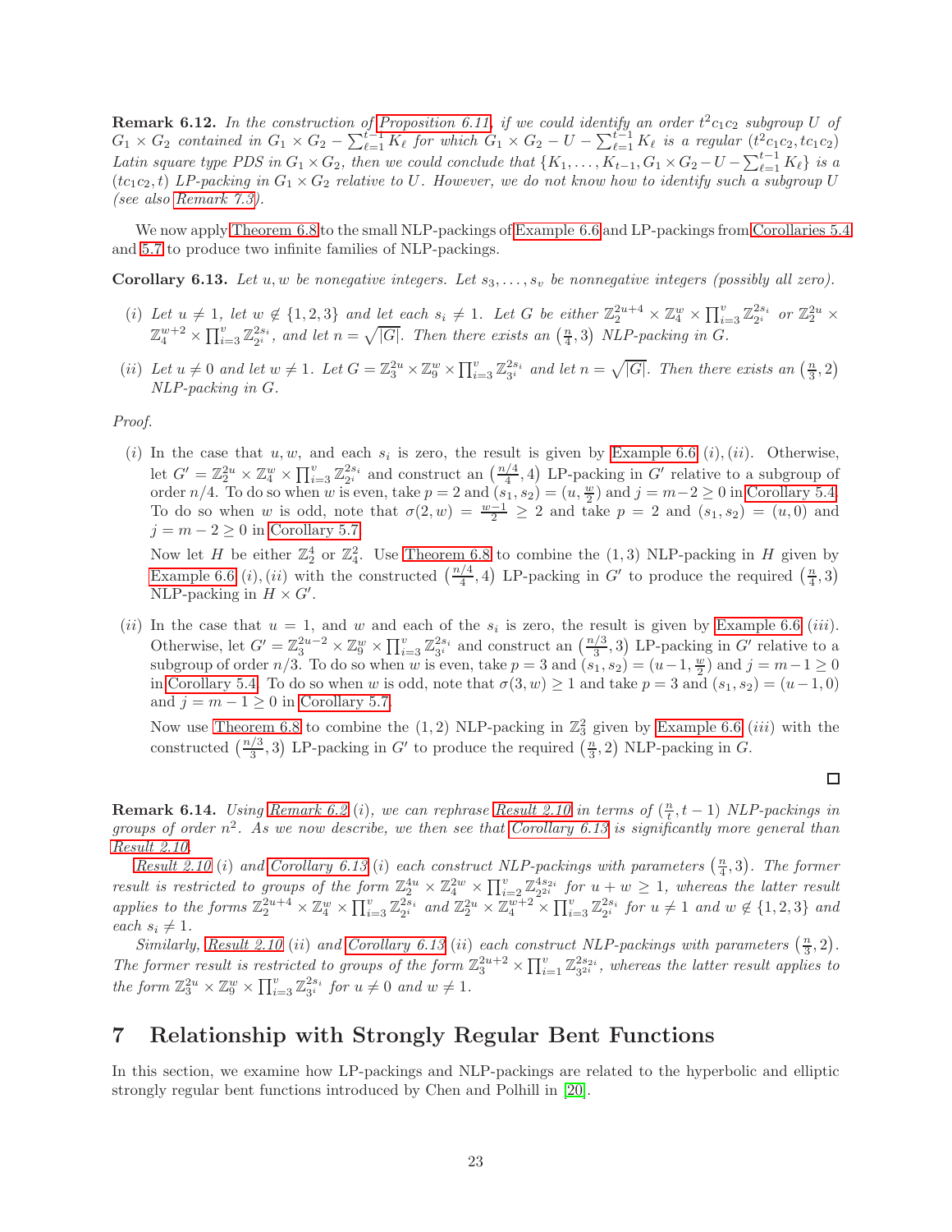**Remark 6.12.** *In the construction of Proposition 6.11, if we could identify an order $t^2c_1c_2$ subgroup $U$ of $G_1 \times G_2$ contained in $G_1 \times G_2 - \sum_{\ell=1}^{t-1} K_\ell$ for which $G_1 \times G_2 - U - \sum_{\ell=1}^{t-1} K_\ell$ is a regular $(t^2c_1c_2, tc_1c_2)$ Latin square type PDS in $G_1 \times G_2$, then we could conclude that $\{K_1, \dots, K_{t-1}, G_1 \times G_2 - U - \sum_{\ell=1}^{t-1} K_\ell\}$ is a $(tc_1c_2, t)$ LP-packing in $G_1 \times G_2$ relative to $U$. However, we do not know how to identify such a subgroup $U$ (see also Remark 7.3).*

We now apply Theorem 6.8 to the small NLP-packings of Example 6.6 and LP-packings from Corollaries 5.4 and 5.7 to produce two infinite families of NLP-packings.

**Corollary 6.13.** *Let $u, w$ be nonnegative integers. Let $s_3, \dots, s_v$ be nonnegative integers (possibly all zero).*

*(i) Let $u \neq 1$, let $w \notin \{1, 2, 3\}$ and let each $s_i \neq 1$. Let $G$ be either $\mathbb{Z}_2^{2u+4} \times \mathbb{Z}_4^w \times \prod_{i=3}^v \mathbb{Z}_{2^i}^{2s_i}$ or $\mathbb{Z}_2^{2u} \times \mathbb{Z}_4^{w+2} \times \prod_{i=3}^v \mathbb{Z}_{2^i}^{2s_i}$, and let $n = \sqrt{|G|}$. Then there exists an $\left(\frac{n}{4}, 3\right)$ NLP-packing in $G$.*

*(ii) Let $u \neq 0$ and let $w \neq 1$. Let $G = \mathbb{Z}_3^{2u} \times \mathbb{Z}_9^w \times \prod_{i=3}^v \mathbb{Z}_{3^i}^{2s_i}$ and let $n = \sqrt{|G|}$. Then there exists an $\left(\frac{n}{3}, 2\right)$ NLP-packing in $G$.*

*Proof.*

(i) In the case that $u, w$, and each $s_i$ is zero, the result is given by Example 6.6 $(i), (ii)$. Otherwise, let $G' = \mathbb{Z}_2^{2u} \times \mathbb{Z}_4^w \times \prod_{i=3}^v \mathbb{Z}_{2^i}^{2s_i}$ and construct an $\left(\frac{n/4}{4}, 4\right)$ LP-packing in $G'$ relative to a subgroup of order $n/4$. To do so when $w$ is even, take $p = 2$ and $(s_1, s_2) = (u, \frac{w}{2})$ and $j = m-2 \geq 0$ in Corollary 5.4. To do so when $w$ is odd, note that $\sigma(2, w) = \frac{w-1}{2} \geq 2$ and take $p = 2$ and $(s_1, s_2) = (u, 0)$ and $j = m - 2 \geq 0$ in Corollary 5.7.

Now let $H$ be either $\mathbb{Z}_2^4$ or $\mathbb{Z}_4^2$. Use Theorem 6.8 to combine the $(1, 3)$ NLP-packing in $H$ given by Example 6.6 $(i), (ii)$ with the constructed $\left(\frac{n/4}{4}, 4\right)$ LP-packing in $G'$ to produce the required $\left(\frac{n}{4}, 3\right)$ NLP-packing in $H \times G'$.

(ii) In the case that $u = 1$, and $w$ and each of the $s_i$ is zero, the result is given by Example 6.6 $(iii)$. Otherwise, let $G' = \mathbb{Z}_3^{2u-2} \times \mathbb{Z}_9^w \times \prod_{i=3}^v \mathbb{Z}_{3^i}^{2s_i}$ and construct an $\left(\frac{n/3}{3}, 3\right)$ LP-packing in $G'$ relative to a subgroup of order $n/3$. To do so when $w$ is even, take $p = 3$ and $(s_1, s_2) = (u-1, \frac{w}{2})$ and $j = m - 1 \geq 0$ in Corollary 5.4. To do so when $w$ is odd, note that $\sigma(3, w) \geq 1$ and take $p = 3$ and $(s_1, s_2) = (u-1, 0)$ and $j = m - 1 \geq 0$ in Corollary 5.7.

Now use Theorem 6.8 to combine the $(1, 2)$ NLP-packing in $\mathbb{Z}_3^2$ given by Example 6.6 $(iii)$ with the constructed $\left(\frac{n/3}{3}, 3\right)$ LP-packing in $G'$ to produce the required $\left(\frac{n}{3}, 2\right)$ NLP-packing in $G$.

□

**Remark 6.14.** *Using Remark 6.2 (i), we can rephrase Result 2.10 in terms of $(\frac{n}{t}, t-1)$ NLP-packings in groups of order $n^2$. As we now describe, we then see that Corollary 6.13 is significantly more general than Result 2.10.*

*Result 2.10 (i) and Corollary 6.13 (i) each construct NLP-packings with parameters $\left(\frac{n}{4}, 3\right)$. The former result is restricted to groups of the form $\mathbb{Z}_2^{4u} \times \mathbb{Z}_4^{2w} \times \prod_{i=2}^v \mathbb{Z}_{2^{2i}}^{4s_{2i}}$ for $u + w \geq 1$, whereas the latter result applies to the forms $\mathbb{Z}_2^{2u+4} \times \mathbb{Z}_4^w \times \prod_{i=3}^v \mathbb{Z}_{2^i}^{2s_i}$ and $\mathbb{Z}_2^{2u} \times \mathbb{Z}_4^{w+2} \times \prod_{i=3}^v \mathbb{Z}_{2^i}^{2s_i}$ for $u \neq 1$ and $w \notin \{1, 2, 3\}$ and each $s_i \neq 1$.*

*Similarly, Result 2.10 (ii) and Corollary 6.13 (ii) each construct NLP-packings with parameters $\left(\frac{n}{3}, 2\right)$. The former result is restricted to groups of the form $\mathbb{Z}_3^{2u+2} \times \prod_{i=1}^v \mathbb{Z}_{3^{2i}}^{2s_{2i}}$, whereas the latter result applies to the form $\mathbb{Z}_3^{2u} \times \mathbb{Z}_9^w \times \prod_{i=3}^v \mathbb{Z}_{3^i}^{2s_i}$ for $u \neq 0$ and $w \neq 1$.*

# 7 Relationship with Strongly Regular Bent Functions

In this section, we examine how LP-packings and NLP-packings are related to the hyperbolic and elliptic strongly regular bent functions introduced by Chen and Polhill in [20].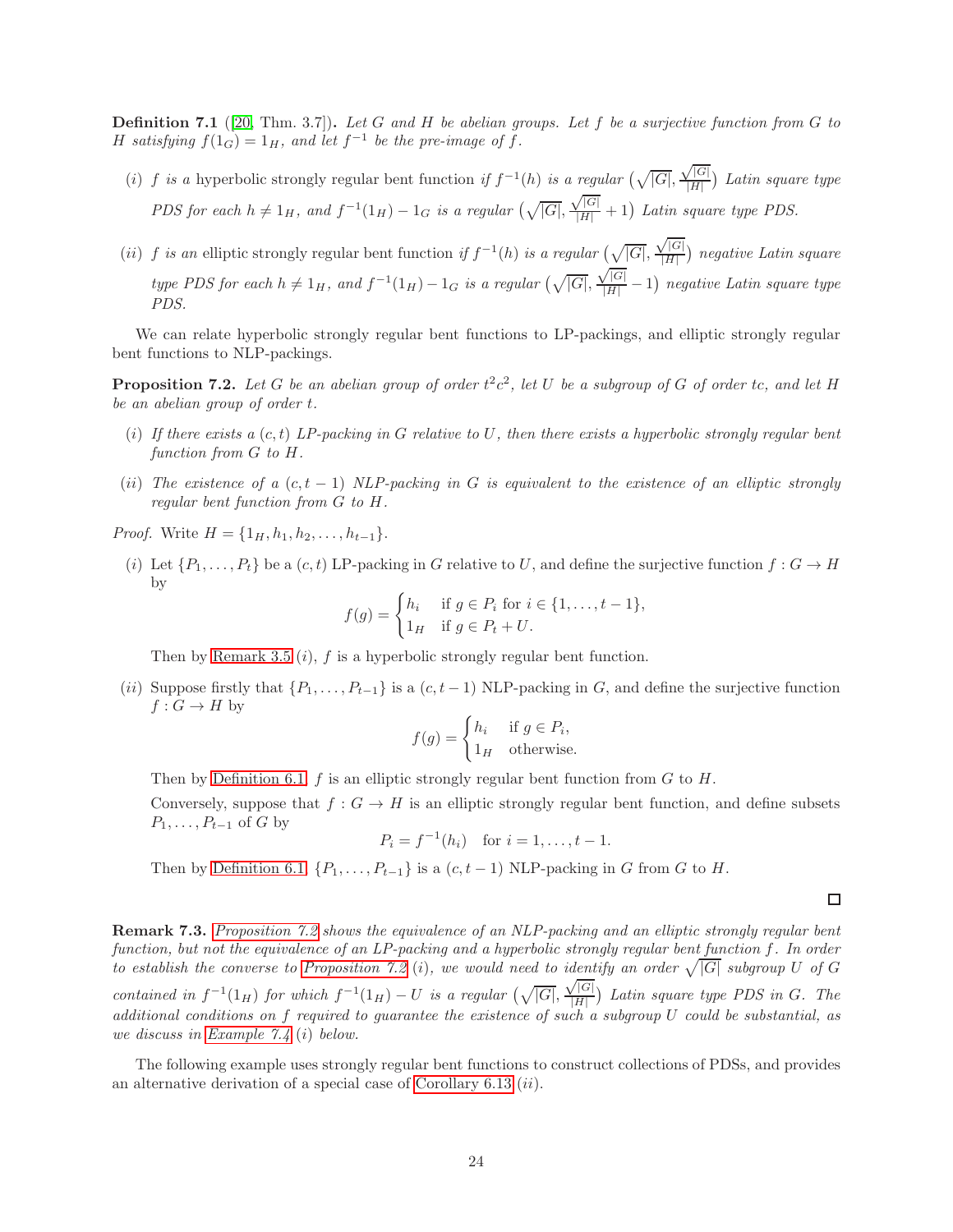**Definition 7.1** ([20, Thm. 3.7]). *Let $G$ and $H$ be abelian groups. Let $f$ be a surjective function from $G$ to $H$ satisfying $f(1_G) = 1_H$, and let $f^{-1}$ be the pre-image of $f$.*

(*i*) *$f$ is a* hyperbolic strongly regular bent function *if $f^{-1}(h)$ is a regular $\big(\sqrt{|G|}, \frac{\sqrt{|G|}}{|H|}\big)$ Latin square type PDS for each $h \neq 1_H$, and $f^{-1}(1_H) - 1_G$ is a regular $\big(\sqrt{|G|}, \frac{\sqrt{|G|}}{|H|} + 1\big)$ Latin square type PDS.*

(*ii*) *$f$ is an* elliptic strongly regular bent function *if $f^{-1}(h)$ is a regular $\big(\sqrt{|G|}, \frac{\sqrt{|G|}}{|H|}\big)$ negative Latin square type PDS for each $h \neq 1_H$, and $f^{-1}(1_H) - 1_G$ is a regular $\big(\sqrt{|G|}, \frac{\sqrt{|G|}}{|H|} - 1\big)$ negative Latin square type PDS.*

We can relate hyperbolic strongly regular bent functions to LP-packings, and elliptic strongly regular bent functions to NLP-packings.

**Proposition 7.2.** *Let $G$ be an abelian group of order $t^2c^2$, let $U$ be a subgroup of $G$ of order $tc$, and let $H$ be an abelian group of order $t$.*

(*i*) *If there exists a $(c, t)$ LP-packing in $G$ relative to $U$, then there exists a hyperbolic strongly regular bent function from $G$ to $H$.*

(*ii*) *The existence of a $(c, t-1)$ NLP-packing in $G$ is equivalent to the existence of an elliptic strongly regular bent function from $G$ to $H$.*

*Proof.* Write $H = \{1_H, h_1, h_2, \ldots, h_{t-1}\}$.

(*i*) Let $\{P_1, \ldots, P_t\}$ be a $(c, t)$ LP-packing in $G$ relative to $U$, and define the surjective function $f : G \to H$ by

$$f(g) = \begin{cases} h_i & \text{if } g \in P_i \text{ for } i \in \{1, \ldots, t-1\}, \\ 1_H & \text{if } g \in P_t + U. \end{cases}$$

Then by Remark 3.5 (*i*), $f$ is a hyperbolic strongly regular bent function.

(*ii*) Suppose firstly that $\{P_1, \ldots, P_{t-1}\}$ is a $(c, t-1)$ NLP-packing in $G$, and define the surjective function $f : G \to H$ by

$$f(g) = \begin{cases} h_i & \text{if } g \in P_i, \\ 1_H & \text{otherwise.} \end{cases}$$

Then by Definition 6.1, $f$ is an elliptic strongly regular bent function from $G$ to $H$.

Conversely, suppose that $f : G \to H$ is an elliptic strongly regular bent function, and define subsets $P_1, \ldots, P_{t-1}$ of $G$ by

$$P_i = f^{-1}(h_i) \quad \text{for } i = 1, \ldots, t-1.$$

Then by Definition 6.1, $\{P_1, \ldots, P_{t-1}\}$ is a $(c, t-1)$ NLP-packing in $G$ from $G$ to $H$.

$\square$

**Remark 7.3.** *Proposition 7.2 shows the equivalence of an NLP-packing and an elliptic strongly regular bent function, but not the equivalence of an LP-packing and a hyperbolic strongly regular bent function $f$. In order to establish the converse to Proposition 7.2 (i), we would need to identify an order $\sqrt{|G|}$ subgroup $U$ of $G$ contained in $f^{-1}(1_H)$ for which $f^{-1}(1_H) - U$ is a regular $\big(\sqrt{|G|}, \frac{\sqrt{|G|}}{|H|}\big)$ Latin square type PDS in $G$. The additional conditions on $f$ required to guarantee the existence of such a subgroup $U$ could be substantial, as we discuss in Example 7.4 (i) below.*

The following example uses strongly regular bent functions to construct collections of PDSs, and provides an alternative derivation of a special case of Corollary 6.13 (*ii*).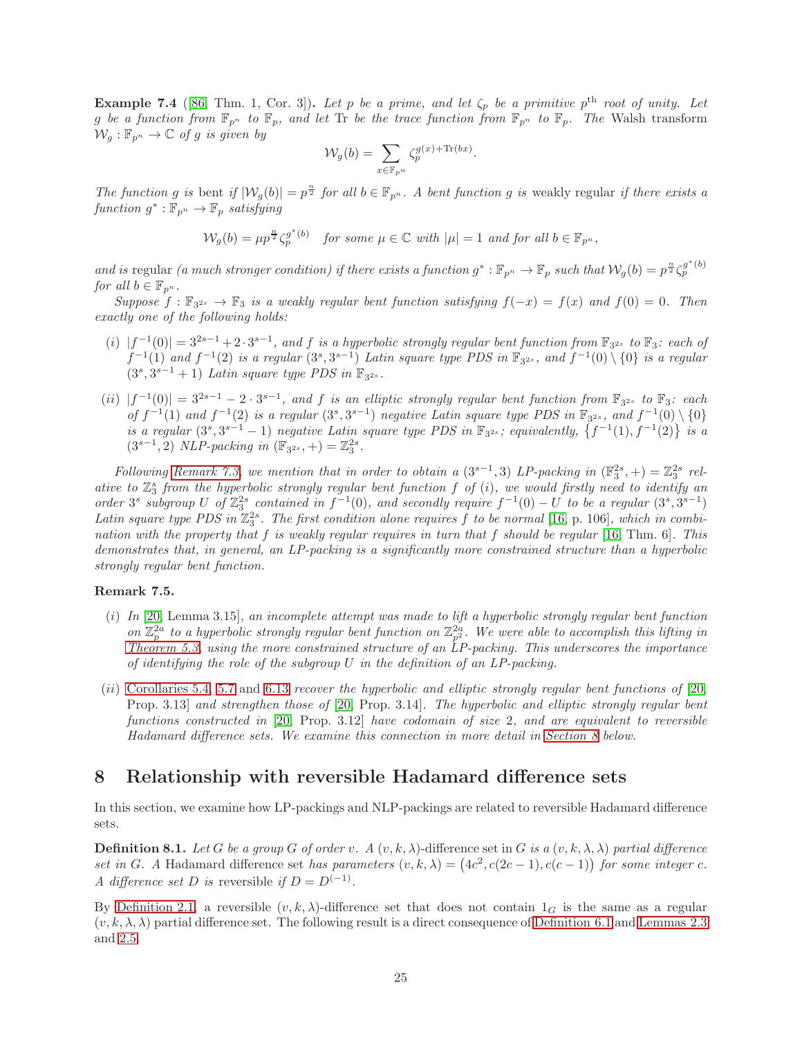**Example 7.4** ([86, Thm. 1, Cor. 3])**.** *Let $p$ be a prime, and let $\zeta_p$ be a primitive $p^{\text{th}}$ root of unity. Let $g$ be a function from $\mathbb{F}_{p^n}$ to $\mathbb{F}_p$, and let* Tr *be the trace function from $\mathbb{F}_{p^n}$ to $\mathbb{F}_p$. The* Walsh transform *$\mathcal{W}_g : \mathbb{F}_{p^n} \to \mathbb{C}$ of $g$ is given by*

$$\mathcal{W}_g(b) = \sum_{x \in \mathbb{F}_{p^n}} \zeta_p^{g(x)+\text{Tr}(bx)}.$$

*The function $g$ is* bent *if $|\mathcal{W}_g(b)| = p^{\frac{n}{2}}$ for all $b \in \mathbb{F}_{p^n}$. A bent function $g$ is* weakly regular *if there exists a function $g^* : \mathbb{F}_{p^n} \to \mathbb{F}_p$ satisfying*

$$\mathcal{W}_g(b) = \mu p^{\frac{n}{2}} \zeta_p^{g^*(b)} \quad \text{for some } \mu \in \mathbb{C} \text{ with } |\mu| = 1 \text{ and for all } b \in \mathbb{F}_{p^n},$$

*and is* regular *(a much stronger condition) if there exists a function $g^* : \mathbb{F}_{p^n} \to \mathbb{F}_p$ such that $\mathcal{W}_g(b) = p^{\frac{n}{2}} \zeta_p^{g^*(b)}$ for all $b \in \mathbb{F}_{p^n}$.*

*Suppose $f : \mathbb{F}_{3^{2s}} \to \mathbb{F}_3$ is a weakly regular bent function satisfying $f(-x) = f(x)$ and $f(0) = 0$. Then exactly one of the following holds:*

- *(i) $|f^{-1}(0)| = 3^{2s-1} + 2 \cdot 3^{s-1}$, and $f$ is a hyperbolic strongly regular bent function from $\mathbb{F}_{3^{2s}}$ to $\mathbb{F}_3$: each of $f^{-1}(1)$ and $f^{-1}(2)$ is a regular $(3^s, 3^{s-1})$ Latin square type PDS in $\mathbb{F}_{3^{2s}}$, and $f^{-1}(0) \setminus \{0\}$ is a regular $(3^s, 3^{s-1}+1)$ Latin square type PDS in $\mathbb{F}_{3^{2s}}$.*
- *(ii) $|f^{-1}(0)| = 3^{2s-1} - 2 \cdot 3^{s-1}$, and $f$ is an elliptic strongly regular bent function from $\mathbb{F}_{3^{2s}}$ to $\mathbb{F}_3$: each of $f^{-1}(1)$ and $f^{-1}(2)$ is a regular $(3^s, 3^{s-1})$ negative Latin square type PDS in $\mathbb{F}_{3^{2s}}$, and $f^{-1}(0) \setminus \{0\}$ is a regular $(3^s, 3^{s-1}-1)$ negative Latin square type PDS in $\mathbb{F}_{3^{2s}}$; equivalently, $\{f^{-1}(1), f^{-1}(2)\}$ is a $(3^{s-1}, 2)$ NLP-packing in $(\mathbb{F}_{3^{2s}}, +) = \mathbb{Z}_3^{2s}$.*

*Following Remark 7.3, we mention that in order to obtain a $(3^{s-1}, 3)$ LP-packing in $(\mathbb{F}_3^{2s}, +) = \mathbb{Z}_3^{2s}$ relative to $\mathbb{Z}_3^s$ from the hyperbolic strongly regular bent function $f$ of (i), we would firstly need to identify an order $3^s$ subgroup $U$ of $\mathbb{Z}_3^{2s}$ contained in $f^{-1}(0)$, and secondly require $f^{-1}(0) - U$ to be a regular $(3^s, 3^{s-1})$ Latin square type PDS in $\mathbb{Z}_3^{2s}$. The first condition alone requires $f$ to be normal* [16, p. 106]*, which in combination with the property that $f$ is weakly regular requires in turn that $f$ should be regular* [16, Thm. 6]*. This demonstrates that, in general, an LP-packing is a significantly more constrained structure than a hyperbolic strongly regular bent function.*

**Remark 7.5.**

- *(i) In* [20, Lemma 3.15]*, an incomplete attempt was made to lift a hyperbolic strongly regular bent function on $\mathbb{Z}_p^{2a}$ to a hyperbolic strongly regular bent function on $\mathbb{Z}_{p^2}^{2a}$. We were able to accomplish this lifting in Theorem 5.3, using the more constrained structure of an LP-packing. This underscores the importance of identifying the role of the subgroup $U$ in the definition of an LP-packing.*
- *(ii)* Corollaries 5.4, 5.7 and 6.13 *recover the hyperbolic and elliptic strongly regular bent functions of* [20, Prop. 3.13] *and strengthen those of* [20, Prop. 3.14]*. The hyperbolic and elliptic strongly regular bent functions constructed in* [20, Prop. 3.12] *have codomain of size 2, and are equivalent to reversible Hadamard difference sets. We examine this connection in more detail in Section 8 below.*

# 8 Relationship with reversible Hadamard difference sets

In this section, we examine how LP-packings and NLP-packings are related to reversible Hadamard difference sets.

**Definition 8.1.** *Let $G$ be a group $G$ of order $v$. A $(v, k, \lambda)$-difference set in $G$ is a $(v, k, \lambda, \lambda)$ partial difference set in $G$. A* Hadamard difference set *has parameters $(v, k, \lambda) = \big(4c^2, c(2c-1), c(c-1)\big)$ for some integer $c$. A difference set $D$ is* reversible *if $D = D^{(-1)}$.*

By Definition 2.1, a reversible $(v, k, \lambda)$-difference set that does not contain $1_G$ is the same as a regular $(v, k, \lambda, \lambda)$ partial difference set. The following result is a direct consequence of Definition 6.1 and Lemmas 2.3 and 2.5.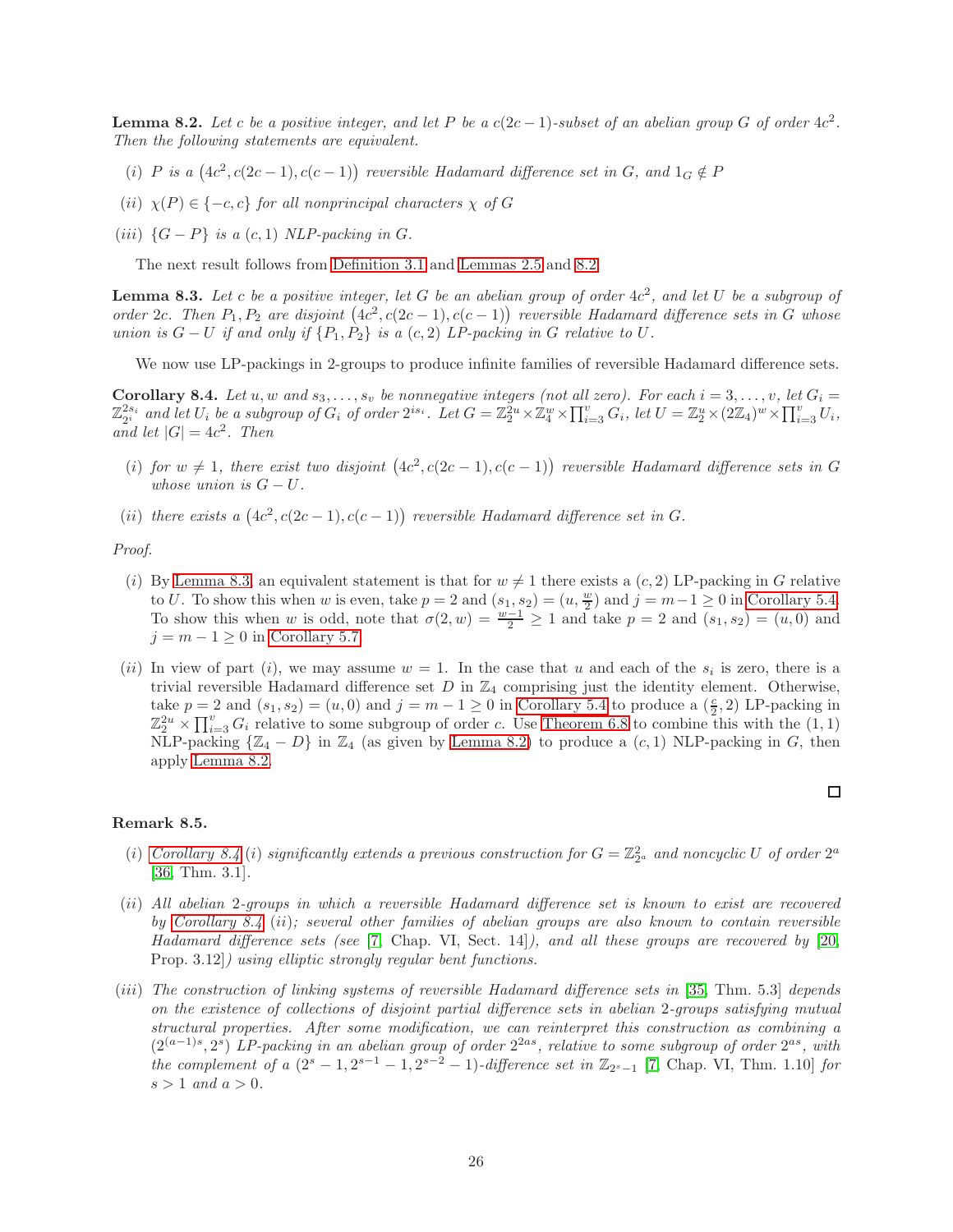**Lemma 8.2.** *Let $c$ be a positive integer, and let $P$ be a $c(2c-1)$-subset of an abelian group $G$ of order $4c^2$. Then the following statements are equivalent.*

- $(i)$ *$P$ is a $\big(4c^2, c(2c-1), c(c-1)\big)$ reversible Hadamard difference set in $G$, and $1_G \notin P$*
- $(ii)$ *$\chi(P) \in \{-c, c\}$ for all nonprincipal characters $\chi$ of $G$*
- $(iii)$ *$\{G - P\}$ is a $(c, 1)$ NLP-packing in $G$.*

The next result follows from Definition 3.1 and Lemmas 2.5 and 8.2.

**Lemma 8.3.** *Let $c$ be a positive integer, let $G$ be an abelian group of order $4c^2$, and let $U$ be a subgroup of order $2c$. Then $P_1, P_2$ are disjoint $\big(4c^2, c(2c-1), c(c-1)\big)$ reversible Hadamard difference sets in $G$ whose union is $G - U$ if and only if $\{P_1, P_2\}$ is a $(c, 2)$ LP-packing in $G$ relative to $U$.*

We now use LP-packings in 2-groups to produce infinite families of reversible Hadamard difference sets.

**Corollary 8.4.** *Let $u, w$ and $s_3, \dots, s_v$ be nonnegative integers (not all zero). For each $i = 3, \dots, v$, let $G_i = \mathbb{Z}_{2^i}^{2s_i}$ and let $U_i$ be a subgroup of $G_i$ of order $2^{is_i}$. Let $G = \mathbb{Z}_2^{2u} \times \mathbb{Z}_4^w \times \prod_{i=3}^v G_i$, let $U = \mathbb{Z}_2^u \times (2\mathbb{Z}_4)^w \times \prod_{i=3}^v U_i$, and let $|G| = 4c^2$. Then*

- $(i)$ *for $w \neq 1$, there exist two disjoint $\big(4c^2, c(2c-1), c(c-1)\big)$ reversible Hadamard difference sets in $G$ whose union is $G - U$.*
- $(ii)$ *there exists a $\big(4c^2, c(2c-1), c(c-1)\big)$ reversible Hadamard difference set in $G$.*

*Proof.*

- $(i)$ By Lemma 8.3, an equivalent statement is that for $w \neq 1$ there exists a $(c, 2)$ LP-packing in $G$ relative to $U$. To show this when $w$ is even, take $p = 2$ and $(s_1, s_2) = (u, \frac{w}{2})$ and $j = m-1 \geq 0$ in Corollary 5.4. To show this when $w$ is odd, note that $\sigma(2, w) = \frac{w-1}{2} \geq 1$ and take $p = 2$ and $(s_1, s_2) = (u, 0)$ and $j = m - 1 \geq 0$ in Corollary 5.7.
- $(ii)$ In view of part $(i)$, we may assume $w = 1$. In the case that $u$ and each of the $s_i$ is zero, there is a trivial reversible Hadamard difference set $D$ in $\mathbb{Z}_4$ comprising just the identity element. Otherwise, take $p = 2$ and $(s_1, s_2) = (u, 0)$ and $j = m - 1 \geq 0$ in Corollary 5.4 to produce a $(\frac{c}{2}, 2)$ LP-packing in $\mathbb{Z}_2^{2u} \times \prod_{i=3}^v G_i$ relative to some subgroup of order $c$. Use Theorem 6.8 to combine this with the $(1, 1)$ NLP-packing $\{\mathbb{Z}_4 - D\}$ in $\mathbb{Z}_4$ (as given by Lemma 8.2) to produce a $(c, 1)$ NLP-packing in $G$, then apply Lemma 8.2.

□

**Remark 8.5.**

- $(i)$ *Corollary 8.4 $(i)$ significantly extends a previous construction for $G = \mathbb{Z}_{2^a}^2$ and noncyclic $U$ of order $2^a$* [36, Thm. 3.1].
- $(ii)$ *All abelian 2-groups in which a reversible Hadamard difference set is known to exist are recovered by Corollary 8.4 $(ii)$; several other families of abelian groups are also known to contain reversible Hadamard difference sets (see* [7, Chap. VI, Sect. 14]*), and all these groups are recovered by* [20, Prop. 3.12]*) using elliptic strongly regular bent functions.*
- $(iii)$ *The construction of linking systems of reversible Hadamard difference sets in* [35, Thm. 5.3] *depends on the existence of collections of disjoint partial difference sets in abelian 2-groups satisfying mutual structural properties. After some modification, we can reinterpret this construction as combining a $(2^{(a-1)s}, 2^s)$ LP-packing in an abelian group of order $2^{2as}$, relative to some subgroup of order $2^{as}$, with the complement of a $(2^s - 1, 2^{s-1} - 1, 2^{s-2} - 1)$-difference set in $\mathbb{Z}_{2^s-1}$* [7, Chap. VI, Thm. 1.10] *for $s > 1$ and $a > 0$.*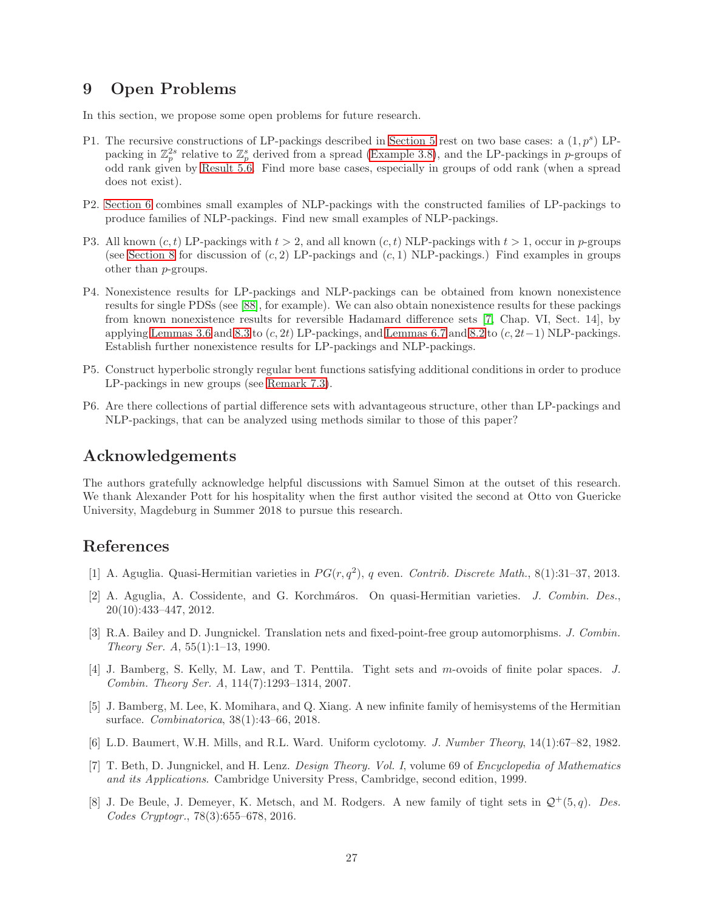## 9 Open Problems

In this section, we propose some open problems for future research.

P1. The recursive constructions of LP-packings described in Section 5 rest on two base cases: a $(1, p^s)$ LP-packing in $\mathbb{Z}_p^{2s}$ relative to $\mathbb{Z}_p^s$ derived from a spread (Example 3.8), and the LP-packings in $p$-groups of odd rank given by Result 5.6. Find more base cases, especially in groups of odd rank (when a spread does not exist).

P2. Section 6 combines small examples of NLP-packings with the constructed families of LP-packings to produce families of NLP-packings. Find new small examples of NLP-packings.

P3. All known $(c, t)$ LP-packings with $t > 2$, and all known $(c, t)$ NLP-packings with $t > 1$, occur in $p$-groups (see Section 8 for discussion of $(c, 2)$ LP-packings and $(c, 1)$ NLP-packings.) Find examples in groups other than $p$-groups.

P4. Nonexistence results for LP-packings and NLP-packings can be obtained from known nonexistence results for single PDSs (see [88], for example). We can also obtain nonexistence results for these packings from known nonexistence results for reversible Hadamard difference sets [7, Chap. VI, Sect. 14], by applying Lemmas 3.6 and 8.3 to $(c, 2t)$ LP-packings, and Lemmas 6.7 and 8.2 to $(c, 2t-1)$ NLP-packings. Establish further nonexistence results for LP-packings and NLP-packings.

P5. Construct hyperbolic strongly regular bent functions satisfying additional conditions in order to produce LP-packings in new groups (see Remark 7.3).

P6. Are there collections of partial difference sets with advantageous structure, other than LP-packings and NLP-packings, that can be analyzed using methods similar to those of this paper?

## Acknowledgements

The authors gratefully acknowledge helpful discussions with Samuel Simon at the outset of this research. We thank Alexander Pott for his hospitality when the first author visited the second at Otto von Guericke University, Magdeburg in Summer 2018 to pursue this research.

## References

[1] A. Aguglia. Quasi-Hermitian varieties in $PG(r, q^2)$, $q$ even. *Contrib. Discrete Math.*, 8(1):31–37, 2013.

[2] A. Aguglia, A. Cossidente, and G. Korchmáros. On quasi-Hermitian varieties. *J. Combin. Des.*, 20(10):433–447, 2012.

[3] R.A. Bailey and D. Jungnickel. Translation nets and fixed-point-free group automorphisms. *J. Combin. Theory Ser. A*, 55(1):1–13, 1990.

[4] J. Bamberg, S. Kelly, M. Law, and T. Penttila. Tight sets and $m$-ovoids of finite polar spaces. *J. Combin. Theory Ser. A*, 114(7):1293–1314, 2007.

[5] J. Bamberg, M. Lee, K. Momihara, and Q. Xiang. A new infinite family of hemisystems of the Hermitian surface. *Combinatorica*, 38(1):43–66, 2018.

[6] L.D. Baumert, W.H. Mills, and R.L. Ward. Uniform cyclotomy. *J. Number Theory*, 14(1):67–82, 1982.

[7] T. Beth, D. Jungnickel, and H. Lenz. *Design Theory. Vol. I*, volume 69 of *Encyclopedia of Mathematics and its Applications*. Cambridge University Press, Cambridge, second edition, 1999.

[8] J. De Beule, J. Demeyer, K. Metsch, and M. Rodgers. A new family of tight sets in $\mathcal{Q}^+(5, q)$. *Des. Codes Cryptogr.*, 78(3):655–678, 2016.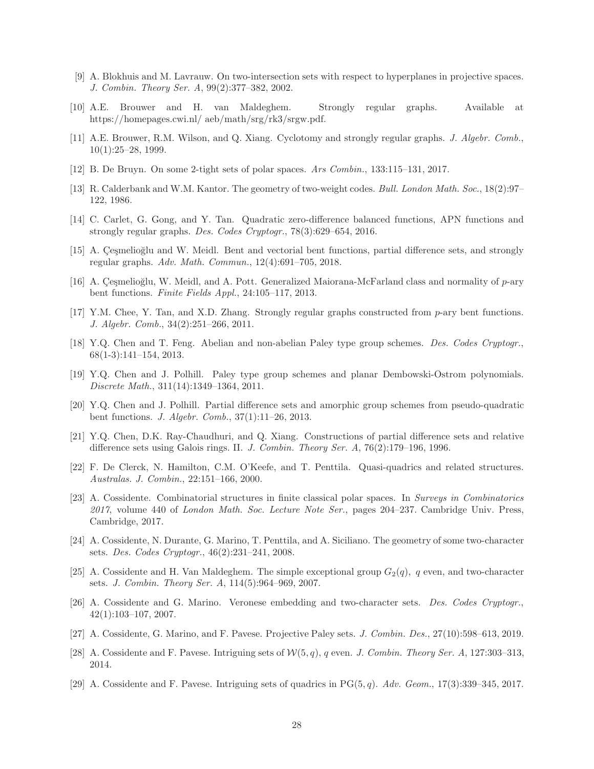[9] A. Blokhuis and M. Lavrauw. On two-intersection sets with respect to hyperplanes in projective spaces. *J. Combin. Theory Ser. A*, 99(2):377–382, 2002.

[10] A.E. Brouwer and H. van Maldeghem. Strongly regular graphs. Available at https://homepages.cwi.nl/ aeb/math/srg/rk3/srgw.pdf.

[11] A.E. Brouwer, R.M. Wilson, and Q. Xiang. Cyclotomy and strongly regular graphs. *J. Algebr. Comb.*, 10(1):25–28, 1999.

[12] B. De Bruyn. On some 2-tight sets of polar spaces. *Ars Combin.*, 133:115–131, 2017.

[13] R. Calderbank and W.M. Kantor. The geometry of two-weight codes. *Bull. London Math. Soc.*, 18(2):97–122, 1986.

[14] C. Carlet, G. Gong, and Y. Tan. Quadratic zero-difference balanced functions, APN functions and strongly regular graphs. *Des. Codes Cryptogr.*, 78(3):629–654, 2016.

[15] A. Çeşmelioğlu and W. Meidl. Bent and vectorial bent functions, partial difference sets, and strongly regular graphs. *Adv. Math. Commun.*, 12(4):691–705, 2018.

[16] A. Çeşmelioğlu, W. Meidl, and A. Pott. Generalized Maiorana-McFarland class and normality of $p$-ary bent functions. *Finite Fields Appl.*, 24:105–117, 2013.

[17] Y.M. Chee, Y. Tan, and X.D. Zhang. Strongly regular graphs constructed from $p$-ary bent functions. *J. Algebr. Comb.*, 34(2):251–266, 2011.

[18] Y.Q. Chen and T. Feng. Abelian and non-abelian Paley type group schemes. *Des. Codes Cryptogr.*, 68(1-3):141–154, 2013.

[19] Y.Q. Chen and J. Polhill. Paley type group schemes and planar Dembowski-Ostrom polynomials. *Discrete Math.*, 311(14):1349–1364, 2011.

[20] Y.Q. Chen and J. Polhill. Partial difference sets and amorphic group schemes from pseudo-quadratic bent functions. *J. Algebr. Comb.*, 37(1):11–26, 2013.

[21] Y.Q. Chen, D.K. Ray-Chaudhuri, and Q. Xiang. Constructions of partial difference sets and relative difference sets using Galois rings. II. *J. Combin. Theory Ser. A*, 76(2):179–196, 1996.

[22] F. De Clerck, N. Hamilton, C.M. O'Keefe, and T. Penttila. Quasi-quadrics and related structures. *Australas. J. Combin.*, 22:151–166, 2000.

[23] A. Cossidente. Combinatorial structures in finite classical polar spaces. In *Surveys in Combinatorics 2017*, volume 440 of *London Math. Soc. Lecture Note Ser.*, pages 204–237. Cambridge Univ. Press, Cambridge, 2017.

[24] A. Cossidente, N. Durante, G. Marino, T. Penttila, and A. Siciliano. The geometry of some two-character sets. *Des. Codes Cryptogr.*, 46(2):231–241, 2008.

[25] A. Cossidente and H. Van Maldeghem. The simple exceptional group $G_2(q)$, $q$ even, and two-character sets. *J. Combin. Theory Ser. A*, 114(5):964–969, 2007.

[26] A. Cossidente and G. Marino. Veronese embedding and two-character sets. *Des. Codes Cryptogr.*, 42(1):103–107, 2007.

[27] A. Cossidente, G. Marino, and F. Pavese. Projective Paley sets. *J. Combin. Des.*, 27(10):598–613, 2019.

[28] A. Cossidente and F. Pavese. Intriguing sets of $\mathcal{W}(5, q)$, $q$ even. *J. Combin. Theory Ser. A*, 127:303–313, 2014.

[29] A. Cossidente and F. Pavese. Intriguing sets of quadrics in $\mathrm{PG}(5, q)$. *Adv. Geom.*, 17(3):339–345, 2017.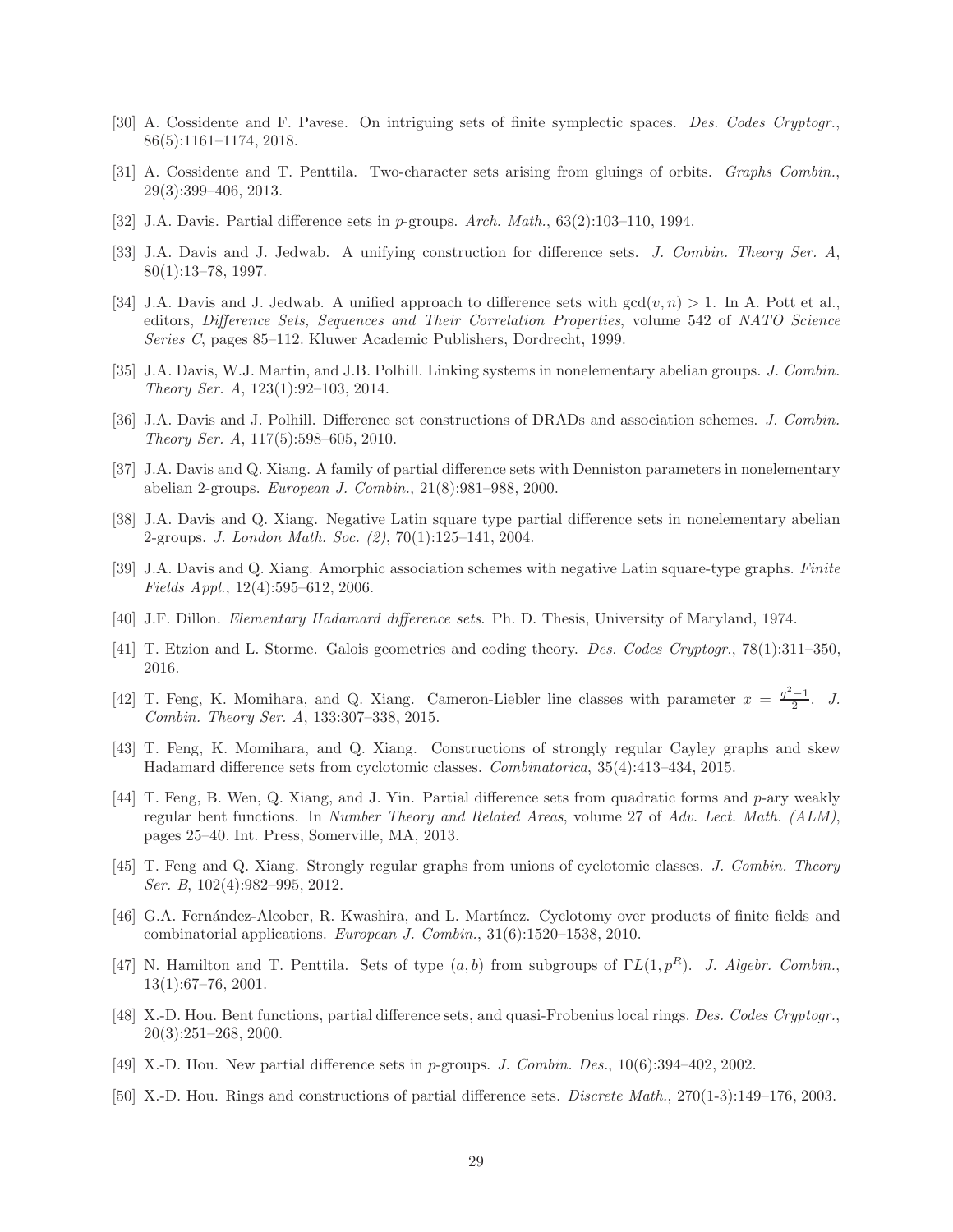[30] A. Cossidente and F. Pavese. On intriguing sets of finite symplectic spaces. *Des. Codes Cryptogr.*, 86(5):1161–1174, 2018.

[31] A. Cossidente and T. Penttila. Two-character sets arising from gluings of orbits. *Graphs Combin.*, 29(3):399–406, 2013.

[32] J.A. Davis. Partial difference sets in $p$-groups. *Arch. Math.*, 63(2):103–110, 1994.

[33] J.A. Davis and J. Jedwab. A unifying construction for difference sets. *J. Combin. Theory Ser. A*, 80(1):13–78, 1997.

[34] J.A. Davis and J. Jedwab. A unified approach to difference sets with $\gcd(v, n) > 1$. In A. Pott et al., editors, *Difference Sets, Sequences and Their Correlation Properties*, volume 542 of *NATO Science Series C*, pages 85–112. Kluwer Academic Publishers, Dordrecht, 1999.

[35] J.A. Davis, W.J. Martin, and J.B. Polhill. Linking systems in nonelementary abelian groups. *J. Combin. Theory Ser. A*, 123(1):92–103, 2014.

[36] J.A. Davis and J. Polhill. Difference set constructions of DRADs and association schemes. *J. Combin. Theory Ser. A*, 117(5):598–605, 2010.

[37] J.A. Davis and Q. Xiang. A family of partial difference sets with Denniston parameters in nonelementary abelian 2-groups. *European J. Combin.*, 21(8):981–988, 2000.

[38] J.A. Davis and Q. Xiang. Negative Latin square type partial difference sets in nonelementary abelian 2-groups. *J. London Math. Soc. (2)*, 70(1):125–141, 2004.

[39] J.A. Davis and Q. Xiang. Amorphic association schemes with negative Latin square-type graphs. *Finite Fields Appl.*, 12(4):595–612, 2006.

[40] J.F. Dillon. *Elementary Hadamard difference sets*. Ph. D. Thesis, University of Maryland, 1974.

[41] T. Etzion and L. Storme. Galois geometries and coding theory. *Des. Codes Cryptogr.*, 78(1):311–350, 2016.

[42] T. Feng, K. Momihara, and Q. Xiang. Cameron-Liebler line classes with parameter $x = \frac{q^2-1}{2}$. *J. Combin. Theory Ser. A*, 133:307–338, 2015.

[43] T. Feng, K. Momihara, and Q. Xiang. Constructions of strongly regular Cayley graphs and skew Hadamard difference sets from cyclotomic classes. *Combinatorica*, 35(4):413–434, 2015.

[44] T. Feng, B. Wen, Q. Xiang, and J. Yin. Partial difference sets from quadratic forms and $p$-ary weakly regular bent functions. In *Number Theory and Related Areas*, volume 27 of *Adv. Lect. Math. (ALM)*, pages 25–40. Int. Press, Somerville, MA, 2013.

[45] T. Feng and Q. Xiang. Strongly regular graphs from unions of cyclotomic classes. *J. Combin. Theory Ser. B*, 102(4):982–995, 2012.

[46] G.A. Fernández-Alcober, R. Kwashira, and L. Martínez. Cyclotomy over products of finite fields and combinatorial applications. *European J. Combin.*, 31(6):1520–1538, 2010.

[47] N. Hamilton and T. Penttila. Sets of type $(a, b)$ from subgroups of $\Gamma L(1, p^R)$. *J. Algebr. Combin.*, 13(1):67–76, 2001.

[48] X.-D. Hou. Bent functions, partial difference sets, and quasi-Frobenius local rings. *Des. Codes Cryptogr.*, 20(3):251–268, 2000.

[49] X.-D. Hou. New partial difference sets in $p$-groups. *J. Combin. Des.*, 10(6):394–402, 2002.

[50] X.-D. Hou. Rings and constructions of partial difference sets. *Discrete Math.*, 270(1-3):149–176, 2003.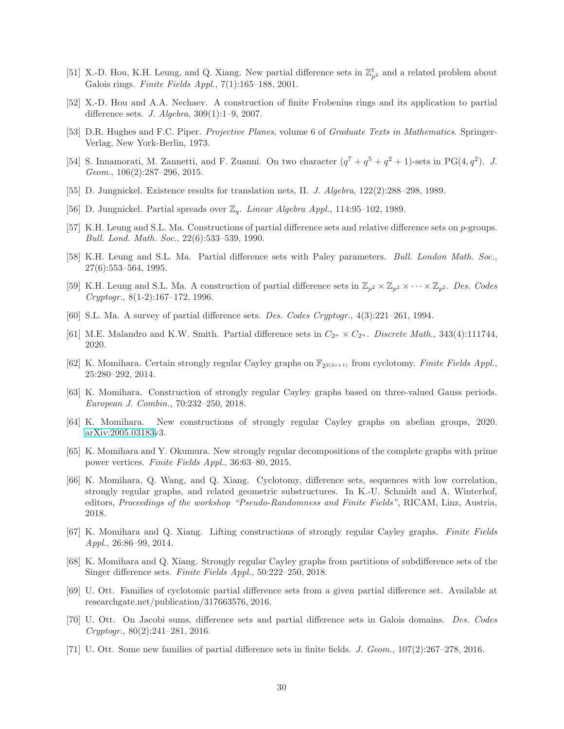[51] X.-D. Hou, K.H. Leung, and Q. Xiang. New partial difference sets in $\mathbb{Z}_{p^2}^t$ and a related problem about Galois rings. *Finite Fields Appl.*, 7(1):165–188, 2001.

[52] X.-D. Hou and A.A. Nechaev. A construction of finite Frobenius rings and its application to partial difference sets. *J. Algebra*, 309(1):1–9, 2007.

[53] D.R. Hughes and F.C. Piper. *Projective Planes*, volume 6 of *Graduate Texts in Mathematics*. Springer-Verlag, New York-Berlin, 1973.

[54] S. Innamorati, M. Zannetti, and F. Zuanni. On two character $(q^7 + q^5 + q^2 + 1)$-sets in $\mathrm{PG}(4, q^2)$. *J. Geom.*, 106(2):287–296, 2015.

[55] D. Jungnickel. Existence results for translation nets, II. *J. Algebra*, 122(2):288–298, 1989.

[56] D. Jungnickel. Partial spreads over $\mathbb{Z}_q$. *Linear Algebra Appl.*, 114:95–102, 1989.

[57] K.H. Leung and S.L. Ma. Constructions of partial difference sets and relative difference sets on $p$-groups. *Bull. Lond. Math. Soc.*, 22(6):533–539, 1990.

[58] K.H. Leung and S.L. Ma. Partial difference sets with Paley parameters. *Bull. London Math. Soc.*, 27(6):553–564, 1995.

[59] K.H. Leung and S.L. Ma. A construction of partial difference sets in $\mathbb{Z}_{p^2} \times \mathbb{Z}_{p^2} \times \cdots \times \mathbb{Z}_{p^2}$. *Des. Codes Cryptogr.*, 8(1-2):167–172, 1996.

[60] S.L. Ma. A survey of partial difference sets. *Des. Codes Cryptogr.*, 4(3):221–261, 1994.

[61] M.E. Malandro and K.W. Smith. Partial difference sets in $C_{2^n} \times C_{2^n}$. *Discrete Math.*, 343(4):111744, 2020.

[62] K. Momihara. Certain strongly regular Cayley graphs on $\mathbb{F}_{2^{2(2s+1)}}$ from cyclotomy. *Finite Fields Appl.*, 25:280–292, 2014.

[63] K. Momihara. Construction of strongly regular Cayley graphs based on three-valued Gauss periods. *European J. Combin.*, 70:232–250, 2018.

[64] K. Momihara. New constructions of strongly regular Cayley graphs on abelian groups, 2020. arXiv:2005.03183v3.

[65] K. Momihara and Y. Okumura. New strongly regular decompositions of the complete graphs with prime power vertices. *Finite Fields Appl.*, 36:63–80, 2015.

[66] K. Momihara, Q. Wang, and Q. Xiang. Cyclotomy, difference sets, sequences with low correlation, strongly regular graphs, and related geometric substructures. In K.-U. Schmidt and A. Winterhof, editors, *Proceedings of the workshop "Pseudo-Randomness and Finite Fields"*, RICAM, Linz, Austria, 2018.

[67] K. Momihara and Q. Xiang. Lifting constructions of strongly regular Cayley graphs. *Finite Fields Appl.*, 26:86–99, 2014.

[68] K. Momihara and Q. Xiang. Strongly regular Cayley graphs from partitions of subdifference sets of the Singer difference sets. *Finite Fields Appl.*, 50:222–250, 2018.

[69] U. Ott. Families of cyclotomic partial difference sets from a given partial difference set. Available at researchgate.net/publication/317663576, 2016.

[70] U. Ott. On Jacobi sums, difference sets and partial difference sets in Galois domains. *Des. Codes Cryptogr.*, 80(2):241–281, 2016.

[71] U. Ott. Some new families of partial difference sets in finite fields. *J. Geom.*, 107(2):267–278, 2016.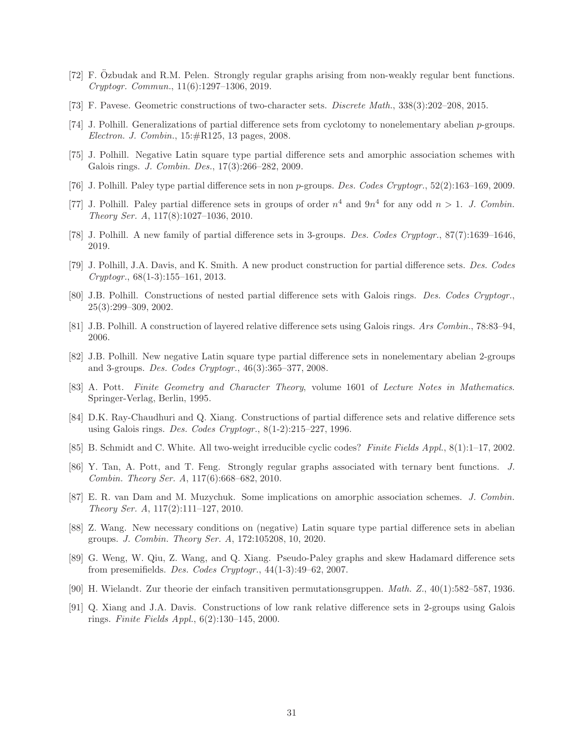[72] F. Özbudak and R.M. Pelen. Strongly regular graphs arising from non-weakly regular bent functions. *Cryptogr. Commun.*, 11(6):1297–1306, 2019.

[73] F. Pavese. Geometric constructions of two-character sets. *Discrete Math.*, 338(3):202–208, 2015.

[74] J. Polhill. Generalizations of partial difference sets from cyclotomy to nonelementary abelian $p$-groups. *Electron. J. Combin.*, 15:#R125, 13 pages, 2008.

[75] J. Polhill. Negative Latin square type partial difference sets and amorphic association schemes with Galois rings. *J. Combin. Des.*, 17(3):266–282, 2009.

[76] J. Polhill. Paley type partial difference sets in non $p$-groups. *Des. Codes Cryptogr.*, 52(2):163–169, 2009.

[77] J. Polhill. Paley partial difference sets in groups of order $n^4$ and $9n^4$ for any odd $n > 1$. *J. Combin. Theory Ser. A*, 117(8):1027–1036, 2010.

[78] J. Polhill. A new family of partial difference sets in 3-groups. *Des. Codes Cryptogr.*, 87(7):1639–1646, 2019.

[79] J. Polhill, J.A. Davis, and K. Smith. A new product construction for partial difference sets. *Des. Codes Cryptogr.*, 68(1-3):155–161, 2013.

[80] J.B. Polhill. Constructions of nested partial difference sets with Galois rings. *Des. Codes Cryptogr.*, 25(3):299–309, 2002.

[81] J.B. Polhill. A construction of layered relative difference sets using Galois rings. *Ars Combin.*, 78:83–94, 2006.

[82] J.B. Polhill. New negative Latin square type partial difference sets in nonelementary abelian 2-groups and 3-groups. *Des. Codes Cryptogr.*, 46(3):365–377, 2008.

[83] A. Pott. *Finite Geometry and Character Theory*, volume 1601 of *Lecture Notes in Mathematics*. Springer-Verlag, Berlin, 1995.

[84] D.K. Ray-Chaudhuri and Q. Xiang. Constructions of partial difference sets and relative difference sets using Galois rings. *Des. Codes Cryptogr.*, 8(1-2):215–227, 1996.

[85] B. Schmidt and C. White. All two-weight irreducible cyclic codes? *Finite Fields Appl.*, 8(1):1–17, 2002.

[86] Y. Tan, A. Pott, and T. Feng. Strongly regular graphs associated with ternary bent functions. *J. Combin. Theory Ser. A*, 117(6):668–682, 2010.

[87] E. R. van Dam and M. Muzychuk. Some implications on amorphic association schemes. *J. Combin. Theory Ser. A*, 117(2):111–127, 2010.

[88] Z. Wang. New necessary conditions on (negative) Latin square type partial difference sets in abelian groups. *J. Combin. Theory Ser. A*, 172:105208, 10, 2020.

[89] G. Weng, W. Qiu, Z. Wang, and Q. Xiang. Pseudo-Paley graphs and skew Hadamard difference sets from presemifields. *Des. Codes Cryptogr.*, 44(1-3):49–62, 2007.

[90] H. Wielandt. Zur theorie der einfach transitiven permutationsgruppen. *Math. Z.*, 40(1):582–587, 1936.

[91] Q. Xiang and J.A. Davis. Constructions of low rank relative difference sets in 2-groups using Galois rings. *Finite Fields Appl.*, 6(2):130–145, 2000.